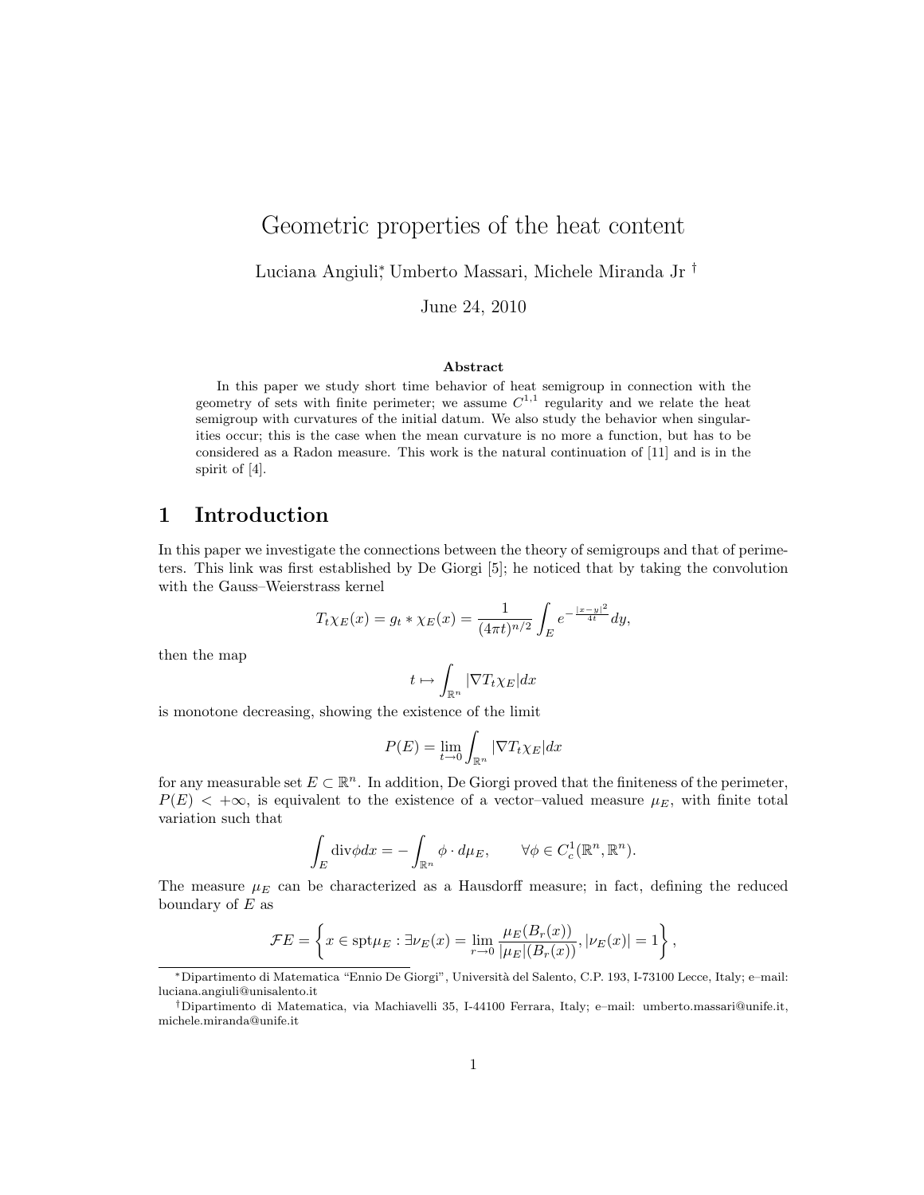# Geometric properties of the heat content

Luciana Angiuli[*], Umberto Massari, Michele Miranda Jr [†]

June 24, 2010

### Abstract

In this paper we study short time behavior of heat semigroup in connection with the geometry of sets with finite perimeter; we assume $C^{1,1}$ regularity and we relate the heat semigroup with curvatures of the initial datum. We also study the behavior when singularities occur; this is the case when the mean curvature is no more a function, but has to be considered as a Radon measure. This work is the natural continuation of [11] and is in the spirit of [4].

## 1 Introduction

In this paper we investigate the connections between the theory of semigroups and that of perimeters. This link was first established by De Giorgi [5]; he noticed that by taking the convolution with the Gauss–Weierstrass kernel

$$T_t\chi_E(x) = g_t * \chi_E(x) = \frac{1}{(4\pi t)^{n/2}} \int_E e^{-\frac{|x-y|^2}{4t}} dy,$$

then the map

$$t \mapsto \int_{\mathbb{R}^n} |\nabla T_t \chi_E| dx$$

is monotone decreasing, showing the existence of the limit

$$P(E) = \lim_{t\to 0} \int_{\mathbb{R}^n} |\nabla T_t \chi_E| dx$$

for any measurable set $E \subset \mathbb{R}^n$. In addition, De Giorgi proved that the finiteness of the perimeter, $P(E) < +\infty$, is equivalent to the existence of a vector–valued measure $\mu_E$, with finite total variation such that

$$\int_E \mathrm{div}\phi dx = -\int_{\mathbb{R}^n} \phi \cdot d\mu_E, \qquad \forall \phi \in C^1_c(\mathbb{R}^n, \mathbb{R}^n).$$

The measure $\mu_E$ can be characterized as a Hausdorff measure; in fact, defining the reduced boundary of $E$ as

$$\mathcal{F}E = \left\{ x \in \mathrm{spt}\mu_E : \exists \nu_E(x) = \lim_{r\to 0} \frac{\mu_E(B_r(x))}{|\mu_E|(B_r(x))}, |\nu_E(x)| = 1 \right\},$$

[*] Dipartimento di Matematica "Ennio De Giorgi", Università del Salento, C.P. 193, I-73100 Lecce, Italy; e–mail: luciana.angiuli@unisalento.it

[†] Dipartimento di Matematica, via Machiavelli 35, I-44100 Ferrara, Italy; e–mail: umberto.massari@unife.it, michele.miranda@unife.it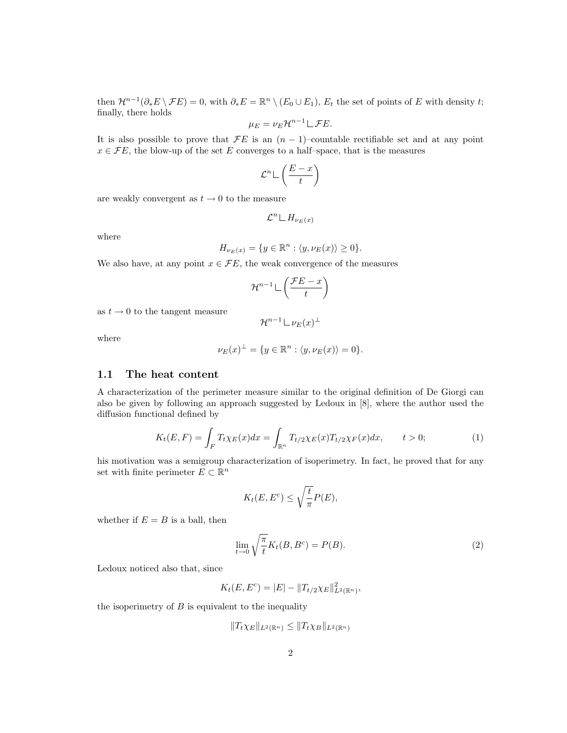then $\mathcal{H}^{n-1}(\partial_* E \setminus \mathcal{F}E) = 0$, with $\partial_* E = \mathbb{R}^n \setminus (E_0 \cup E_1)$, $E_t$ the set of points of $E$ with density $t$; finally, there holds

$$\mu_E = \nu_E \mathcal{H}^{n-1} \llcorner \mathcal{F}E.$$

It is also possible to prove that $\mathcal{F}E$ is an $(n-1)$–countable rectifiable set and at any point $x \in \mathcal{F}E$, the blow-up of the set $E$ converges to a half–space, that is the measures

$$\mathcal{L}^n \llcorner \left(\frac{E - x}{t}\right)$$

are weakly convergent as $t \to 0$ to the measure

$$\mathcal{L}^n \llcorner H_{\nu_E(x)}$$

where

$$H_{\nu_E(x)} = \{y \in \mathbb{R}^n : \langle y, \nu_E(x) \rangle \geq 0\}.$$

We also have, at any point $x \in \mathcal{F}E$, the weak convergence of the measures

$$\mathcal{H}^{n-1} \llcorner \left(\frac{\mathcal{F}E - x}{t}\right)$$

as $t \to 0$ to the tangent measure

$$\mathcal{H}^{n-1} \llcorner \nu_E(x)^\perp$$

where

$$\nu_E(x)^\perp = \{y \in \mathbb{R}^n : \langle y, \nu_E(x) \rangle = 0\}.$$

## 1.1 The heat content

A characterization of the perimeter measure similar to the original definition of De Giorgi can also be given by following an approach suggested by Ledoux in [8], where the author used the diffusion functional defined by

$$K_t(E, F) = \int_F T_t \chi_E(x) dx = \int_{\mathbb{R}^n} T_{t/2} \chi_E(x) T_{t/2} \chi_F(x) dx, \qquad t > 0; \tag{1}$$

his motivation was a semigroup characterization of isoperimetry. In fact, he proved that for any set with finite perimeter $E \subset \mathbb{R}^n$

$$K_t(E, E^c) \leq \sqrt{\frac{t}{\pi}} P(E),$$

whether if $E = B$ is a ball, then

$$\lim_{t \to 0} \sqrt{\frac{\pi}{t}} K_t(B, B^c) = P(B). \tag{2}$$

Ledoux noticed also that, since

$$K_t(E, E^c) = |E| - \|T_{t/2} \chi_E\|^2_{L^2(\mathbb{R}^n)},$$

the isoperimetry of $B$ is equivalent to the inequality

$$\|T_t \chi_E\|_{L^2(\mathbb{R}^n)} \leq \|T_t \chi_B\|_{L^2(\mathbb{R}^n)}$$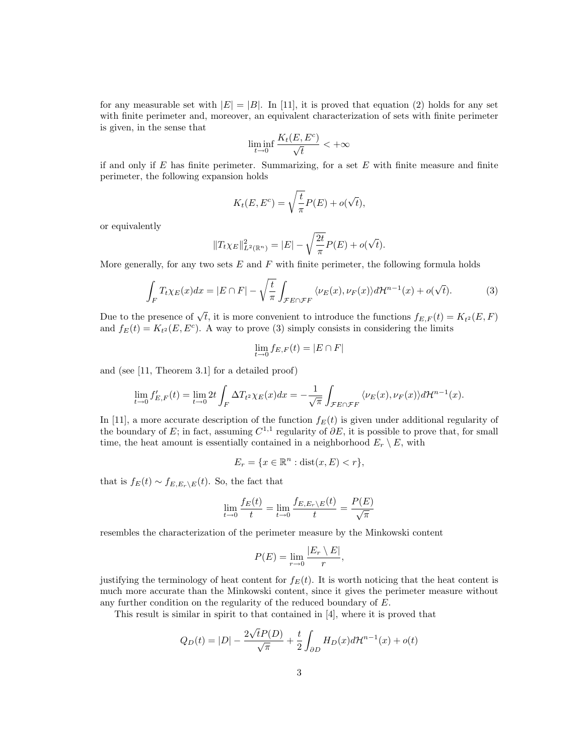for any measurable set with $|E| = |B|$. In [11], it is proved that equation (2) holds for any set with finite perimeter and, moreover, an equivalent characterization of sets with finite perimeter is given, in the sense that

$$\liminf_{t \to 0} \frac{K_t(E, E^c)}{\sqrt{t}} < +\infty$$

if and only if $E$ has finite perimeter. Summarizing, for a set $E$ with finite measure and finite perimeter, the following expansion holds

$$K_t(E, E^c) = \sqrt{\frac{t}{\pi}} P(E) + o(\sqrt{t}),$$

or equivalently

$$\|T_t \chi_E\|^2_{L^2(\mathbb{R}^n)} = |E| - \sqrt{\frac{2t}{\pi}} P(E) + o(\sqrt{t}).$$

More generally, for any two sets $E$ and $F$ with finite perimeter, the following formula holds

$$\int_F T_t \chi_E(x) dx = |E \cap F| - \sqrt{\frac{t}{\pi}} \int_{\mathcal{F}E \cap \mathcal{F}F} \langle \nu_E(x), \nu_F(x) \rangle d\mathcal{H}^{n-1}(x) + o(\sqrt{t}). \tag{3}$$

Due to the presence of $\sqrt{t}$, it is more convenient to introduce the functions $f_{E,F}(t) = K_{t^2}(E, F)$ and $f_E(t) = K_{t^2}(E, E^c)$. A way to prove (3) simply consists in considering the limits

$$\lim_{t \to 0} f_{E,F}(t) = |E \cap F|$$

and (see [11, Theorem 3.1] for a detailed proof)

$$\lim_{t \to 0} f'_{E,F}(t) = \lim_{t \to 0} 2t \int_F \Delta T_{t^2} \chi_E(x) dx = -\frac{1}{\sqrt{\pi}} \int_{\mathcal{F}E \cap \mathcal{F}F} \langle \nu_E(x), \nu_F(x) \rangle d\mathcal{H}^{n-1}(x).$$

In [11], a more accurate description of the function $f_E(t)$ is given under additional regularity of the boundary of $E$; in fact, assuming $C^{1,1}$ regularity of $\partial E$, it is possible to prove that, for small time, the heat amount is essentially contained in a neighborhood $E_r \setminus E$, with

$$E_r = \{x \in \mathbb{R}^n : \mathrm{dist}(x, E) < r\},$$

that is $f_E(t) \sim f_{E, E_r \setminus E}(t)$. So, the fact that

$$\lim_{t \to 0} \frac{f_E(t)}{t} = \lim_{t \to 0} \frac{f_{E, E_r \setminus E}(t)}{t} = \frac{P(E)}{\sqrt{\pi}}$$

resembles the characterization of the perimeter measure by the Minkowski content

$$P(E) = \lim_{r \to 0} \frac{|E_r \setminus E|}{r},$$

justifying the terminology of heat content for $f_E(t)$. It is worth noticing that the heat content is much more accurate than the Minkowski content, since it gives the perimeter measure without any further condition on the regularity of the reduced boundary of $E$.

This result is similar in spirit to that contained in [4], where it is proved that

$$Q_D(t) = |D| - \frac{2\sqrt{t} P(D)}{\sqrt{\pi}} + \frac{t}{2} \int_{\partial D} H_D(x) d\mathcal{H}^{n-1}(x) + o(t)$$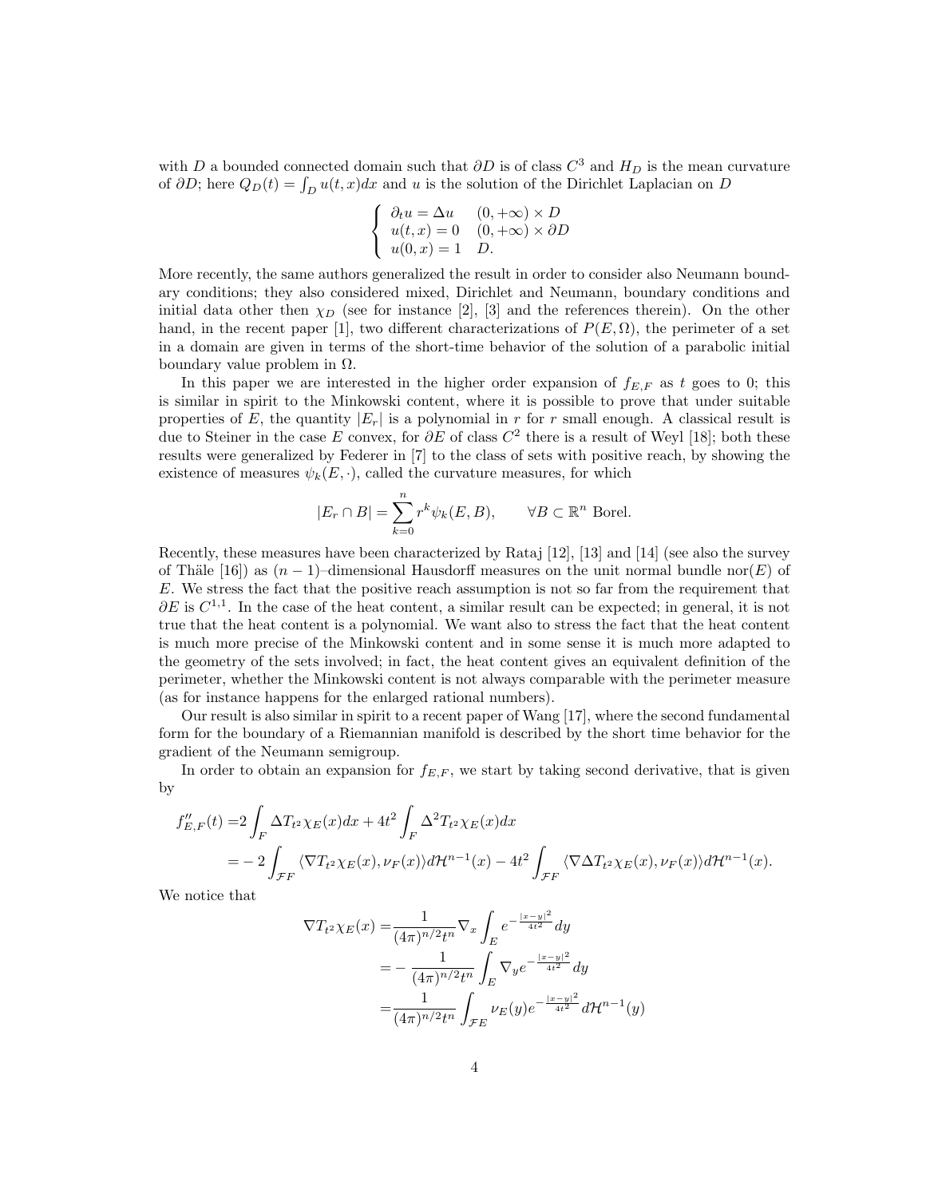with $D$ a bounded connected domain such that $\partial D$ is of class $C^3$ and $H_D$ is the mean curvature of $\partial D$; here $Q_D(t) = \int_D u(t,x)dx$ and $u$ is the solution of the Dirichlet Laplacian on $D$

$$\begin{cases} \partial_t u = \Delta u & (0,+\infty) \times D \\ u(t,x) = 0 & (0,+\infty) \times \partial D \\ u(0,x) = 1 & D. \end{cases}$$

More recently, the same authors generalized the result in order to consider also Neumann boundary conditions; they also considered mixed, Dirichlet and Neumann, boundary conditions and initial data other then $\chi_D$ (see for instance [2], [3] and the references therein). On the other hand, in the recent paper [1], two different characterizations of $P(E,\Omega)$, the perimeter of a set in a domain are given in terms of the short-time behavior of the solution of a parabolic initial boundary value problem in $\Omega$.

In this paper we are interested in the higher order expansion of $f_{E,F}$ as $t$ goes to 0; this is similar in spirit to the Minkowski content, where it is possible to prove that under suitable properties of $E$, the quantity $|E_r|$ is a polynomial in $r$ for $r$ small enough. A classical result is due to Steiner in the case $E$ convex, for $\partial E$ of class $C^2$ there is a result of Weyl [18]; both these results were generalized by Federer in [7] to the class of sets with positive reach, by showing the existence of measures $\psi_k(E,\cdot)$, called the curvature measures, for which

$$|E_r \cap B| = \sum_{k=0}^{n} r^k \psi_k(E,B), \qquad \forall B \subset \mathbb{R}^n \text{ Borel}.$$

Recently, these measures have been characterized by Rataj [12], [13] and [14] (see also the survey of Thäle [16]) as $(n-1)$–dimensional Hausdorff measures on the unit normal bundle $\mathrm{nor}(E)$ of $E$. We stress the fact that the positive reach assumption is not so far from the requirement that $\partial E$ is $C^{1,1}$. In the case of the heat content, a similar result can be expected; in general, it is not true that the heat content is a polynomial. We want also to stress the fact that the heat content is much more precise of the Minkowski content and in some sense it is much more adapted to the geometry of the sets involved; in fact, the heat content gives an equivalent definition of the perimeter, whether the Minkowski content is not always comparable with the perimeter measure (as for instance happens for the enlarged rational numbers).

Our result is also similar in spirit to a recent paper of Wang [17], where the second fundamental form for the boundary of a Riemannian manifold is described by the short time behavior for the gradient of the Neumann semigroup.

In order to obtain an expansion for $f_{E,F}$, we start by taking second derivative, that is given by

$$\begin{aligned} f''_{E,F}(t) =& 2\int_F \Delta T_{t^2}\chi_E(x)dx + 4t^2 \int_F \Delta^2 T_{t^2}\chi_E(x)dx \\ =& -2\int_{\mathcal{F}F} \langle \nabla T_{t^2}\chi_E(x), \nu_F(x)\rangle d\mathcal{H}^{n-1}(x) - 4t^2 \int_{\mathcal{F}F} \langle \nabla \Delta T_{t^2}\chi_E(x), \nu_F(x)\rangle d\mathcal{H}^{n-1}(x). \end{aligned}$$

We notice that

$$\begin{aligned} \nabla T_{t^2}\chi_E(x) =& \frac{1}{(4\pi)^{n/2}t^n} \nabla_x \int_E e^{-\frac{|x-y|^2}{4t^2}} dy \\ =& -\frac{1}{(4\pi)^{n/2}t^n} \int_E \nabla_y e^{-\frac{|x-y|^2}{4t^2}} dy \\ =& \frac{1}{(4\pi)^{n/2}t^n} \int_{\mathcal{F}E} \nu_E(y) e^{-\frac{|x-y|^2}{4t^2}} d\mathcal{H}^{n-1}(y) \end{aligned}$$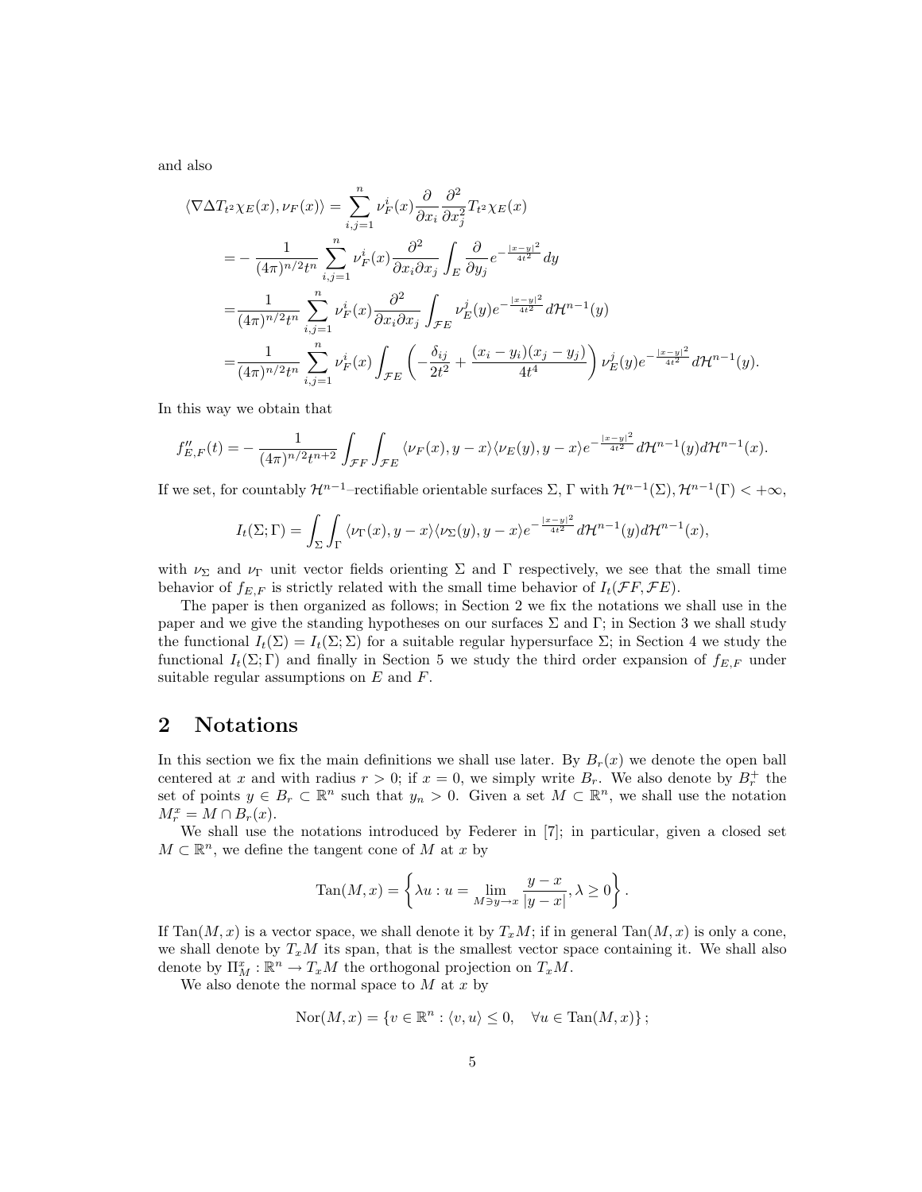and also

$$
\begin{aligned}
\langle \nabla \Delta T_{t^2}\chi_E(x), \nu_F(x)\rangle =& \sum_{i,j=1}^n \nu_F^i(x)\frac{\partial}{\partial x_i}\frac{\partial^2}{\partial x_j^2}T_{t^2}\chi_E(x)\\
=& -\frac{1}{(4\pi)^{n/2}t^n}\sum_{i,j=1}^n \nu_F^i(x)\frac{\partial^2}{\partial x_i \partial x_j}\int_E \frac{\partial}{\partial y_j} e^{-\frac{|x-y|^2}{4t^2}}dy\\
=& \frac{1}{(4\pi)^{n/2}t^n}\sum_{i,j=1}^n \nu_F^i(x)\frac{\partial^2}{\partial x_i \partial x_j}\int_{\mathcal{F}E} \nu_E^j(y) e^{-\frac{|x-y|^2}{4t^2}}d\mathcal{H}^{n-1}(y)\\
=& \frac{1}{(4\pi)^{n/2}t^n}\sum_{i,j=1}^n \nu_F^i(x)\int_{\mathcal{F}E}\left(-\frac{\delta_{ij}}{2t^2}+\frac{(x_i-y_i)(x_j-y_j)}{4t^4}\right)\nu_E^j(y) e^{-\frac{|x-y|^2}{4t^2}}d\mathcal{H}^{n-1}(y).
\end{aligned}
$$

In this way we obtain that

$$
f''_{E,F}(t) = -\frac{1}{(4\pi)^{n/2}t^{n+2}}\int_{\mathcal{F}F}\int_{\mathcal{F}E}\langle \nu_F(x), y-x\rangle\langle \nu_E(y), y-x\rangle e^{-\frac{|x-y|^2}{4t^2}}d\mathcal{H}^{n-1}(y)d\mathcal{H}^{n-1}(x).
$$

If we set, for countably $\mathcal{H}^{n-1}$–rectifiable orientable surfaces $\Sigma, \Gamma$ with $\mathcal{H}^{n-1}(\Sigma), \mathcal{H}^{n-1}(\Gamma) < +\infty$,

$$
I_t(\Sigma;\Gamma) = \int_\Sigma\int_\Gamma \langle \nu_\Gamma(x), y-x\rangle\langle \nu_\Sigma(y), y-x\rangle e^{-\frac{|x-y|^2}{4t^2}}d\mathcal{H}^{n-1}(y)d\mathcal{H}^{n-1}(x),
$$

with $\nu_\Sigma$ and $\nu_\Gamma$ unit vector fields orienting $\Sigma$ and $\Gamma$ respectively, we see that the small time behavior of $f_{E,F}$ is strictly related with the small time behavior of $I_t(\mathcal{F}F, \mathcal{F}E)$.

The paper is then organized as follows; in Section 2 we fix the notations we shall use in the paper and we give the standing hypotheses on our surfaces $\Sigma$ and $\Gamma$; in Section 3 we shall study the functional $I_t(\Sigma) = I_t(\Sigma;\Sigma)$ for a suitable regular hypersurface $\Sigma$; in Section 4 we study the functional $I_t(\Sigma;\Gamma)$ and finally in Section 5 we study the third order expansion of $f_{E,F}$ under suitable regular assumptions on $E$ and $F$.

## 2 Notations

In this section we fix the main definitions we shall use later. By $B_r(x)$ we denote the open ball centered at $x$ and with radius $r > 0$; if $x = 0$, we simply write $B_r$. We also denote by $B_r^+$ the set of points $y \in B_r \subset \mathbb{R}^n$ such that $y_n > 0$. Given a set $M \subset \mathbb{R}^n$, we shall use the notation $M_r^x = M \cap B_r(x)$.

We shall use the notations introduced by Federer in [7]; in particular, given a closed set $M \subset \mathbb{R}^n$, we define the tangent cone of $M$ at $x$ by

$$
\mathrm{Tan}(M,x) = \left\{\lambda u : u = \lim_{M\ni y\to x}\frac{y-x}{|y-x|}, \lambda \geq 0\right\}.
$$

If $\mathrm{Tan}(M,x)$ is a vector space, we shall denote it by $T_xM$; if in general $\mathrm{Tan}(M,x)$ is only a cone, we shall denote by $T_xM$ its span, that is the smallest vector space containing it. We shall also denote by $\Pi_M^x : \mathbb{R}^n \to T_xM$ the orthogonal projection on $T_xM$.

We also denote the normal space to $M$ at $x$ by

$$
\mathrm{Nor}(M,x) = \{v \in \mathbb{R}^n : \langle v, u\rangle \leq 0, \quad \forall u \in \mathrm{Tan}(M,x)\};
$$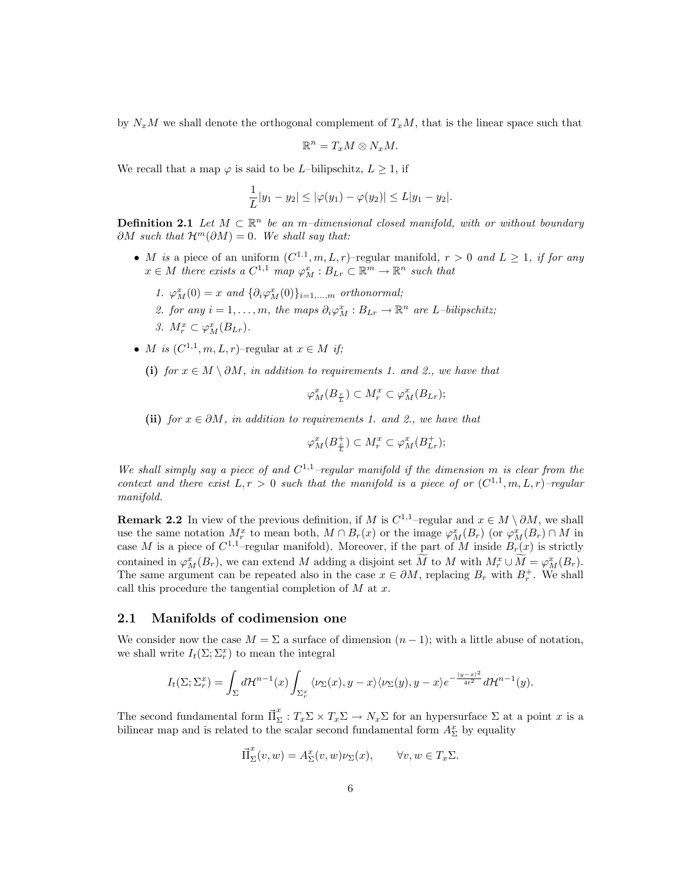by $N_xM$ we shall denote the orthogonal complement of $T_xM$, that is the linear space such that

$$\mathbb{R}^n = T_xM \otimes N_xM.$$

We recall that a map $\varphi$ is said to be $L$–bilipschitz, $L \geq 1$, if

$$\frac{1}{L}|y_1 - y_2| \leq |\varphi(y_1) - \varphi(y_2)| \leq L|y_1 - y_2|.$$

**Definition 2.1** *Let $M \subset \mathbb{R}^n$ be an $m$–dimensional closed manifold, with or without boundary $\partial M$ such that $\mathcal{H}^m(\partial M) = 0$. We shall say that:*

- *$M$ is* a piece of an uniform $(C^{1,1}, m, L, r)$–regular manifold, *$r > 0$ and $L \geq 1$, if for any $x \in M$ there exists a $C^{1,1}$ map $\varphi^x_M : B_{Lr} \subset \mathbb{R}^m \to \mathbb{R}^n$ such that*
  1. *$\varphi^x_M(0) = x$ and $\{\partial_i \varphi^x_M(0)\}_{i=1,\dots,m}$ orthonormal;*
  2. *for any $i = 1, \dots, m$, the maps $\partial_i \varphi^x_M : B_{Lr} \to \mathbb{R}^n$ are $L$–bilipschitz;*
  3. *$M^x_r \subset \varphi^x_M(B_{Lr})$.*
- *$M$ is $(C^{1,1}, m, L, r)$–regular at $x \in M$ if;*

  **(i)** *for $x \in M \setminus \partial M$, in addition to requirements 1. and 2., we have that*

  $$\varphi^x_M(B_{\frac{r}{L}}) \subset M^x_r \subset \varphi^x_M(B_{Lr});$$

  **(ii)** *for $x \in \partial M$, in addition to requirements 1. and 2., we have that*

  $$\varphi^x_M(B^+_{\frac{r}{L}}) \subset M^x_r \subset \varphi^x_M(B^+_{Lr});$$

*We shall simply say a piece of and $C^{1,1}$–regular manifold if the dimension $m$ is clear from the context and there exist $L, r > 0$ such that the manifold is a piece of or $(C^{1,1}, m, L, r)$–regular manifold.*

**Remark 2.2** In view of the previous definition, if $M$ is $C^{1,1}$–regular and $x \in M \setminus \partial M$, we shall use the same notation $M^x_r$ to mean both, $M \cap B_r(x)$ or the image $\varphi^x_M(B_r)$ (or $\varphi^x_M(B_r) \cap M$ in case $M$ is a piece of $C^{1,1}$–regular manifold). Moreover, if the part of $M$ inside $B_r(x)$ is strictly contained in $\varphi^x_M(B_r)$, we can extend $M$ adding a disjoint set $\widetilde{M}$ to $M$ with $M^x_r \cup \widetilde{M} = \varphi^x_M(B_r)$. The same argument can be repeated also in the case $x \in \partial M$, replacing $B_r$ with $B^+_r$. We shall call this procedure the tangential completion of $M$ at $x$.

## 2.1 Manifolds of codimension one

We consider now the case $M = \Sigma$ a surface of dimension $(n-1)$; with a little abuse of notation, we shall write $I_t(\Sigma; \Sigma^x_r)$ to mean the integral

$$I_t(\Sigma; \Sigma^x_r) = \int_\Sigma d\mathcal{H}^{n-1}(x) \int_{\Sigma^x_r} \langle \nu_\Sigma(x), y - x \rangle \langle \nu_\Sigma(y), y - x \rangle e^{-\frac{|y-x|^2}{4t^2}} d\mathcal{H}^{n-1}(y).$$

The second fundamental form $\vec{\mathrm{II}}^x_\Sigma : T_x\Sigma \times T_x\Sigma \to N_x\Sigma$ for an hypersurface $\Sigma$ at a point $x$ is a bilinear map and is related to the scalar second fundamental form $A^x_\Sigma$ by equality

$$\vec{\mathrm{II}}^x_\Sigma(v, w) = A^x_\Sigma(v, w)\nu_\Sigma(x), \qquad \forall v, w \in T_x\Sigma.$$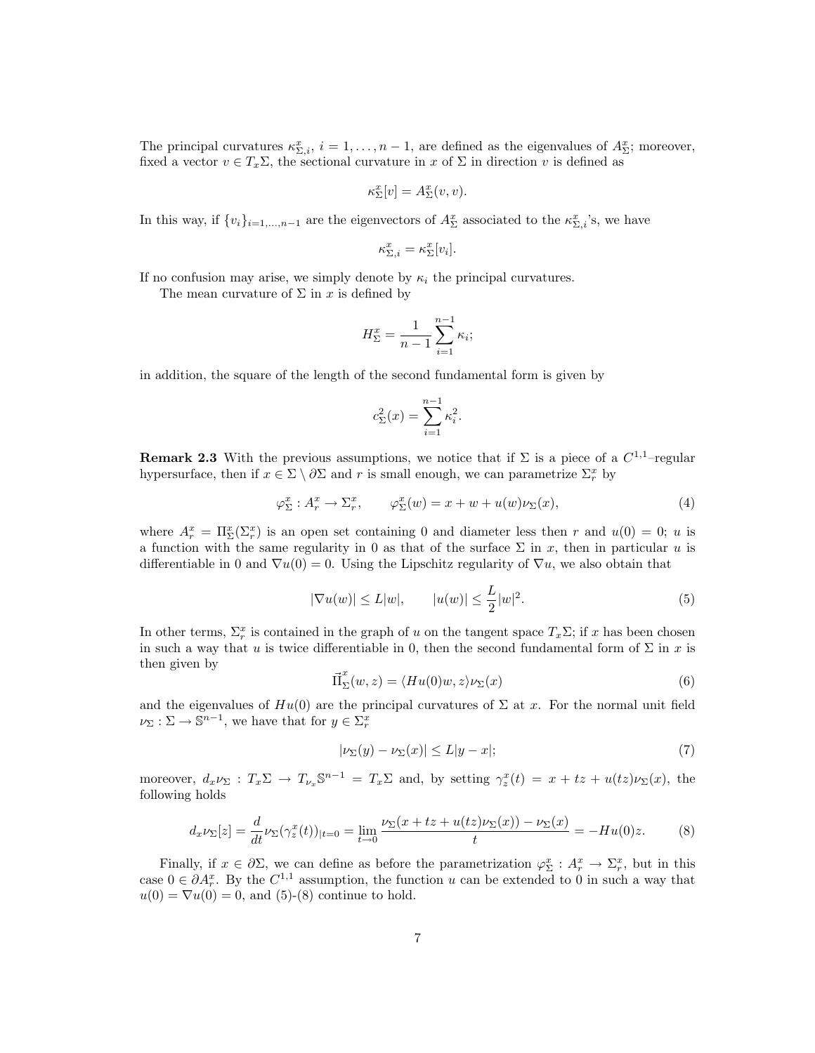The principal curvatures $\kappa^x_{\Sigma,i}$, $i = 1, \dots, n-1$, are defined as the eigenvalues of $A^x_\Sigma$; moreover, fixed a vector $v \in T_x\Sigma$, the sectional curvature in $x$ of $\Sigma$ in direction $v$ is defined as

$$\kappa^x_\Sigma[v] = A^x_\Sigma(v,v).$$

In this way, if $\{v_i\}_{i=1,\dots,n-1}$ are the eigenvectors of $A^x_\Sigma$ associated to the $\kappa^x_{\Sigma,i}$'s, we have

$$\kappa^x_{\Sigma,i} = \kappa^x_\Sigma[v_i].$$

If no confusion may arise, we simply denote by $\kappa_i$ the principal curvatures.

The mean curvature of $\Sigma$ in $x$ is defined by

$$H^x_\Sigma = \frac{1}{n-1}\sum_{i=1}^{n-1} \kappa_i;$$

in addition, the square of the length of the second fundamental form is given by

$$c^2_\Sigma(x) = \sum_{i=1}^{n-1} \kappa_i^2.$$

**Remark 2.3** With the previous assumptions, we notice that if $\Sigma$ is a piece of a $C^{1,1}$–regular hypersurface, then if $x \in \Sigma \setminus \partial\Sigma$ and $r$ is small enough, we can parametrize $\Sigma^x_r$ by

$$\varphi^x_\Sigma : A^x_r \to \Sigma^x_r, \qquad \varphi^x_\Sigma(w) = x + w + u(w)\nu_\Sigma(x), \tag{4}$$

where $A^x_r = \Pi^x_\Sigma(\Sigma^x_r)$ is an open set containing 0 and diameter less then $r$ and $u(0) = 0$; $u$ is a function with the same regularity in 0 as that of the surface $\Sigma$ in $x$, then in particular $u$ is differentiable in 0 and $\nabla u(0) = 0$. Using the Lipschitz regularity of $\nabla u$, we also obtain that

$$|\nabla u(w)| \le L|w|, \qquad |u(w)| \le \frac{L}{2}|w|^2. \tag{5}$$

In other terms, $\Sigma^x_r$ is contained in the graph of $u$ on the tangent space $T_x\Sigma$; if $x$ has been chosen in such a way that $u$ is twice differentiable in 0, then the second fundamental form of $\Sigma$ in $x$ is then given by

$$\vec{\mathrm{II}}^x_\Sigma(w,z) = \langle Hu(0)w, z\rangle \nu_\Sigma(x) \tag{6}$$

and the eigenvalues of $Hu(0)$ are the principal curvatures of $\Sigma$ at $x$. For the normal unit field $\nu_\Sigma : \Sigma \to \mathbb{S}^{n-1}$, we have that for $y \in \Sigma^x_r$

$$|\nu_\Sigma(y) - \nu_\Sigma(x)| \le L|y - x|; \tag{7}$$

moreover, $d_x\nu_\Sigma : T_x\Sigma \to T_{\nu_x}\mathbb{S}^{n-1} = T_x\Sigma$ and, by setting $\gamma^x_z(t) = x + tz + u(tz)\nu_\Sigma(x)$, the following holds

$$d_x\nu_\Sigma[z] = \frac{d}{dt}\nu_\Sigma(\gamma^x_z(t))_{|t=0} = \lim_{t\to 0}\frac{\nu_\Sigma(x + tz + u(tz)\nu_\Sigma(x)) - \nu_\Sigma(x)}{t} = -Hu(0)z. \tag{8}$$

Finally, if $x \in \partial\Sigma$, we can define as before the parametrization $\varphi^x_\Sigma : A^x_r \to \Sigma^x_r$, but in this case $0 \in \partial A^x_r$. By the $C^{1,1}$ assumption, the function $u$ can be extended to 0 in such a way that $u(0) = \nabla u(0) = 0$, and (5)-(8) continue to hold.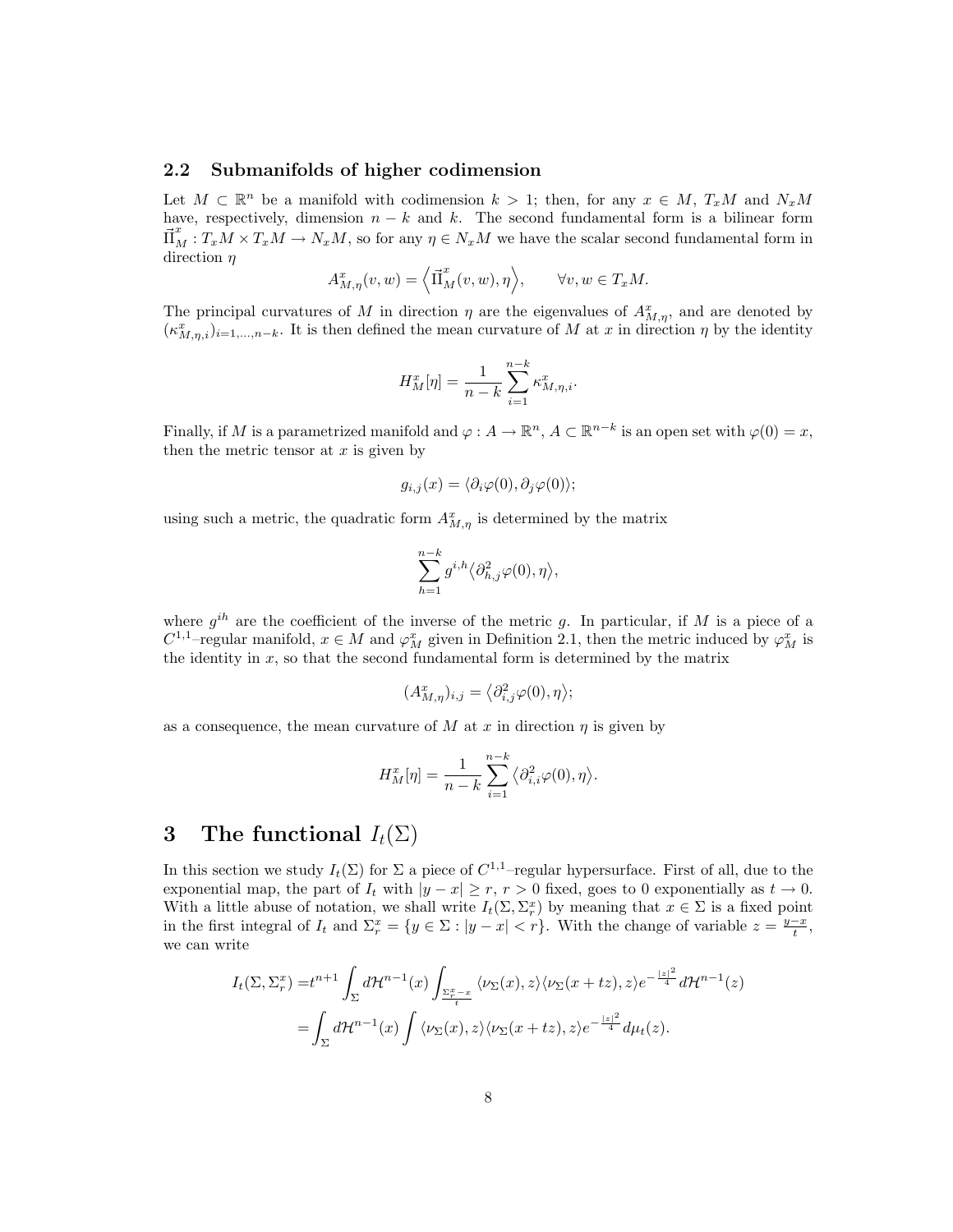### 2.2 Submanifolds of higher codimension

Let $M \subset \mathbb{R}^n$ be a manifold with codimension $k > 1$; then, for any $x \in M$, $T_xM$ and $N_xM$ have, respectively, dimension $n-k$ and $k$. The second fundamental form is a bilinear form $\vec{\mathrm{II}}^x_M : T_xM \times T_xM \to N_xM$, so for any $\eta \in N_xM$ we have the scalar second fundamental form in direction $\eta$

$$A^x_{M,\eta}(v,w) = \left\langle \vec{\mathrm{II}}^x_M(v,w), \eta \right\rangle, \qquad \forall v, w \in T_xM.$$

The principal curvatures of $M$ in direction $\eta$ are the eigenvalues of $A^x_{M,\eta}$, and are denoted by $(\kappa^x_{M,\eta,i})_{i=1,\dots,n-k}$. It is then defined the mean curvature of $M$ at $x$ in direction $\eta$ by the identity

$$H^x_M[\eta] = \frac{1}{n-k}\sum_{i=1}^{n-k} \kappa^x_{M,\eta,i}.$$

Finally, if $M$ is a parametrized manifold and $\varphi : A \to \mathbb{R}^n$, $A \subset \mathbb{R}^{n-k}$ is an open set with $\varphi(0) = x$, then the metric tensor at $x$ is given by

$$g_{i,j}(x) = \langle \partial_i \varphi(0), \partial_j \varphi(0) \rangle;$$

using such a metric, the quadratic form $A^x_{M,\eta}$ is determined by the matrix

$$\sum_{h=1}^{n-k} g^{i,h} \langle \partial^2_{h,j}\varphi(0), \eta \rangle,$$

where $g^{ih}$ are the coefficient of the inverse of the metric $g$. In particular, if $M$ is a piece of a $C^{1,1}$–regular manifold, $x \in M$ and $\varphi^x_M$ given in Definition 2.1, then the metric induced by $\varphi^x_M$ is the identity in $x$, so that the second fundamental form is determined by the matrix

$$(A^x_{M,\eta})_{i,j} = \langle \partial^2_{i,j}\varphi(0), \eta \rangle;$$

as a consequence, the mean curvature of $M$ at $x$ in direction $\eta$ is given by

$$H^x_M[\eta] = \frac{1}{n-k}\sum_{i=1}^{n-k} \langle \partial^2_{i,i}\varphi(0), \eta \rangle.$$

# 3 The functional $I_t(\Sigma)$

In this section we study $I_t(\Sigma)$ for $\Sigma$ a piece of $C^{1,1}$–regular hypersurface. First of all, due to the exponential map, the part of $I_t$ with $|y - x| \geq r$, $r > 0$ fixed, goes to 0 exponentially as $t \to 0$. With a little abuse of notation, we shall write $I_t(\Sigma, \Sigma^x_r)$ by meaning that $x \in \Sigma$ is a fixed point in the first integral of $I_t$ and $\Sigma^x_r = \{y \in \Sigma : |y - x| < r\}$. With the change of variable $z = \frac{y-x}{t}$, we can write

$$\begin{aligned}
I_t(\Sigma, \Sigma^x_r) =& t^{n+1}\int_\Sigma d\mathcal{H}^{n-1}(x) \int_{\frac{\Sigma^x_r - x}{t}} \langle \nu_\Sigma(x), z \rangle \langle \nu_\Sigma(x+tz), z \rangle e^{-\frac{|z|^2}{4}} d\mathcal{H}^{n-1}(z) \\
=& \int_\Sigma d\mathcal{H}^{n-1}(x) \int \langle \nu_\Sigma(x), z \rangle \langle \nu_\Sigma(x+tz), z \rangle e^{-\frac{|z|^2}{4}} d\mu_t(z).
\end{aligned}$$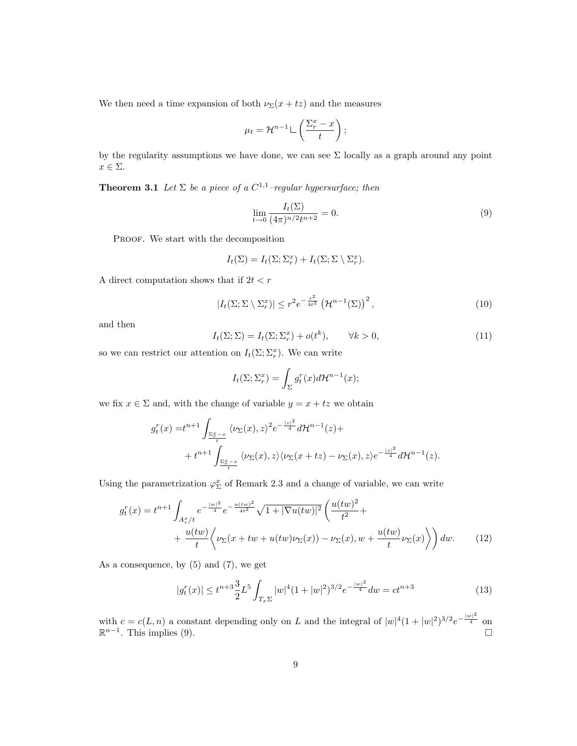We then need a time expansion of both $\nu_\Sigma(x+tz)$ and the measures

$$\mu_t = \mathcal{H}^{n-1} \llcorner \left( \frac{\Sigma_r^x - x}{t} \right);$$

by the regularity assumptions we have done, we can see $\Sigma$ locally as a graph around any point $x \in \Sigma$.

**Theorem 3.1** *Let $\Sigma$ be a piece of a $C^{1,1}$–regular hypersurface; then*

$$\lim_{t \to 0} \frac{I_t(\Sigma)}{(4\pi)^{n/2} t^{n+2}} = 0. \tag{9}$$

Proof. We start with the decomposition

$$I_t(\Sigma) = I_t(\Sigma; \Sigma_r^x) + I_t(\Sigma; \Sigma \setminus \Sigma_r^x).$$

A direct computation shows that if $2t < r$

$$|I_t(\Sigma; \Sigma \setminus \Sigma_r^x)| \leq r^2 e^{-\frac{r^2}{4t^2}} \left(\mathcal{H}^{n-1}(\Sigma)\right)^2, \tag{10}$$

and then

$$I_t(\Sigma; \Sigma) = I_t(\Sigma; \Sigma_r^x) + o(t^k), \qquad \forall k > 0, \tag{11}$$

so we can restrict our attention on $I_t(\Sigma; \Sigma_r^x)$. We can write

$$I_t(\Sigma; \Sigma_r^x) = \int_\Sigma g_t^r(x) d\mathcal{H}^{n-1}(x);$$

we fix $x \in \Sigma$ and, with the change of variable $y = x + tz$ we obtain

$$\begin{aligned} g_t^r(x) =& t^{n+1} \int_{\frac{\Sigma_r^x - x}{t}} \langle \nu_\Sigma(x), z \rangle^2 e^{-\frac{|z|^2}{4}} d\mathcal{H}^{n-1}(z) + \\ &+ t^{n+1} \int_{\frac{\Sigma_r^x - x}{t}} \langle \nu_\Sigma(x), z \rangle \langle \nu_\Sigma(x+tz) - \nu_\Sigma(x), z \rangle e^{-\frac{|z|^2}{4}} d\mathcal{H}^{n-1}(z). \end{aligned}$$

Using the parametrization $\varphi_\Sigma^x$ of Remark 2.3 and a change of variable, we can write

$$\begin{aligned} g_t^r(x) = t^{n+1} \int_{A_r^x/t} & e^{-\frac{|w|^2}{4}} e^{-\frac{u(tw)^2}{4t^2}} \sqrt{1 + |\nabla u(tw)|^2} \left( \frac{u(tw)^2}{t^2} + \right. \\ &+ \left. \frac{u(tw)}{t} \left\langle \nu_\Sigma(x + tw + u(tw)\nu_\Sigma(x)) - \nu_\Sigma(x), w + \frac{u(tw)}{t}\nu_\Sigma(x) \right\rangle \right) dw. \end{aligned} \tag{12}$$

As a consequence, by (5) and (7), we get

$$|g_t^r(x)| \leq t^{n+3} \frac{3}{2} L^5 \int_{T_x\Sigma} |w|^4 (1 + |w|^2)^{3/2} e^{-\frac{|w|^2}{4}} dw = c t^{n+3} \tag{13}$$

with $c = c(L, n)$ a constant depending only on $L$ and the integral of $|w|^4(1+|w|^2)^{3/2} e^{-\frac{|w|^2}{4}}$ on $\mathbb{R}^{n-1}$. This implies (9). $\square$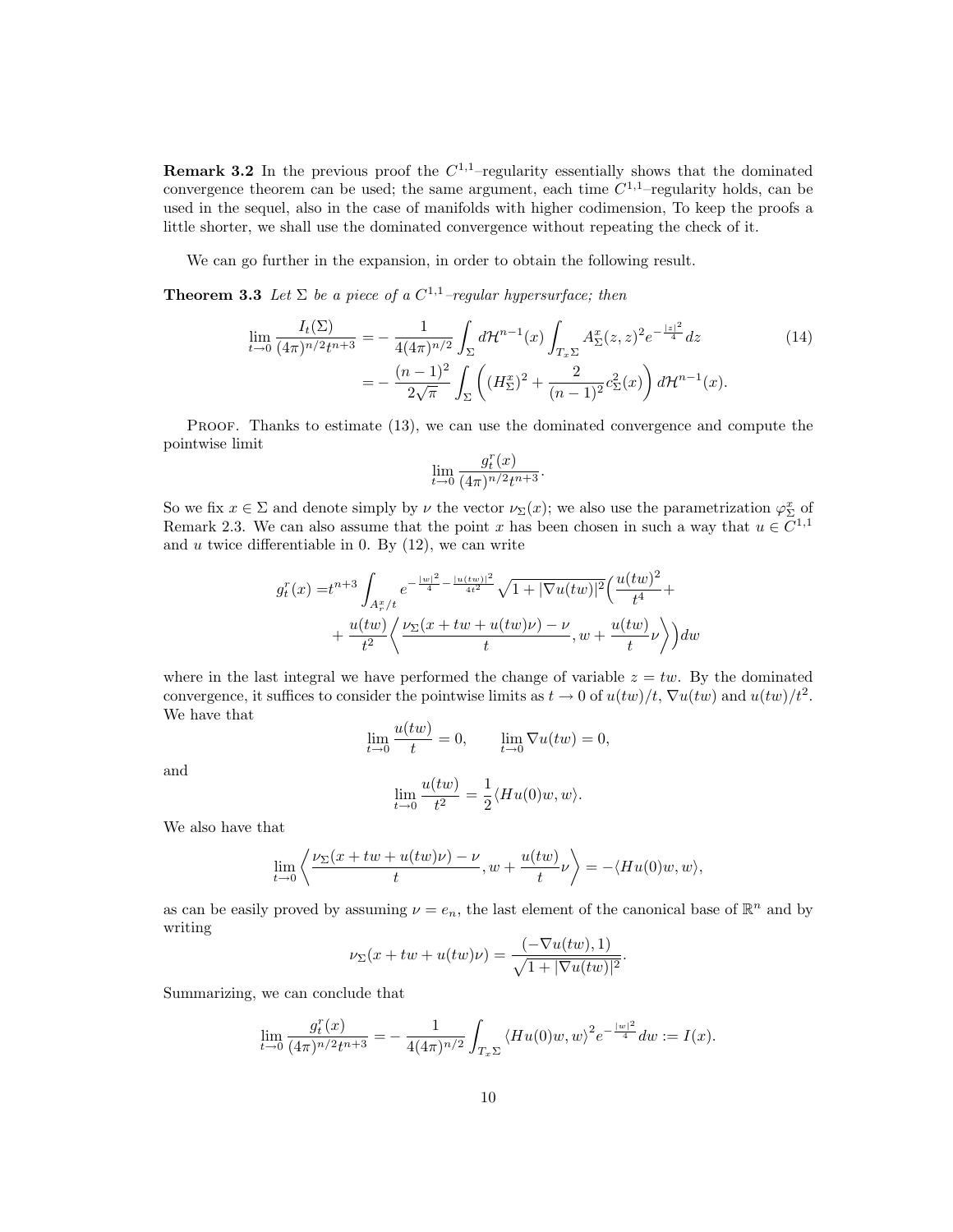**Remark 3.2** In the previous proof the $C^{1,1}$–regularity essentially shows that the dominated convergence theorem can be used; the same argument, each time $C^{1,1}$–regularity holds, can be used in the sequel, also in the case of manifolds with higher codimension, To keep the proofs a little shorter, we shall use the dominated convergence without repeating the check of it.

We can go further in the expansion, in order to obtain the following result.

**Theorem 3.3** *Let $\Sigma$ be a piece of a $C^{1,1}$–regular hypersurface; then*

$$
\begin{aligned}
\lim_{t\to 0} \frac{I_t(\Sigma)}{(4\pi)^{n/2} t^{n+3}} =& -\frac{1}{4(4\pi)^{n/2}} \int_\Sigma d\mathcal{H}^{n-1}(x) \int_{T_x\Sigma} A_\Sigma^x(z,z)^2 e^{-\frac{|z|^2}{4}} dz \\
=& -\frac{(n-1)^2}{2\sqrt{\pi}} \int_\Sigma \left( (H_\Sigma^x)^2 + \frac{2}{(n-1)^2} c_\Sigma^2(x) \right) d\mathcal{H}^{n-1}(x).
\end{aligned}
\tag{14}
$$

Proof. Thanks to estimate (13), we can use the dominated convergence and compute the pointwise limit

$$
\lim_{t\to 0} \frac{g_t^r(x)}{(4\pi)^{n/2} t^{n+3}}.
$$

So we fix $x \in \Sigma$ and denote simply by $\nu$ the vector $\nu_\Sigma(x)$; we also use the parametrization $\varphi_\Sigma^x$ of Remark 2.3. We can also assume that the point $x$ has been chosen in such a way that $u \in C^{1,1}$ and $u$ twice differentiable in 0. By (12), we can write

$$
\begin{aligned}
g_t^r(x) =& t^{n+3} \int_{A_r^x/t} e^{-\frac{|w|^2}{4} - \frac{|u(tw)|^2}{4t^2}} \sqrt{1+|\nabla u(tw)|^2} \Big( \frac{u(tw)^2}{t^4} + \\
&+ \frac{u(tw)}{t^2} \Big\langle \frac{\nu_\Sigma(x+tw+u(tw)\nu) - \nu}{t}, w + \frac{u(tw)}{t}\nu \Big\rangle \Big) dw
\end{aligned}
$$

where in the last integral we have performed the change of variable $z = tw$. By the dominated convergence, it suffices to consider the pointwise limits as $t \to 0$ of $u(tw)/t$, $\nabla u(tw)$ and $u(tw)/t^2$. We have that

$$
\lim_{t\to 0} \frac{u(tw)}{t} = 0, \qquad \lim_{t\to 0} \nabla u(tw) = 0,
$$

and

$$
\lim_{t\to 0} \frac{u(tw)}{t^2} = \frac{1}{2} \langle Hu(0)w, w \rangle.
$$

We also have that

$$
\lim_{t\to 0} \left\langle \frac{\nu_\Sigma(x+tw+u(tw)\nu) - \nu}{t}, w + \frac{u(tw)}{t}\nu \right\rangle = -\langle Hu(0)w, w \rangle,
$$

as can be easily proved by assuming $\nu = e_n$, the last element of the canonical base of $\mathbb{R}^n$ and by writing

$$
\nu_\Sigma(x+tw+u(tw)\nu) = \frac{(-\nabla u(tw), 1)}{\sqrt{1+|\nabla u(tw)|^2}}.
$$

Summarizing, we can conclude that

$$
\lim_{t\to 0} \frac{g_t^r(x)}{(4\pi)^{n/2} t^{n+3}} = -\frac{1}{4(4\pi)^{n/2}} \int_{T_x\Sigma} \langle Hu(0)w, w \rangle^2 e^{-\frac{|w|^2}{4}} dw := I(x).
$$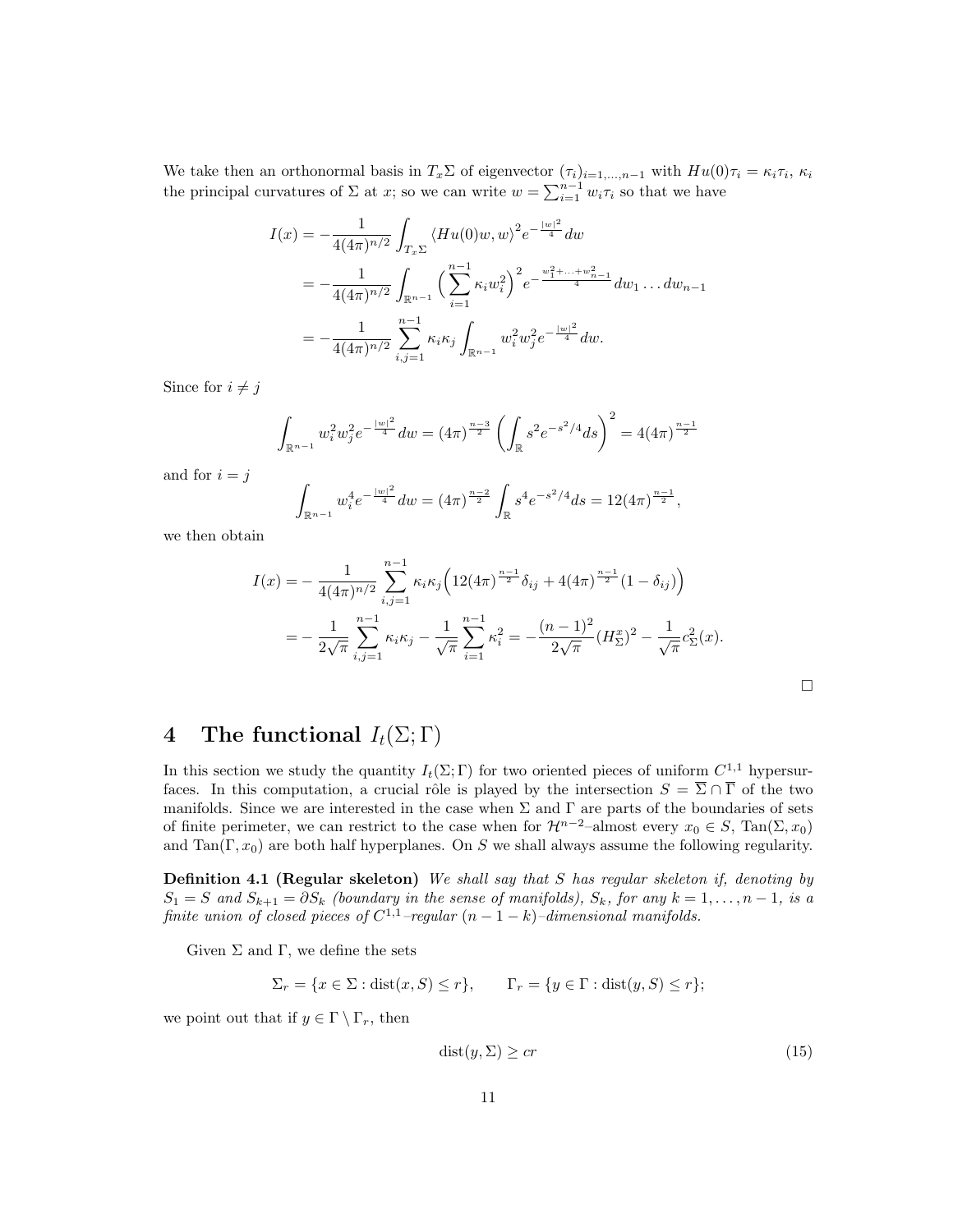We take then an orthonormal basis in $T_x\Sigma$ of eigenvector $(\tau_i)_{i=1,\dots,n-1}$ with $Hu(0)\tau_i = \kappa_i\tau_i$, $\kappa_i$ the principal curvatures of $\Sigma$ at $x$; so we can write $w = \sum_{i=1}^{n-1} w_i\tau_i$ so that we have

$$
\begin{aligned}
I(x) &= -\frac{1}{4(4\pi)^{n/2}}\int_{T_x\Sigma}\langle Hu(0)w,w\rangle^2 e^{-\frac{|w|^2}{4}}\,dw\\
&= -\frac{1}{4(4\pi)^{n/2}}\int_{\mathbb{R}^{n-1}}\Big(\sum_{i=1}^{n-1}\kappa_i w_i^2\Big)^2 e^{-\frac{w_1^2+\ldots+w_{n-1}^2}{4}}\,dw_1\ldots dw_{n-1}\\
&= -\frac{1}{4(4\pi)^{n/2}}\sum_{i,j=1}^{n-1}\kappa_i\kappa_j\int_{\mathbb{R}^{n-1}} w_i^2 w_j^2 e^{-\frac{|w|^2}{4}}\,dw.
\end{aligned}
$$

Since for $i\neq j$

$$
\int_{\mathbb{R}^{n-1}} w_i^2 w_j^2 e^{-\frac{|w|^2}{4}}\,dw = (4\pi)^{\frac{n-3}{2}}\left(\int_{\mathbb{R}} s^2 e^{-s^2/4}ds\right)^2 = 4(4\pi)^{\frac{n-1}{2}}
$$

and for $i=j$

$$
\int_{\mathbb{R}^{n-1}} w_i^4 e^{-\frac{|w|^2}{4}}\,dw = (4\pi)^{\frac{n-2}{2}}\int_{\mathbb{R}} s^4 e^{-s^2/4}ds = 12(4\pi)^{\frac{n-1}{2}},
$$

we then obtain

$$
\begin{aligned}
I(x) =& -\frac{1}{4(4\pi)^{n/2}}\sum_{i,j=1}^{n-1}\kappa_i\kappa_j\Big(12(4\pi)^{\frac{n-1}{2}}\delta_{ij} + 4(4\pi)^{\frac{n-1}{2}}(1-\delta_{ij})\Big)\\
=& -\frac{1}{2\sqrt{\pi}}\sum_{i,j=1}^{n-1}\kappa_i\kappa_j - \frac{1}{\sqrt{\pi}}\sum_{i=1}^{n-1}\kappa_i^2 = -\frac{(n-1)^2}{2\sqrt{\pi}}(H_\Sigma^x)^2 - \frac{1}{\sqrt{\pi}}c_\Sigma^2(x).
\end{aligned}
$$

□

# 4 The functional $I_t(\Sigma;\Gamma)$

In this section we study the quantity $I_t(\Sigma;\Gamma)$ for two oriented pieces of uniform $C^{1,1}$ hypersurfaces. In this computation, a crucial rôle is played by the intersection $S = \overline{\Sigma}\cap\overline{\Gamma}$ of the two manifolds. Since we are interested in the case when $\Sigma$ and $\Gamma$ are parts of the boundaries of sets of finite perimeter, we can restrict to the case when for $\mathcal{H}^{n-2}$–almost every $x_0\in S$, $\mathrm{Tan}(\Sigma,x_0)$ and $\mathrm{Tan}(\Gamma,x_0)$ are both half hyperplanes. On $S$ we shall always assume the following regularity.

**Definition 4.1 (Regular skeleton)** *We shall say that $S$ has regular skeleton if, denoting by $S_1 = S$ and $S_{k+1} = \partial S_k$ (boundary in the sense of manifolds), $S_k$, for any $k = 1,\dots,n-1$, is a finite union of closed pieces of $C^{1,1}$–regular $(n-1-k)$–dimensional manifolds.*

Given $\Sigma$ and $\Gamma$, we define the sets

$$
\Sigma_r = \{x\in\Sigma : \mathrm{dist}(x,S)\le r\},\qquad \Gamma_r = \{y\in\Gamma : \mathrm{dist}(y,S)\le r\};
$$

we point out that if $y\in\Gamma\setminus\Gamma_r$, then

$$
\mathrm{dist}(y,\Sigma)\ge cr \tag{15}
$$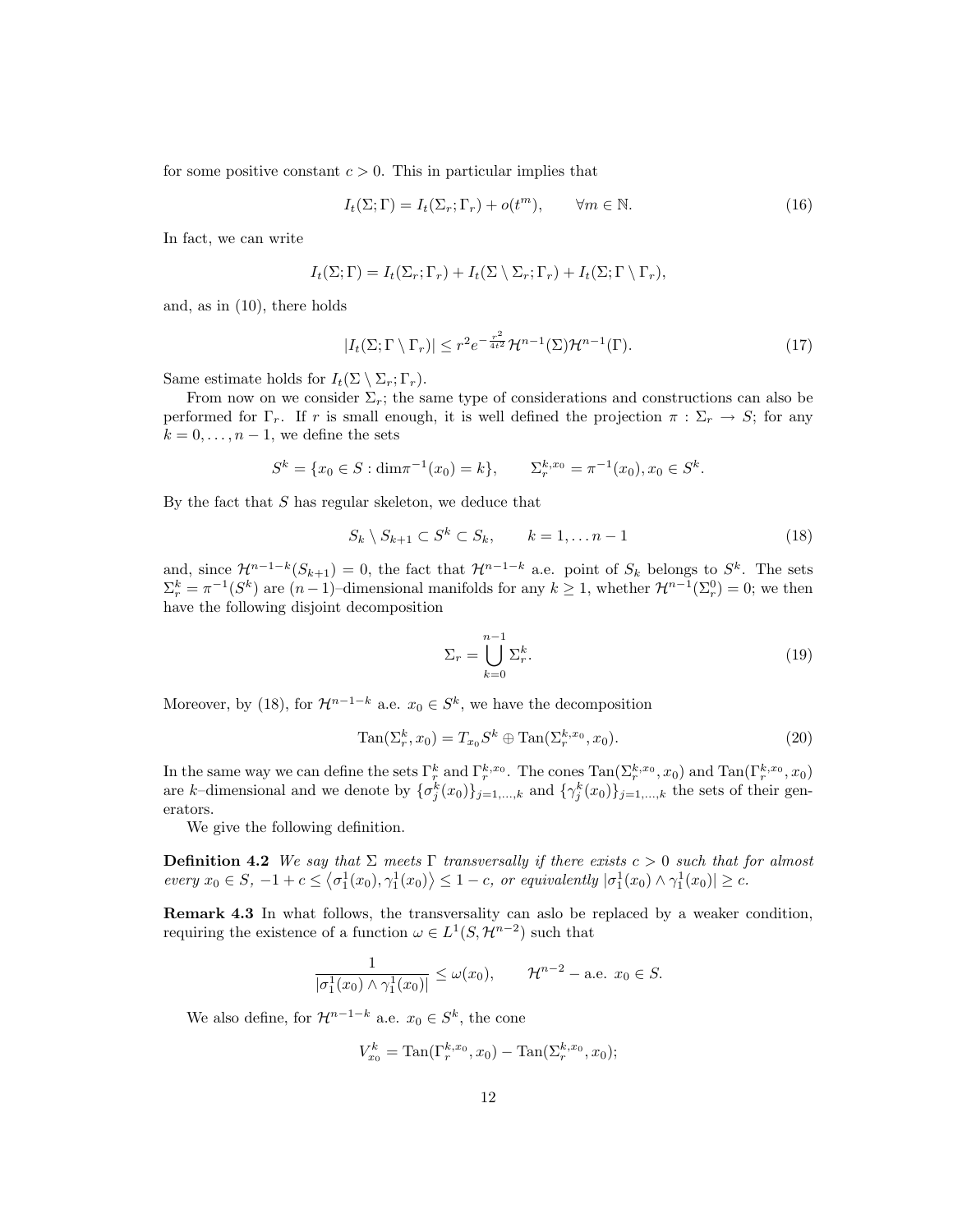for some positive constant $c > 0$. This in particular implies that

$$I_t(\Sigma;\Gamma) = I_t(\Sigma_r;\Gamma_r) + o(t^m), \qquad \forall m \in \mathbb{N}. \tag{16}$$

In fact, we can write

$$I_t(\Sigma;\Gamma) = I_t(\Sigma_r;\Gamma_r) + I_t(\Sigma \setminus \Sigma_r;\Gamma_r) + I_t(\Sigma;\Gamma \setminus \Gamma_r),$$

and, as in (10), there holds

$$|I_t(\Sigma;\Gamma \setminus \Gamma_r)| \leq r^2 e^{-\frac{r^2}{4t^2}} \mathcal{H}^{n-1}(\Sigma)\mathcal{H}^{n-1}(\Gamma). \tag{17}$$

Same estimate holds for $I_t(\Sigma \setminus \Sigma_r;\Gamma_r)$.

From now on we consider $\Sigma_r$; the same type of considerations and constructions can also be performed for $\Gamma_r$. If $r$ is small enough, it is well defined the projection $\pi : \Sigma_r \to S$; for any $k = 0, \dots, n-1$, we define the sets

$$S^k = \{x_0 \in S : \dim \pi^{-1}(x_0) = k\}, \qquad \Sigma_r^{k,x_0} = \pi^{-1}(x_0), x_0 \in S^k.$$

By the fact that $S$ has regular skeleton, we deduce that

$$S_k \setminus S_{k+1} \subset S^k \subset S_k, \qquad k = 1, \dots n-1 \tag{18}$$

and, since $\mathcal{H}^{n-1-k}(S_{k+1}) = 0$, the fact that $\mathcal{H}^{n-1-k}$ a.e. point of $S_k$ belongs to $S^k$. The sets $\Sigma_r^k = \pi^{-1}(S^k)$ are $(n-1)$–dimensional manifolds for any $k \geq 1$, whether $\mathcal{H}^{n-1}(\Sigma_r^0) = 0$; we then have the following disjoint decomposition

$$\Sigma_r = \bigcup_{k=0}^{n-1} \Sigma_r^k. \tag{19}$$

Moreover, by (18), for $\mathcal{H}^{n-1-k}$ a.e. $x_0 \in S^k$, we have the decomposition

$$\mathrm{Tan}(\Sigma_r^k, x_0) = T_{x_0} S^k \oplus \mathrm{Tan}(\Sigma_r^{k,x_0}, x_0). \tag{20}$$

In the same way we can define the sets $\Gamma_r^k$ and $\Gamma_r^{k,x_0}$. The cones $\mathrm{Tan}(\Sigma_r^{k,x_0}, x_0)$ and $\mathrm{Tan}(\Gamma_r^{k,x_0}, x_0)$ are $k$–dimensional and we denote by $\{\sigma_j^k(x_0)\}_{j=1,\dots,k}$ and $\{\gamma_j^k(x_0)\}_{j=1,\dots,k}$ the sets of their generators.

We give the following definition.

**Definition 4.2** *We say that $\Sigma$ meets $\Gamma$ transversally if there exists $c > 0$ such that for almost every $x_0 \in S$, $-1 + c \leq \langle \sigma_1^1(x_0), \gamma_1^1(x_0) \rangle \leq 1 - c$, or equivalently $|\sigma_1^1(x_0) \wedge \gamma_1^1(x_0)| \geq c$.*

**Remark 4.3** In what follows, the transversality can aslo be replaced by a weaker condition, requiring the existence of a function $\omega \in L^1(S, \mathcal{H}^{n-2})$ such that

$$\frac{1}{|\sigma_1^1(x_0) \wedge \gamma_1^1(x_0)|} \leq \omega(x_0), \qquad \mathcal{H}^{n-2} - \text{a.e. } x_0 \in S.$$

We also define, for $\mathcal{H}^{n-1-k}$ a.e. $x_0 \in S^k$, the cone

$$V_{x_0}^k = \mathrm{Tan}(\Gamma_r^{k,x_0}, x_0) - \mathrm{Tan}(\Sigma_r^{k,x_0}, x_0);$$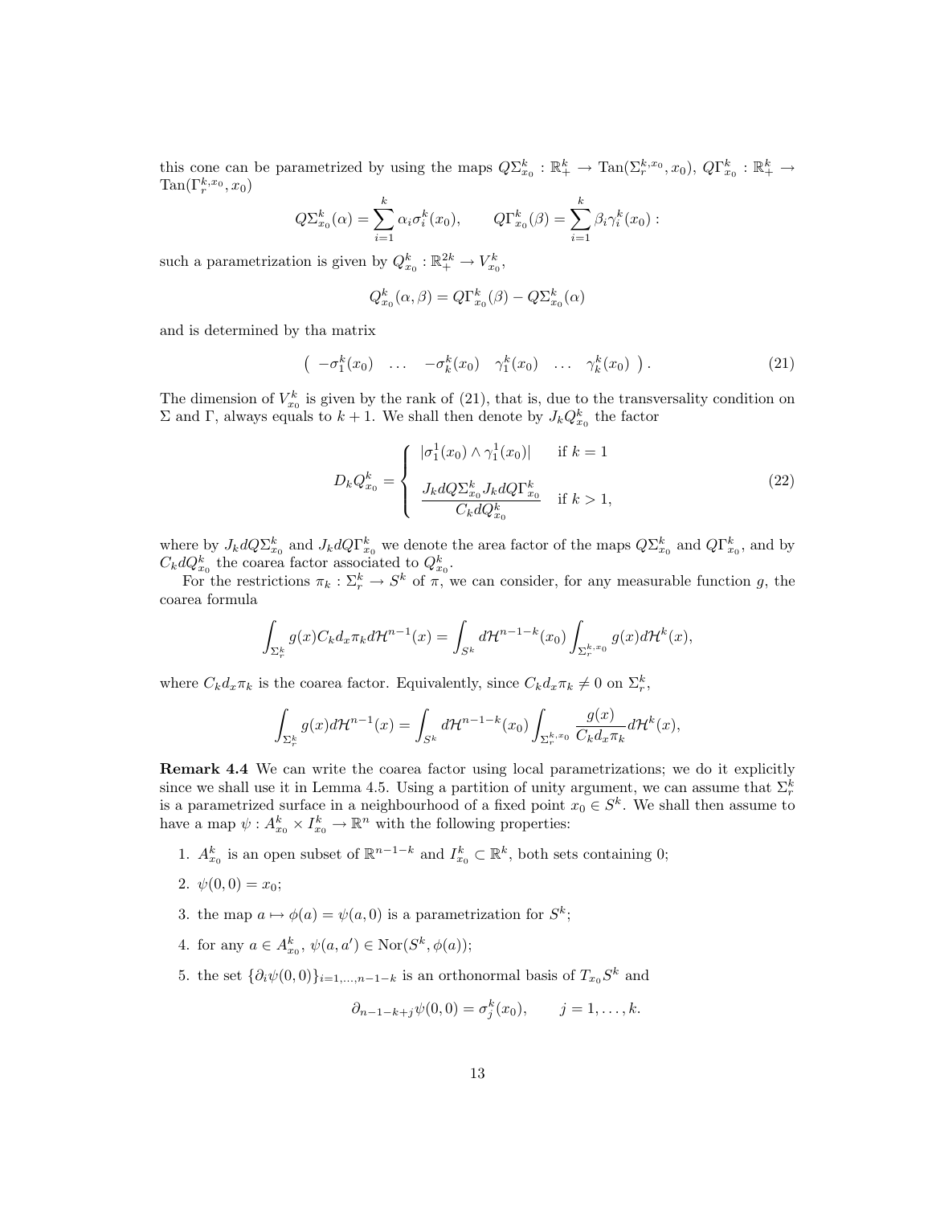this cone can be parametrized by using the maps $Q\Sigma^k_{x_0} : \mathbb{R}^k_+ \to \mathrm{Tan}(\Sigma^{k,x_0}_r, x_0)$, $Q\Gamma^k_{x_0} : \mathbb{R}^k_+ \to \mathrm{Tan}(\Gamma^{k,x_0}_r, x_0)$

$$Q\Sigma^k_{x_0}(\alpha) = \sum_{i=1}^k \alpha_i \sigma^k_i(x_0), \qquad Q\Gamma^k_{x_0}(\beta) = \sum_{i=1}^k \beta_i \gamma^k_i(x_0) :$$

such a parametrization is given by $Q^k_{x_0} : \mathbb{R}^{2k}_+ \to V^k_{x_0}$,

$$Q^k_{x_0}(\alpha, \beta) = Q\Gamma^k_{x_0}(\beta) - Q\Sigma^k_{x_0}(\alpha)$$

and is determined by tha matrix

$$\left( \begin{array}{cccccc} -\sigma^k_1(x_0) & \dots & -\sigma^k_k(x_0) & \gamma^k_1(x_0) & \dots & \gamma^k_k(x_0) \end{array} \right). \tag{21}$$

The dimension of $V^k_{x_0}$ is given by the rank of (21), that is, due to the transversality condition on $\Sigma$ and $\Gamma$, always equals to $k+1$. We shall then denote by $J_k Q^k_{x_0}$ the factor

$$D_k Q^k_{x_0} = \begin{cases} |\sigma^1_1(x_0) \wedge \gamma^1_1(x_0)| & \text{if } k = 1 \\[2mm] \dfrac{J_k dQ\Sigma^k_{x_0} J_k dQ\Gamma^k_{x_0}}{C_k dQ^k_{x_0}} & \text{if } k > 1, \end{cases} \tag{22}$$

where by $J_k dQ\Sigma^k_{x_0}$ and $J_k dQ\Gamma^k_{x_0}$ we denote the area factor of the maps $Q\Sigma^k_{x_0}$ and $Q\Gamma^k_{x_0}$, and by $C_k dQ^k_{x_0}$ the coarea factor associated to $Q^k_{x_0}$.

For the restrictions $\pi_k : \Sigma^k_r \to S^k$ of $\pi$, we can consider, for any measurable function $g$, the coarea formula

$$\int_{\Sigma^k_r} g(x) C_k d_x \pi_k d\mathcal{H}^{n-1}(x) = \int_{S^k} d\mathcal{H}^{n-1-k}(x_0) \int_{\Sigma^{k,x_0}_r} g(x) d\mathcal{H}^k(x),$$

where $C_k d_x \pi_k$ is the coarea factor. Equivalently, since $C_k d_x \pi_k \neq 0$ on $\Sigma^k_r$,

$$\int_{\Sigma^k_r} g(x) d\mathcal{H}^{n-1}(x) = \int_{S^k} d\mathcal{H}^{n-1-k}(x_0) \int_{\Sigma^{k,x_0}_r} \frac{g(x)}{C_k d_x \pi_k} d\mathcal{H}^k(x),$$

**Remark 4.4** We can write the coarea factor using local parametrizations; we do it explicitly since we shall use it in Lemma 4.5. Using a partition of unity argument, we can assume that $\Sigma^k_r$ is a parametrized surface in a neighbourhood of a fixed point $x_0 \in S^k$. We shall then assume to have a map $\psi : A^k_{x_0} \times I^k_{x_0} \to \mathbb{R}^n$ with the following properties:

1. $A^k_{x_0}$ is an open subset of $\mathbb{R}^{n-1-k}$ and $I^k_{x_0} \subset \mathbb{R}^k$, both sets containing 0;
2. $\psi(0,0) = x_0$;
3. the map $a \mapsto \phi(a) = \psi(a, 0)$ is a parametrization for $S^k$;
4. for any $a \in A^k_{x_0}$, $\psi(a, a') \in \mathrm{Nor}(S^k, \phi(a))$;
5. the set $\{\partial_i \psi(0,0)\}_{i=1,\dots,n-1-k}$ is an orthonormal basis of $T_{x_0} S^k$ and

$$\partial_{n-1-k+j} \psi(0,0) = \sigma^k_j(x_0), \qquad j = 1, \dots, k.$$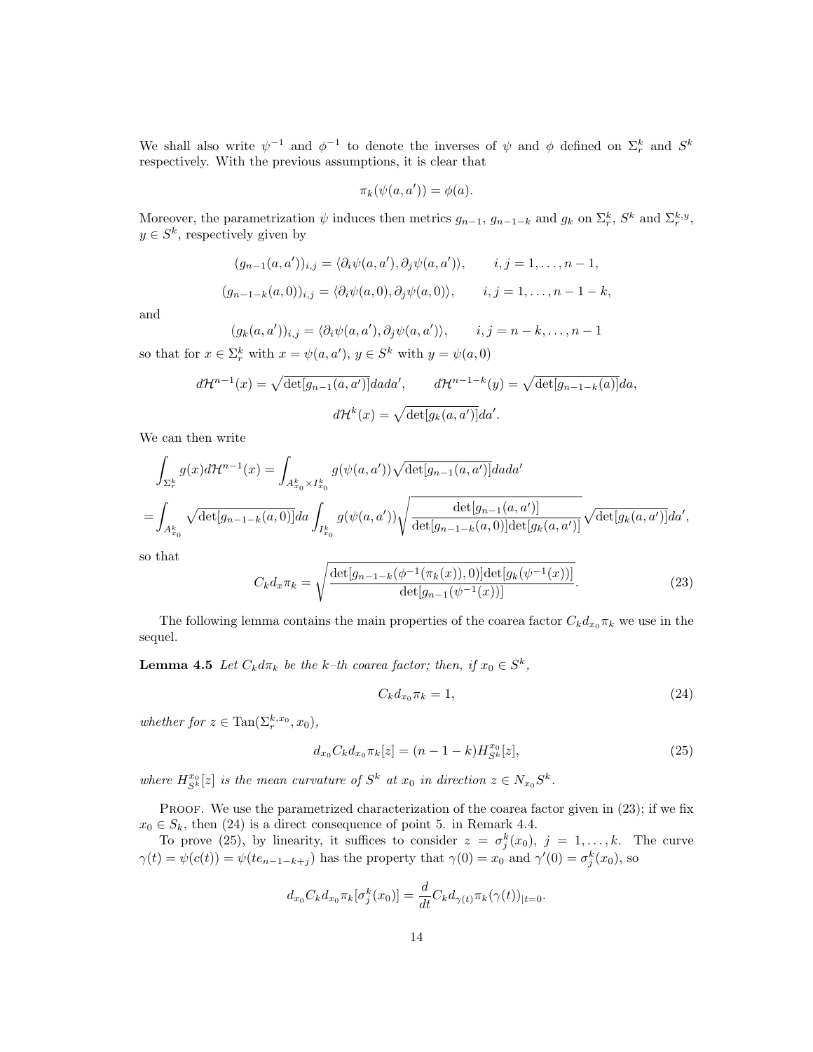We shall also write $\psi^{-1}$ and $\phi^{-1}$ to denote the inverses of $\psi$ and $\phi$ defined on $\Sigma_r^k$ and $S^k$ respectively. With the previous assumptions, it is clear that

$$\pi_k(\psi(a,a')) = \phi(a).$$

Moreover, the parametrization $\psi$ induces then metrics $g_{n-1}$, $g_{n-1-k}$ and $g_k$ on $\Sigma_r^k$, $S^k$ and $\Sigma_r^{k,y}$, $y \in S^k$, respectively given by

$$(g_{n-1}(a,a'))_{i,j} = \langle \partial_i \psi(a,a'), \partial_j \psi(a,a')\rangle, \qquad i,j = 1,\dots,n-1,$$

$$(g_{n-1-k}(a,0))_{i,j} = \langle \partial_i \psi(a,0), \partial_j \psi(a,0)\rangle, \qquad i,j = 1,\dots,n-1-k,$$

and

$$(g_k(a,a'))_{i,j} = \langle \partial_i \psi(a,a'), \partial_j \psi(a,a')\rangle, \qquad i,j = n-k,\dots,n-1$$

so that for $x \in \Sigma_r^k$ with $x = \psi(a,a')$, $y \in S^k$ with $y = \psi(a,0)$

$$d\mathcal{H}^{n-1}(x) = \sqrt{\det[g_{n-1}(a,a')]}\,da\,da', \qquad d\mathcal{H}^{n-1-k}(y) = \sqrt{\det[g_{n-1-k}(a)]}\,da,$$

$$d\mathcal{H}^k(x) = \sqrt{\det[g_k(a,a')]}\,da'.$$

We can then write

$$\int_{\Sigma_r^k} g(x)\,d\mathcal{H}^{n-1}(x) = \int_{A_{x_0}^k \times I_{x_0}^k} g(\psi(a,a'))\sqrt{\det[g_{n-1}(a,a')]}\,da\,da'$$

$$= \int_{A_{x_0}^k} \sqrt{\det[g_{n-1-k}(a,0)]}\,da \int_{I_{x_0}^k} g(\psi(a,a'))\sqrt{\frac{\det[g_{n-1}(a,a')]}{\det[g_{n-1-k}(a,0)]\det[g_k(a,a')]}}\sqrt{\det[g_k(a,a')]}\,da',$$

so that

$$C_k d_x \pi_k = \sqrt{\frac{\det[g_{n-1-k}(\phi^{-1}(\pi_k(x)),0)]\det[g_k(\psi^{-1}(x))]}{\det[g_{n-1}(\psi^{-1}(x))]}}. \tag{23}$$

The following lemma contains the main properties of the coarea factor $C_k d_{x_0}\pi_k$ we use in the sequel.

**Lemma 4.5** *Let $C_k d\pi_k$ be the $k$–th coarea factor; then, if $x_0 \in S^k$,*

$$C_k d_{x_0}\pi_k = 1, \tag{24}$$

*whether for $z \in \operatorname{Tan}(\Sigma_r^{k,x_0}, x_0)$,*

$$d_{x_0} C_k d_{x_0}\pi_k[z] = (n-1-k) H_{S^k}^{x_0}[z], \tag{25}$$

*where $H_{S^k}^{x_0}[z]$ is the mean curvature of $S^k$ at $x_0$ in direction $z \in N_{x_0}S^k$.*

Proof. We use the parametrized characterization of the coarea factor given in (23); if we fix $x_0 \in S_k$, then (24) is a direct consequence of point 5. in Remark 4.4.

To prove (25), by linearity, it suffices to consider $z = \sigma_j^k(x_0)$, $j = 1,\dots,k$. The curve $\gamma(t) = \psi(c(t)) = \psi(te_{n-1-k+j})$ has the property that $\gamma(0) = x_0$ and $\gamma'(0) = \sigma_j^k(x_0)$, so

$$d_{x_0} C_k d_{x_0}\pi_k[\sigma_j^k(x_0)] = \frac{d}{dt} C_k d_{\gamma(t)}\pi_k(\gamma(t))_{|t=0}.$$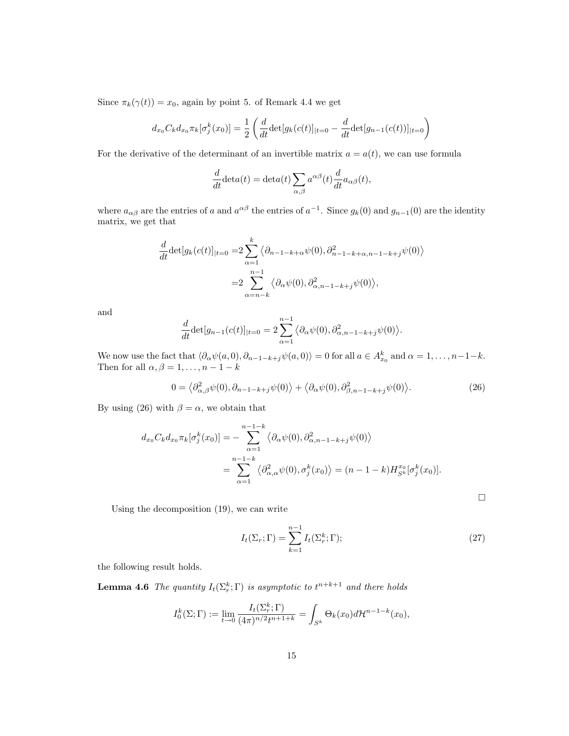Since $\pi_k(\gamma(t)) = x_0$, again by point 5. of Remark 4.4 we get

$$d_{x_0} C_k d_{x_0} \pi_k[\sigma_j^k(x_0)] = \frac{1}{2}\left(\frac{d}{dt}\det[g_k(c(t)]_{|t=0} - \frac{d}{dt}\det[g_{n-1}(c(t))]_{|t=0}\right)$$

For the derivative of the determinant of an invertible matrix $a = a(t)$, we can use formula

$$\frac{d}{dt}\det a(t) = \det a(t) \sum_{\alpha,\beta} a^{\alpha\beta}(t) \frac{d}{dt} a_{\alpha\beta}(t),$$

where $a_{\alpha\beta}$ are the entries of $a$ and $a^{\alpha\beta}$ the entries of $a^{-1}$. Since $g_k(0)$ and $g_{n-1}(0)$ are the identity matrix, we get that

$$\begin{aligned}
\frac{d}{dt}\det[g_k(c(t)]_{|t=0} =& 2\sum_{\alpha=1}^{k} \left\langle \partial_{n-1-k+\alpha}\psi(0), \partial^2_{n-1-k+\alpha, n-1-k+j}\psi(0)\right\rangle \\
=& 2\sum_{\alpha=n-k}^{n-1} \left\langle \partial_{\alpha}\psi(0), \partial^2_{\alpha, n-1-k+j}\psi(0)\right\rangle,
\end{aligned}$$

and

$$\frac{d}{dt}\det[g_{n-1}(c(t)]_{|t=0} = 2\sum_{\alpha=1}^{n-1} \left\langle \partial_{\alpha}\psi(0), \partial^2_{\alpha, n-1-k+j}\psi(0)\right\rangle.$$

We now use the fact that $\langle \partial_\alpha \psi(a,0), \partial_{n-1-k+j}\psi(a,0)\rangle = 0$ for all $a \in A^k_{x_0}$ and $\alpha = 1, \ldots, n-1-k$. Then for all $\alpha, \beta = 1, \ldots, n-1-k$

$$0 = \left\langle \partial^2_{\alpha,\beta}\psi(0), \partial_{n-1-k+j}\psi(0)\right\rangle + \left\langle \partial_{\alpha}\psi(0), \partial^2_{\beta, n-1-k+j}\psi(0)\right\rangle. \tag{26}$$

By using (26) with $\beta = \alpha$, we obtain that

$$\begin{aligned}
d_{x_0} C_k d_{x_0} \pi_k[\sigma_j^k(x_0)] =& -\sum_{\alpha=1}^{n-1-k} \left\langle \partial_{\alpha}\psi(0), \partial^2_{\alpha, n-1-k+j}\psi(0)\right\rangle \\
=& \sum_{\alpha=1}^{n-1-k} \left\langle \partial^2_{\alpha,\alpha}\psi(0), \sigma_j^k(x_0)\right\rangle = (n-1-k) H^{x_0}_{S^k}[\sigma_j^k(x_0)].
\end{aligned}$$

□

Using the decomposition (19), we can write

$$I_t(\Sigma_r; \Gamma) = \sum_{k=1}^{n-1} I_t(\Sigma_r^k; \Gamma); \tag{27}$$

the following result holds.

**Lemma 4.6** *The quantity $I_t(\Sigma_r^k; \Gamma)$ is asymptotic to $t^{n+k+1}$ and there holds*

$$I_0^k(\Sigma; \Gamma) := \lim_{t \to 0} \frac{I_t(\Sigma_r^k; \Gamma)}{(4\pi)^{n/2} t^{n+1+k}} = \int_{S^k} \Theta_k(x_0) d\mathcal{H}^{n-1-k}(x_0),$$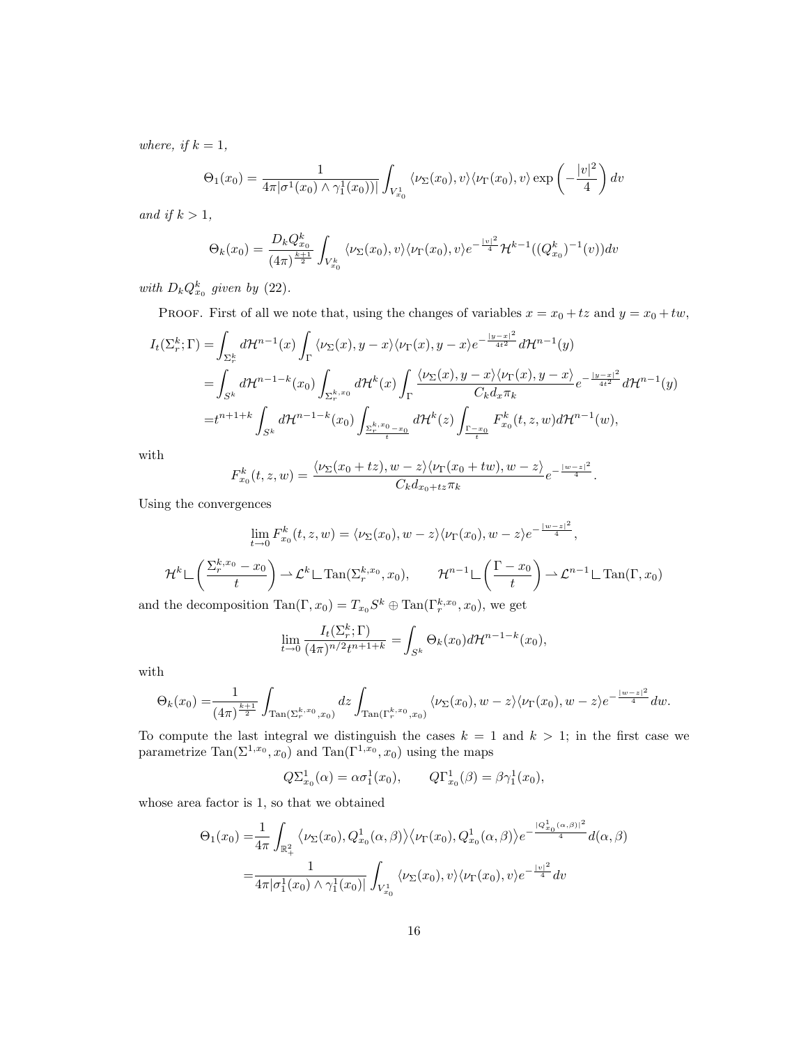*where, if $k = 1$,*

$$\Theta_1(x_0) = \frac{1}{4\pi|\sigma^1(x_0) \wedge \gamma_1^1(x_0))|} \int_{V_{x_0}^1} \langle \nu_\Sigma(x_0), v\rangle \langle \nu_\Gamma(x_0), v\rangle \exp\left(-\frac{|v|^2}{4}\right) dv$$

*and if $k > 1$,*

$$\Theta_k(x_0) = \frac{D_k Q_{x_0}^k}{(4\pi)^{\frac{k+1}{2}}} \int_{V_{x_0}^k} \langle \nu_\Sigma(x_0), v\rangle \langle \nu_\Gamma(x_0), v\rangle e^{-\frac{|v|^2}{4}} \mathcal{H}^{k-1}((Q_{x_0}^k)^{-1}(v)) dv$$

*with $D_k Q_{x_0}^k$ given by* (22).

Proof. First of all we note that, using the changes of variables $x = x_0 + tz$ and $y = x_0 + tw$,

$$\begin{aligned}
I_t(\Sigma_r^k; \Gamma) =& \int_{\Sigma_r^k} d\mathcal{H}^{n-1}(x) \int_\Gamma \langle \nu_\Sigma(x), y - x\rangle \langle \nu_\Gamma(x), y - x\rangle e^{-\frac{|y-x|^2}{4t^2}} d\mathcal{H}^{n-1}(y) \\
=& \int_{S^k} d\mathcal{H}^{n-1-k}(x_0) \int_{\Sigma_r^{k,x_0}} d\mathcal{H}^k(x) \int_\Gamma \frac{\langle \nu_\Sigma(x), y - x\rangle \langle \nu_\Gamma(x), y - x\rangle}{C_k d_x \pi_k} e^{-\frac{|y-x|^2}{4t^2}} d\mathcal{H}^{n-1}(y) \\
=& t^{n+1+k} \int_{S^k} d\mathcal{H}^{n-1-k}(x_0) \int_{\frac{\Sigma_r^{k,x_0} - x_0}{t}} d\mathcal{H}^k(z) \int_{\frac{\Gamma - x_0}{t}} F_{x_0}^k(t, z, w) d\mathcal{H}^{n-1}(w),
\end{aligned}$$

with

$$F_{x_0}^k(t, z, w) = \frac{\langle \nu_\Sigma(x_0 + tz), w - z\rangle \langle \nu_\Gamma(x_0 + tw), w - z\rangle}{C_k d_{x_0+tz} \pi_k} e^{-\frac{|w-z|^2}{4}}.$$

Using the convergences

$$\lim_{t\to 0} F_{x_0}^k(t, z, w) = \langle \nu_\Sigma(x_0), w - z\rangle \langle \nu_\Gamma(x_0), w - z\rangle e^{-\frac{|w-z|^2}{4}},$$

$$\mathcal{H}^k \llcorner \left(\frac{\Sigma_r^{k,x_0} - x_0}{t}\right) \rightharpoonup \mathcal{L}^k \llcorner \operatorname{Tan}(\Sigma_r^{k,x_0}, x_0), \qquad \mathcal{H}^{n-1} \llcorner \left(\frac{\Gamma - x_0}{t}\right) \rightharpoonup \mathcal{L}^{n-1} \llcorner \operatorname{Tan}(\Gamma, x_0)$$

and the decomposition $\operatorname{Tan}(\Gamma, x_0) = T_{x_0} S^k \oplus \operatorname{Tan}(\Gamma_r^{k,x_0}, x_0)$, we get

$$\lim_{t\to 0} \frac{I_t(\Sigma_r^k; \Gamma)}{(4\pi)^{n/2} t^{n+1+k}} = \int_{S^k} \Theta_k(x_0) d\mathcal{H}^{n-1-k}(x_0),$$

with

$$\Theta_k(x_0) = \frac{1}{(4\pi)^{\frac{k+1}{2}}} \int_{\operatorname{Tan}(\Sigma_r^{k,x_0}, x_0)} dz \int_{\operatorname{Tan}(\Gamma_r^{k,x_0}, x_0)} \langle \nu_\Sigma(x_0), w - z\rangle \langle \nu_\Gamma(x_0), w - z\rangle e^{-\frac{|w-z|^2}{4}} dw.$$

To compute the last integral we distinguish the cases $k = 1$ and $k > 1$; in the first case we parametrize $\operatorname{Tan}(\Sigma^{1,x_0}, x_0)$ and $\operatorname{Tan}(\Gamma^{1,x_0}, x_0)$ using the maps

$$Q\Sigma_{x_0}^1(\alpha) = \alpha\sigma_1^1(x_0), \qquad Q\Gamma_{x_0}^1(\beta) = \beta\gamma_1^1(x_0),$$

whose area factor is 1, so that we obtained

$$\begin{aligned}
\Theta_1(x_0) =& \frac{1}{4\pi} \int_{\mathbb{R}_+^2} \langle \nu_\Sigma(x_0), Q_{x_0}^1(\alpha, \beta)\rangle \langle \nu_\Gamma(x_0), Q_{x_0}^1(\alpha, \beta)\rangle e^{-\frac{|Q_{x_0}^1(\alpha,\beta)|^2}{4}} d(\alpha, \beta) \\
=& \frac{1}{4\pi|\sigma_1^1(x_0) \wedge \gamma_1^1(x_0)|} \int_{V_{x_0}^1} \langle \nu_\Sigma(x_0), v\rangle \langle \nu_\Gamma(x_0), v\rangle e^{-\frac{|v|^2}{4}} dv
\end{aligned}$$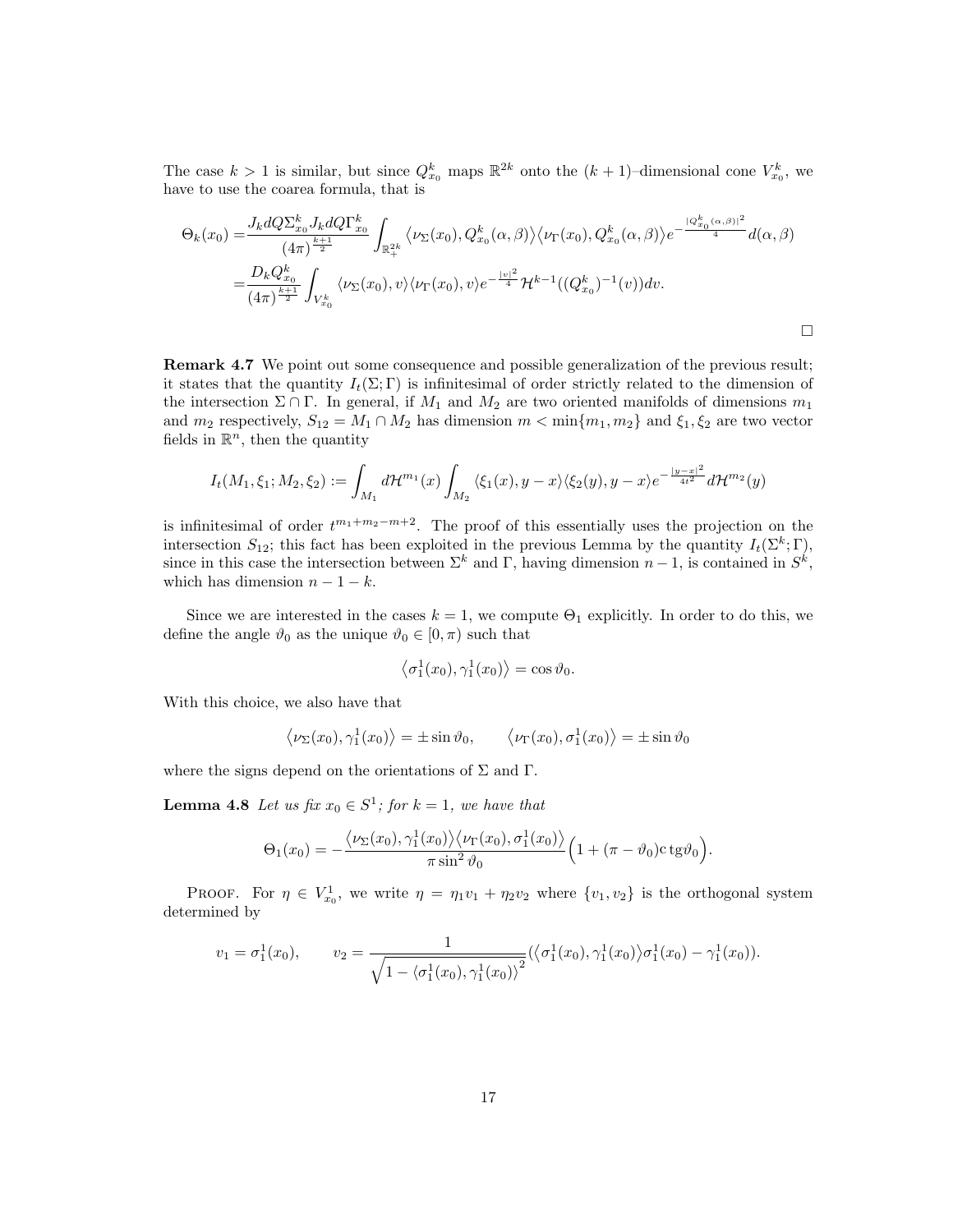The case $k > 1$ is similar, but since $Q^k_{x_0}$ maps $\mathbb{R}^{2k}$ onto the $(k+1)$–dimensional cone $V^k_{x_0}$, we have to use the coarea formula, that is

$$
\begin{aligned}
\Theta_k(x_0) =& \frac{J_k dQ\Sigma^k_{x_0} J_k dQ\Gamma^k_{x_0}}{(4\pi)^{\frac{k+1}{2}}} \int_{\mathbb{R}^{2k}_+} \left\langle \nu_\Sigma(x_0), Q^k_{x_0}(\alpha,\beta)\right\rangle \left\langle \nu_\Gamma(x_0), Q^k_{x_0}(\alpha,\beta)\right\rangle e^{-\frac{|Q^k_{x_0}(\alpha,\beta)|^2}{4}} d(\alpha,\beta) \\
=& \frac{D_k Q^k_{x_0}}{(4\pi)^{\frac{k+1}{2}}} \int_{V^k_{x_0}} \langle \nu_\Sigma(x_0), v\rangle \langle \nu_\Gamma(x_0), v\rangle e^{-\frac{|v|^2}{4}} \mathcal{H}^{k-1}((Q^k_{x_0})^{-1}(v)) dv.
\end{aligned}
$$

$\square$

**Remark 4.7** We point out some consequence and possible generalization of the previous result; it states that the quantity $I_t(\Sigma;\Gamma)$ is infinitesimal of order strictly related to the dimension of the intersection $\Sigma \cap \Gamma$. In general, if $M_1$ and $M_2$ are two oriented manifolds of dimensions $m_1$ and $m_2$ respectively, $S_{12} = M_1 \cap M_2$ has dimension $m < \min\{m_1, m_2\}$ and $\xi_1, \xi_2$ are two vector fields in $\mathbb{R}^n$, then the quantity

$$
I_t(M_1, \xi_1; M_2, \xi_2) := \int_{M_1} d\mathcal{H}^{m_1}(x) \int_{M_2} \langle \xi_1(x), y - x\rangle \langle \xi_2(y), y - x\rangle e^{-\frac{|y-x|^2}{4t^2}} d\mathcal{H}^{m_2}(y)
$$

is infinitesimal of order $t^{m_1+m_2-m+2}$. The proof of this essentially uses the projection on the intersection $S_{12}$; this fact has been exploited in the previous Lemma by the quantity $I_t(\Sigma^k;\Gamma)$, since in this case the intersection between $\Sigma^k$ and $\Gamma$, having dimension $n-1$, is contained in $S^k$, which has dimension $n - 1 - k$.

Since we are interested in the cases $k = 1$, we compute $\Theta_1$ explicitly. In order to do this, we define the angle $\vartheta_0$ as the unique $\vartheta_0 \in [0,\pi)$ such that

$$
\left\langle \sigma^1_1(x_0), \gamma^1_1(x_0)\right\rangle = \cos\vartheta_0.
$$

With this choice, we also have that

$$
\left\langle \nu_\Sigma(x_0), \gamma^1_1(x_0)\right\rangle = \pm \sin\vartheta_0, \qquad \left\langle \nu_\Gamma(x_0), \sigma^1_1(x_0)\right\rangle = \pm \sin\vartheta_0
$$

where the signs depend on the orientations of $\Sigma$ and $\Gamma$.

**Lemma 4.8** *Let us fix $x_0 \in S^1$; for $k = 1$, we have that*

$$
\Theta_1(x_0) = -\frac{\left\langle \nu_\Sigma(x_0), \gamma^1_1(x_0)\right\rangle \left\langle \nu_\Gamma(x_0), \sigma^1_1(x_0)\right\rangle}{\pi \sin^2\vartheta_0} \Big(1 + (\pi - \vartheta_0)\mathrm{c\,tg}\vartheta_0\Big).
$$

PROOF. For $\eta \in V^1_{x_0}$, we write $\eta = \eta_1 v_1 + \eta_2 v_2$ where $\{v_1, v_2\}$ is the orthogonal system determined by

$$
v_1 = \sigma^1_1(x_0), \qquad v_2 = \frac{1}{\sqrt{1 - \left\langle \sigma^1_1(x_0), \gamma^1_1(x_0)\right\rangle^2}} (\left\langle \sigma^1_1(x_0), \gamma^1_1(x_0)\right\rangle \sigma^1_1(x_0) - \gamma^1_1(x_0)).
$$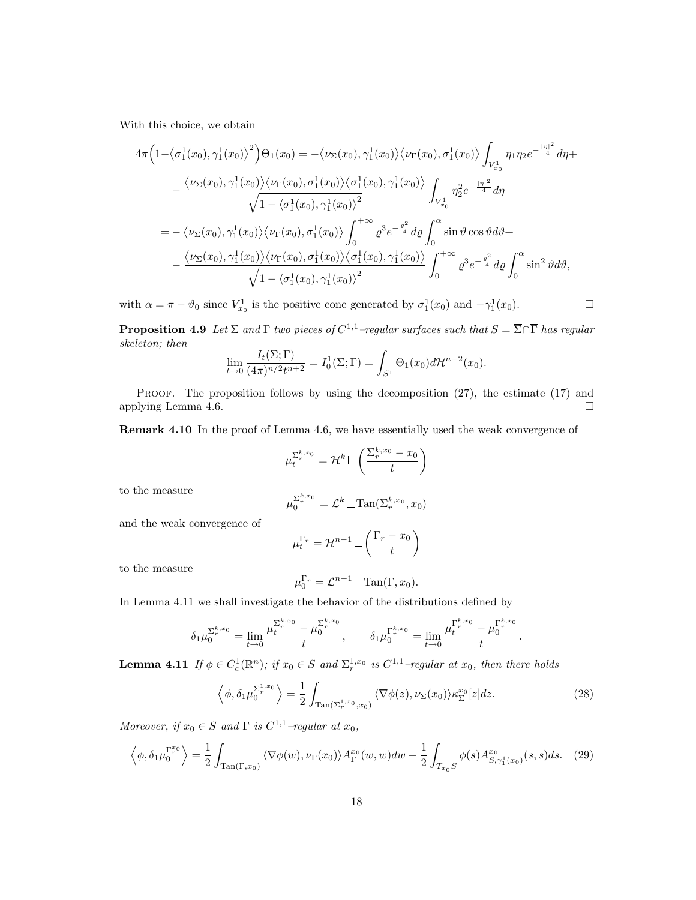With this choice, we obtain

$$
\begin{aligned}
4\pi\Big(1-\big\langle\sigma_1^1(x_0),\gamma_1^1(x_0)\big\rangle^2\Big)\Theta_1(x_0) &= -\big\langle\nu_\Sigma(x_0),\gamma_1^1(x_0)\big\rangle\big\langle\nu_\Gamma(x_0),\sigma_1^1(x_0)\big\rangle\int_{V^1_{x_0}}\eta_1\eta_2 e^{-\frac{|\eta|^2}{4}}d\eta+\\
&\quad-\frac{\big\langle\nu_\Sigma(x_0),\gamma_1^1(x_0)\big\rangle\big\langle\nu_\Gamma(x_0),\sigma_1^1(x_0)\big\rangle\big\langle\sigma_1^1(x_0),\gamma_1^1(x_0)\big\rangle}{\sqrt{1-\langle\sigma_1^1(x_0),\gamma_1^1(x_0)\rangle^2}}\int_{V^1_{x_0}}\eta_2^2 e^{-\frac{|\eta|^2}{4}}d\eta\\
&=-\big\langle\nu_\Sigma(x_0),\gamma_1^1(x_0)\big\rangle\big\langle\nu_\Gamma(x_0),\sigma_1^1(x_0)\big\rangle\int_0^{+\infty}\varrho^3 e^{-\frac{\varrho^2}{4}}d\varrho\int_0^\alpha\sin\vartheta\cos\vartheta d\vartheta+\\
&\quad-\frac{\big\langle\nu_\Sigma(x_0),\gamma_1^1(x_0)\big\rangle\big\langle\nu_\Gamma(x_0),\sigma_1^1(x_0)\big\rangle\big\langle\sigma_1^1(x_0),\gamma_1^1(x_0)\big\rangle}{\sqrt{1-\langle\sigma_1^1(x_0),\gamma_1^1(x_0)\rangle^2}}\int_0^{+\infty}\varrho^3 e^{-\frac{\varrho^2}{4}}d\varrho\int_0^\alpha\sin^2\vartheta d\vartheta,
\end{aligned}
$$

with $\alpha=\pi-\vartheta_0$ since $V^1_{x_0}$ is the positive cone generated by $\sigma_1^1(x_0)$ and $-\gamma_1^1(x_0)$. □

**Proposition 4.9** *Let $\Sigma$ and $\Gamma$ two pieces of $C^{1,1}$–regular surfaces such that $S=\overline{\Sigma}\cap\overline{\Gamma}$ has regular skeleton; then*

$$
\lim_{t\to 0}\frac{I_t(\Sigma;\Gamma)}{(4\pi)^{n/2}t^{n+2}}=I_0^1(\Sigma;\Gamma)=\int_{S^1}\Theta_1(x_0)d\mathcal{H}^{n-2}(x_0).
$$

Proof. The proposition follows by using the decomposition (27), the estimate (17) and applying Lemma 4.6. □

**Remark 4.10** In the proof of Lemma 4.6, we have essentially used the weak convergence of

$$
\mu_t^{\Sigma_r^{k,x_0}}=\mathcal{H}^k\llcorner\left(\frac{\Sigma_r^{k,x_0}-x_0}{t}\right)
$$

to the measure

$$
\mu_0^{\Sigma_r^{k,x_0}}=\mathcal{L}^k\llcorner\operatorname{Tan}(\Sigma_r^{k,x_0},x_0)
$$

and the weak convergence of

$$
\mu_t^{\Gamma_r}=\mathcal{H}^{n-1}\llcorner\left(\frac{\Gamma_r-x_0}{t}\right)
$$

to the measure

$$
\mu_0^{\Gamma_r}=\mathcal{L}^{n-1}\llcorner\operatorname{Tan}(\Gamma,x_0).
$$

In Lemma 4.11 we shall investigate the behavior of the distributions defined by

$$
\delta_1\mu_0^{\Sigma_r^{k,x_0}}=\lim_{t\to 0}\frac{\mu_t^{\Sigma_r^{k,x_0}}-\mu_0^{\Sigma_r^{k,x_0}}}{t},\qquad \delta_1\mu_0^{\Gamma_r^{k,x_0}}=\lim_{t\to 0}\frac{\mu_t^{\Gamma_r^{k,x_0}}-\mu_0^{\Gamma_r^{k,x_0}}}{t}.
$$

**Lemma 4.11** *If $\phi\in C^1_c(\mathbb{R}^n)$; if $x_0\in S$ and $\Sigma_r^{1,x_0}$ is $C^{1,1}$–regular at $x_0$, then there holds*

$$
\left\langle\phi,\delta_1\mu_0^{\Sigma_r^{1,x_0}}\right\rangle=\frac{1}{2}\int_{\operatorname{Tan}(\Sigma_r^{1,x_0},x_0)}\langle\nabla\phi(z),\nu_\Sigma(x_0)\rangle\kappa_\Sigma^{x_0}[z]dz. \tag{28}
$$

*Moreover, if $x_0\in S$ and $\Gamma$ is $C^{1,1}$–regular at $x_0$,*

$$
\left\langle\phi,\delta_1\mu_0^{\Gamma_r^{x_0}}\right\rangle=\frac{1}{2}\int_{\operatorname{Tan}(\Gamma,x_0)}\langle\nabla\phi(w),\nu_\Gamma(x_0)\rangle A_\Gamma^{x_0}(w,w)dw-\frac{1}{2}\int_{T_{x_0}S}\phi(s)A^{x_0}_{S,\gamma_1^1(x_0)}(s,s)ds. \tag{29}
$$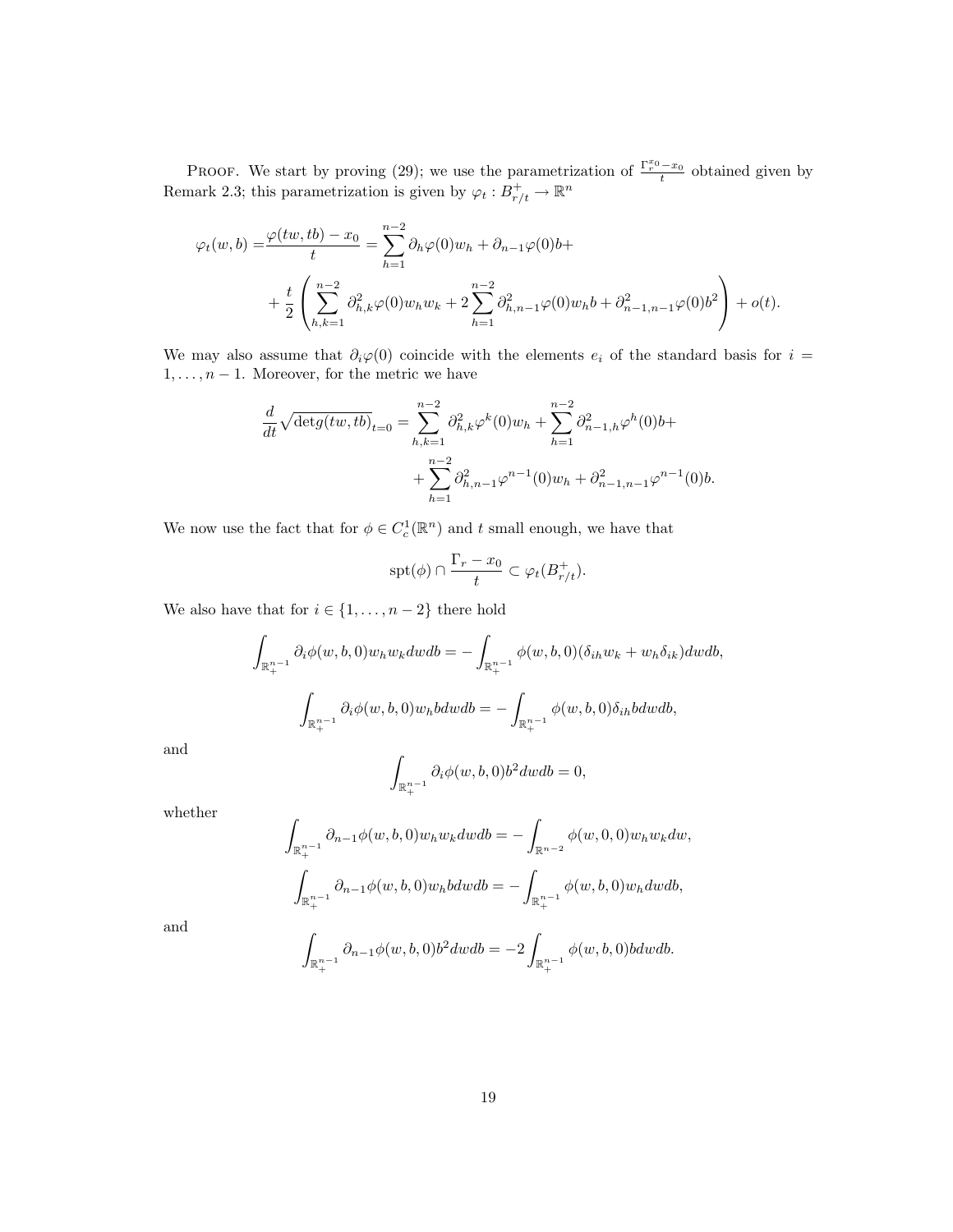Proof. We start by proving (29); we use the parametrization of $\frac{\Gamma_r^{x_0}-x_0}{t}$ obtained given by Remark 2.3; this parametrization is given by $\varphi_t : B^+_{r/t} \to \mathbb{R}^n$

$$
\begin{aligned}
\varphi_t(w,b) =& \frac{\varphi(tw,tb)-x_0}{t} = \sum_{h=1}^{n-2} \partial_h \varphi(0) w_h + \partial_{n-1}\varphi(0) b + \\
&+ \frac{t}{2}\left( \sum_{h,k=1}^{n-2} \partial^2_{h,k}\varphi(0) w_h w_k + 2\sum_{h=1}^{n-2} \partial^2_{h,n-1}\varphi(0) w_h b + \partial^2_{n-1,n-1}\varphi(0) b^2 \right) + o(t).
\end{aligned}
$$

We may also assume that $\partial_i \varphi(0)$ coincide with the elements $e_i$ of the standard basis for $i = 1,\dots,n-1$. Moreover, for the metric we have

$$
\begin{aligned}
\frac{d}{dt}\sqrt{\det g(tw,tb)}_{t=0} = & \sum_{h,k=1}^{n-2} \partial^2_{h,k}\varphi^k(0) w_h + \sum_{h=1}^{n-2} \partial^2_{n-1,h}\varphi^h(0) b + \\
&+ \sum_{h=1}^{n-2} \partial^2_{h,n-1}\varphi^{n-1}(0) w_h + \partial^2_{n-1,n-1}\varphi^{n-1}(0) b.
\end{aligned}
$$

We now use the fact that for $\phi \in C^1_c(\mathbb{R}^n)$ and $t$ small enough, we have that

$$
\mathrm{spt}(\phi) \cap \frac{\Gamma_r - x_0}{t} \subset \varphi_t(B^+_{r/t}).
$$

We also have that for $i \in \{1,\dots,n-2\}$ there hold

$$
\int_{\mathbb{R}^{n-1}_+} \partial_i \phi(w,b,0) w_h w_k \, dw db = -\int_{\mathbb{R}^{n-1}_+} \phi(w,b,0)(\delta_{ih} w_k + w_h \delta_{ik}) \, dw db,
$$

$$
\int_{\mathbb{R}^{n-1}_+} \partial_i \phi(w,b,0) w_h b \, dw db = -\int_{\mathbb{R}^{n-1}_+} \phi(w,b,0)\delta_{ih} b \, dw db,
$$

and

$$
\int_{\mathbb{R}^{n-1}_+} \partial_i \phi(w,b,0) b^2 \, dw db = 0,
$$

whether

$$
\int_{\mathbb{R}^{n-1}_+} \partial_{n-1} \phi(w,b,0) w_h w_k \, dw db = -\int_{\mathbb{R}^{n-2}} \phi(w,0,0) w_h w_k \, dw,
$$

$$
\int_{\mathbb{R}^{n-1}_+} \partial_{n-1} \phi(w,b,0) w_h b \, dw db = -\int_{\mathbb{R}^{n-1}_+} \phi(w,b,0) w_h \, dw db,
$$

and

$$
\int_{\mathbb{R}^{n-1}_+} \partial_{n-1} \phi(w,b,0) b^2 \, dw db = -2\int_{\mathbb{R}^{n-1}_+} \phi(w,b,0) b \, dw db.
$$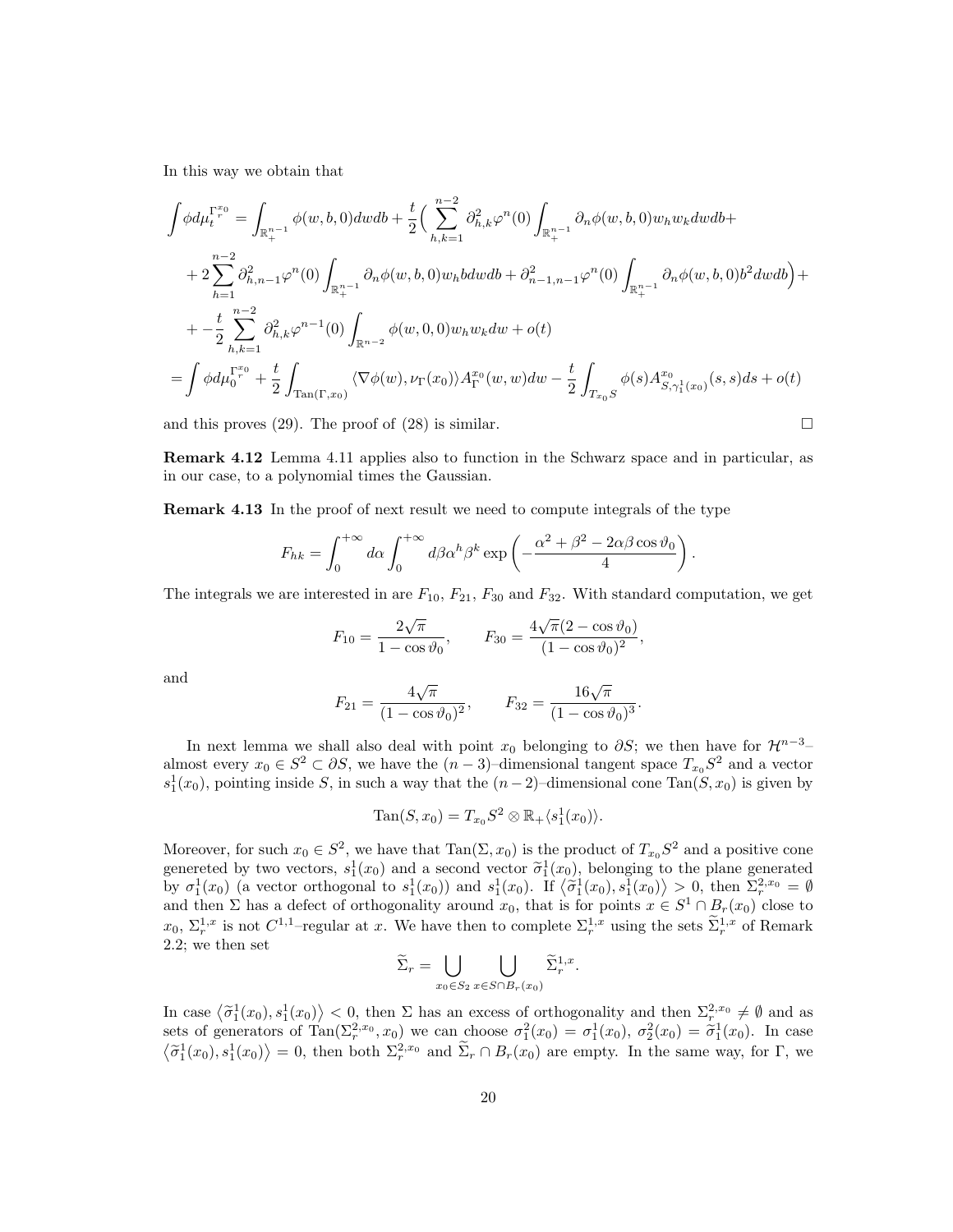In this way we obtain that

$$
\begin{aligned}
\int \phi d\mu_t^{\Gamma_r^{x_0}} &= \int_{\mathbb{R}^{n-1}_+} \phi(w,b,0) dw db + \frac{t}{2}\Big( \sum_{h,k=1}^{n-2} \partial^2_{h,k}\varphi^n(0) \int_{\mathbb{R}^{n-1}_+} \partial_n \phi(w,b,0) w_h w_k dw db + \\
&\quad + 2\sum_{h=1}^{n-2} \partial^2_{h,n-1}\varphi^n(0) \int_{\mathbb{R}^{n-1}_+} \partial_n \phi(w,b,0) w_h b dw db + \partial^2_{n-1,n-1}\varphi^n(0) \int_{\mathbb{R}^{n-1}_+} \partial_n \phi(w,b,0) b^2 dw db \Big) + \\
&\quad + - \frac{t}{2} \sum_{h,k=1}^{n-2} \partial^2_{h,k}\varphi^{n-1}(0) \int_{\mathbb{R}^{n-2}} \phi(w,0,0) w_h w_k dw + o(t) \\
&= \int \phi d\mu_0^{\Gamma_r^{x_0}} + \frac{t}{2} \int_{\mathrm{Tan}(\Gamma,x_0)} \langle \nabla \phi(w), \nu_\Gamma(x_0) \rangle A_\Gamma^{x_0}(w,w) dw - \frac{t}{2} \int_{T_{x_0}S} \phi(s) A^{x_0}_{S,\gamma_1^1(x_0)}(s,s) ds + o(t)
\end{aligned}
$$

and this proves (29). The proof of (28) is similar. $\square$

**Remark 4.12** Lemma 4.11 applies also to function in the Schwarz space and in particular, as in our case, to a polynomial times the Gaussian.

**Remark 4.13** In the proof of next result we need to compute integrals of the type

$$
F_{hk} = \int_0^{+\infty} d\alpha \int_0^{+\infty} d\beta \alpha^h \beta^k \exp\left( - \frac{\alpha^2 + \beta^2 - 2\alpha\beta\cos\vartheta_0}{4} \right).
$$

The integrals we are interested in are $F_{10}$, $F_{21}$, $F_{30}$ and $F_{32}$. With standard computation, we get

$$
F_{10} = \frac{2\sqrt{\pi}}{1-\cos\vartheta_0}, \qquad F_{30} = \frac{4\sqrt{\pi}(2-\cos\vartheta_0)}{(1-\cos\vartheta_0)^2},
$$

and

$$
F_{21} = \frac{4\sqrt{\pi}}{(1-\cos\vartheta_0)^2}, \qquad F_{32} = \frac{16\sqrt{\pi}}{(1-\cos\vartheta_0)^3}.
$$

In next lemma we shall also deal with point $x_0$ belonging to $\partial S$; we then have for $\mathcal{H}^{n-3}$–almost every $x_0 \in S^2 \subset \partial S$, we have the $(n-3)$–dimensional tangent space $T_{x_0}S^2$ and a vector $s_1^1(x_0)$, pointing inside $S$, in such a way that the $(n-2)$–dimensional cone $\mathrm{Tan}(S,x_0)$ is given by

$$
\mathrm{Tan}(S,x_0) = T_{x_0}S^2 \otimes \mathbb{R}_+ \langle s_1^1(x_0) \rangle.
$$

Moreover, for such $x_0 \in S^2$, we have that $\mathrm{Tan}(\Sigma,x_0)$ is the product of $T_{x_0}S^2$ and a positive cone genereted by two vectors, $s_1^1(x_0)$ and a second vector $\widetilde{\sigma}_1^1(x_0)$, belonging to the plane generated by $\sigma_1^1(x_0)$ (a vector orthogonal to $s_1^1(x_0)$) and $s_1^1(x_0)$. If $\langle \widetilde{\sigma}_1^1(x_0), s_1^1(x_0) \rangle > 0$, then $\Sigma_r^{2,x_0} = \emptyset$ and then $\Sigma$ has a defect of orthogonality around $x_0$, that is for points $x \in S^1 \cap B_r(x_0)$ close to $x_0$, $\Sigma_r^{1,x}$ is not $C^{1,1}$–regular at $x$. We have then to complete $\Sigma_r^{1,x}$ using the sets $\widetilde{\Sigma}_r^{1,x}$ of Remark 2.2; we then set

$$
\widetilde{\Sigma}_r = \bigcup_{x_0 \in S_2} \bigcup_{x \in S \cap B_r(x_0)} \widetilde{\Sigma}_r^{1,x}.
$$

In case $\langle \widetilde{\sigma}_1^1(x_0), s_1^1(x_0) \rangle < 0$, then $\Sigma$ has an excess of orthogonality and then $\Sigma_r^{2,x_0} \neq \emptyset$ and as sets of generators of $\mathrm{Tan}(\Sigma_r^{2,x_0}, x_0)$ we can choose $\sigma_1^2(x_0) = \sigma_1^1(x_0)$, $\sigma_2^2(x_0) = \widetilde{\sigma}_1^1(x_0)$. In case $\langle \widetilde{\sigma}_1^1(x_0), s_1^1(x_0) \rangle = 0$, then both $\Sigma_r^{2,x_0}$ and $\widetilde{\Sigma}_r \cap B_r(x_0)$ are empty. In the same way, for $\Gamma$, we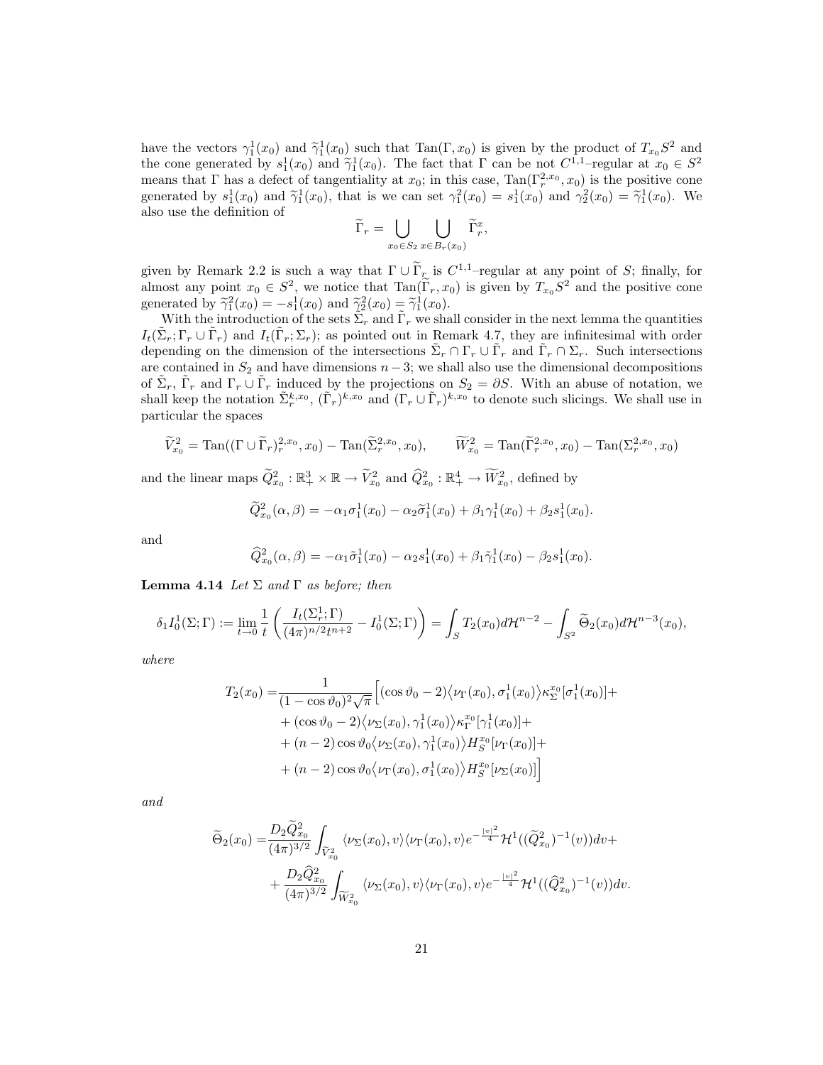have the vectors $\gamma_1^1(x_0)$ and $\widetilde{\gamma}_1^1(x_0)$ such that $\mathrm{Tan}(\Gamma, x_0)$ is given by the product of $T_{x_0}S^2$ and the cone generated by $s_1^1(x_0)$ and $\widetilde{\gamma}_1^1(x_0)$. The fact that $\Gamma$ can be not $C^{1,1}$–regular at $x_0 \in S^2$ means that $\Gamma$ has a defect of tangentiality at $x_0$; in this case, $\mathrm{Tan}(\Gamma_r^{2,x_0}, x_0)$ is the positive cone generated by $s_1^1(x_0)$ and $\widetilde{\gamma}_1^1(x_0)$, that is we can set $\gamma_1^2(x_0) = s_1^1(x_0)$ and $\gamma_2^2(x_0) = \widetilde{\gamma}_1^1(x_0)$. We also use the definition of

$$
\widetilde{\Gamma}_r = \bigcup_{x_0 \in S_2} \bigcup_{x \in B_r(x_0)} \widetilde{\Gamma}_r^x,
$$

given by Remark 2.2 is such a way that $\Gamma \cup \widetilde{\Gamma}_r$ is $C^{1,1}$–regular at any point of $S$; finally, for almost any point $x_0 \in S^2$, we notice that $\mathrm{Tan}(\widetilde{\Gamma}_r, x_0)$ is given by $T_{x_0}S^2$ and the positive cone generated by $\widetilde{\gamma}_1^2(x_0) = -s_1^1(x_0)$ and $\widetilde{\gamma}_2^2(x_0) = \widetilde{\gamma}_1^1(x_0)$.

With the introduction of the sets $\tilde{\Sigma}_r$ and $\tilde{\Gamma}_r$ we shall consider in the next lemma the quantities $I_t(\tilde{\Sigma}_r; \Gamma_r \cup \tilde{\Gamma}_r)$ and $I_t(\tilde{\Gamma}_r; \Sigma_r)$; as pointed out in Remark 4.7, they are infinitesimal with order depending on the dimension of the intersections $\tilde{\Sigma}_r \cap \Gamma_r \cup \tilde{\Gamma}_r$ and $\tilde{\Gamma}_r \cap \Sigma_r$. Such intersections are contained in $S_2$ and have dimensions $n-3$; we shall also use the dimensional decompositions of $\tilde{\Sigma}_r$, $\tilde{\Gamma}_r$ and $\Gamma_r \cup \tilde{\Gamma}_r$ induced by the projections on $S_2 = \partial S$. With an abuse of notation, we shall keep the notation $\tilde{\Sigma}_r^{k,x_0}$, $(\tilde{\Gamma}_r)^{k,x_0}$ and $(\Gamma_r \cup \tilde{\Gamma}_r)^{k,x_0}$ to denote such slicings. We shall use in particular the spaces

$$
\widetilde{V}_{x_0}^2 = \mathrm{Tan}((\Gamma \cup \widetilde{\Gamma}_r)_r^{2,x_0}, x_0) - \mathrm{Tan}(\widetilde{\Sigma}_r^{2,x_0}, x_0), \qquad \widetilde{W}_{x_0}^2 = \mathrm{Tan}(\widetilde{\Gamma}_r^{2,x_0}, x_0) - \mathrm{Tan}(\Sigma_r^{2,x_0}, x_0)
$$

and the linear maps $\widetilde{Q}_{x_0}^2 : \mathbb{R}_+^3 \times \mathbb{R} \to \widetilde{V}_{x_0}^2$ and $\widehat{Q}_{x_0}^2 : \mathbb{R}_+^4 \to \widetilde{W}_{x_0}^2$, defined by

$$
\widetilde{Q}_{x_0}^2(\alpha, \beta) = -\alpha_1 \sigma_1^1(x_0) - \alpha_2 \widetilde{\sigma}_1^1(x_0) + \beta_1 \gamma_1^1(x_0) + \beta_2 s_1^1(x_0).
$$

and

$$
\widehat{Q}_{x_0}^2(\alpha, \beta) = -\alpha_1 \tilde{\sigma}_1^1(x_0) - \alpha_2 s_1^1(x_0) + \beta_1 \tilde{\gamma}_1^1(x_0) - \beta_2 s_1^1(x_0).
$$

**Lemma 4.14** *Let $\Sigma$ and $\Gamma$ as before; then*

$$
\delta_1 I_0^1(\Sigma; \Gamma) := \lim_{t \to 0} \frac{1}{t} \left( \frac{I_t(\Sigma_r^1; \Gamma)}{(4\pi)^{n/2} t^{n+2}} - I_0^1(\Sigma; \Gamma) \right) = \int_S T_2(x_0) d\mathcal{H}^{n-2} - \int_{S^2} \widetilde{\Theta}_2(x_0) d\mathcal{H}^{n-3}(x_0),
$$

*where*

$$
\begin{aligned}
T_2(x_0) =& \frac{1}{(1 - \cos\vartheta_0)^2 \sqrt{\pi}} \Big[ (\cos\vartheta_0 - 2) \big\langle \nu_\Gamma(x_0), \sigma_1^1(x_0) \big\rangle \kappa_\Sigma^{x_0}[\sigma_1^1(x_0)] + \\
&+ (\cos\vartheta_0 - 2) \big\langle \nu_\Sigma(x_0), \gamma_1^1(x_0) \big\rangle \kappa_\Gamma^{x_0}[\gamma_1^1(x_0)] + \\
&+ (n-2) \cos\vartheta_0 \big\langle \nu_\Sigma(x_0), \gamma_1^1(x_0) \big\rangle H_S^{x_0}[\nu_\Gamma(x_0)] + \\
&+ (n-2) \cos\vartheta_0 \big\langle \nu_\Gamma(x_0), \sigma_1^1(x_0) \big\rangle H_S^{x_0}[\nu_\Sigma(x_0)] \Big]
\end{aligned}
$$

*and*

$$
\begin{aligned}
\widetilde{\Theta}_2(x_0) =& \frac{D_2 \widetilde{Q}_{x_0}^2}{(4\pi)^{3/2}} \int_{\widetilde{V}_{x_0}^2} \langle \nu_\Sigma(x_0), v \rangle \langle \nu_\Gamma(x_0), v \rangle e^{-\frac{|v|^2}{4}} \mathcal{H}^1((\widetilde{Q}_{x_0}^2)^{-1}(v)) dv + \\
&+ \frac{D_2 \widehat{Q}_{x_0}^2}{(4\pi)^{3/2}} \int_{\widetilde{W}_{x_0}^2} \langle \nu_\Sigma(x_0), v \rangle \langle \nu_\Gamma(x_0), v \rangle e^{-\frac{|v|^2}{4}} \mathcal{H}^1((\widehat{Q}_{x_0}^2)^{-1}(v)) dv.
\end{aligned}
$$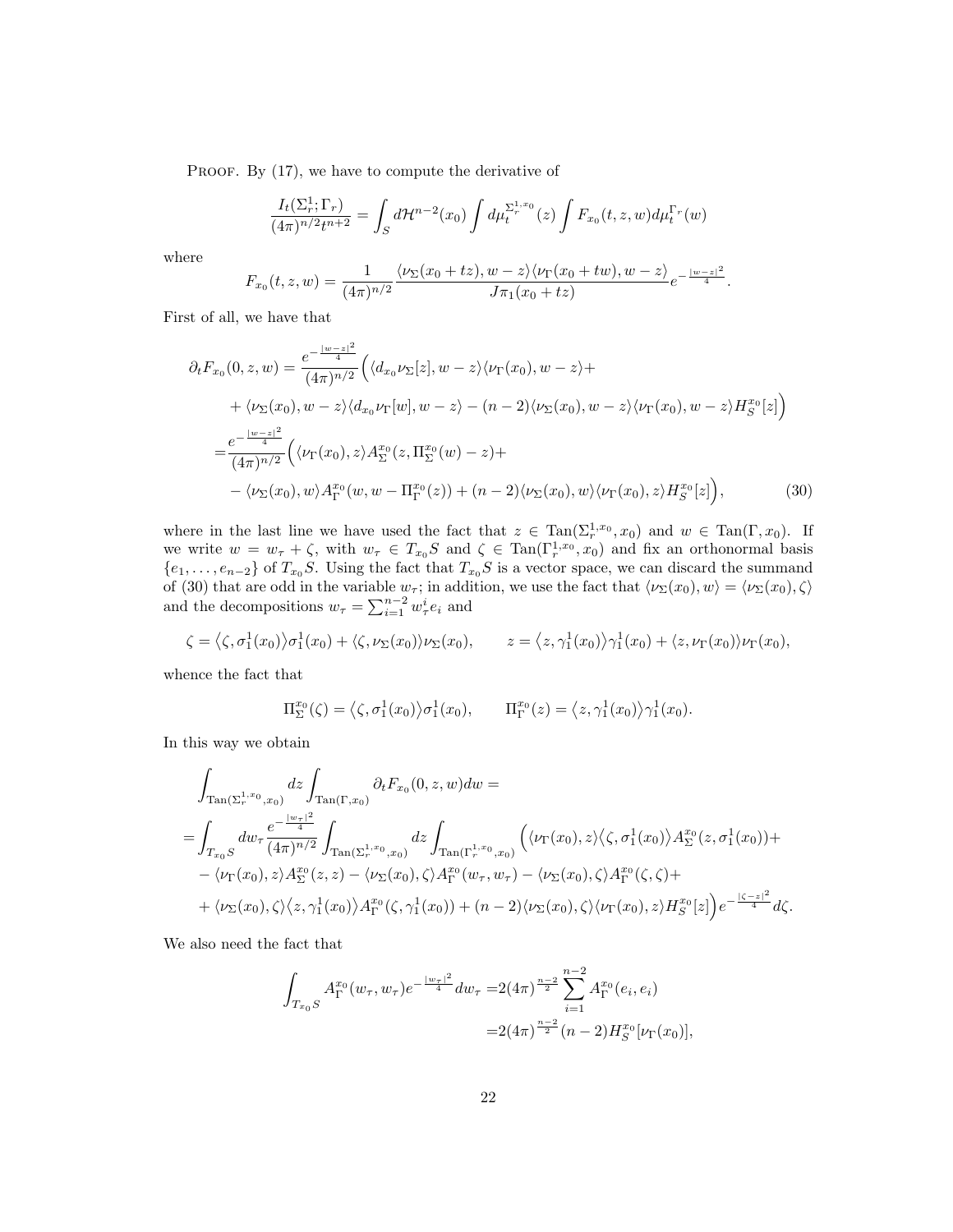PROOF. By (17), we have to compute the derivative of

$$\frac{I_t(\Sigma_r^1;\Gamma_r)}{(4\pi)^{n/2}t^{n+2}} = \int_S d\mathcal{H}^{n-2}(x_0)\int d\mu_t^{\Sigma_r^{1,x_0}}(z)\int F_{x_0}(t,z,w)d\mu_t^{\Gamma_r}(w)$$

where

$$F_{x_0}(t,z,w) = \frac{1}{(4\pi)^{n/2}}\frac{\langle \nu_\Sigma(x_0+tz), w-z\rangle\langle \nu_\Gamma(x_0+tw), w-z\rangle}{J\pi_1(x_0+tz)}e^{-\frac{|w-z|^2}{4}}.$$

First of all, we have that

$$\begin{aligned}
\partial_t F_{x_0}(0,z,w) =& \frac{e^{-\frac{|w-z|^2}{4}}}{(4\pi)^{n/2}}\Big(\langle d_{x_0}\nu_\Sigma[z], w-z\rangle\langle \nu_\Gamma(x_0), w-z\rangle + \\
&+ \langle \nu_\Sigma(x_0), w-z\rangle\langle d_{x_0}\nu_\Gamma[w], w-z\rangle - (n-2)\langle \nu_\Sigma(x_0), w-z\rangle\langle \nu_\Gamma(x_0), w-z\rangle H_S^{x_0}[z]\Big) \\
=& \frac{e^{-\frac{|w-z|^2}{4}}}{(4\pi)^{n/2}}\Big(\langle \nu_\Gamma(x_0), z\rangle A_\Sigma^{x_0}(z, \Pi_\Sigma^{x_0}(w)-z) + \\
&- \langle \nu_\Sigma(x_0), w\rangle A_\Gamma^{x_0}(w, w-\Pi_\Gamma^{x_0}(z)) + (n-2)\langle \nu_\Sigma(x_0), w\rangle\langle \nu_\Gamma(x_0), z\rangle H_S^{x_0}[z]\Big), \qquad (30)
\end{aligned}$$

where in the last line we have used the fact that $z \in \mathrm{Tan}(\Sigma_r^{1,x_0}, x_0)$ and $w \in \mathrm{Tan}(\Gamma, x_0)$. If we write $w = w_\tau + \zeta$, with $w_\tau \in T_{x_0}S$ and $\zeta \in \mathrm{Tan}(\Gamma_r^{1,x_0}, x_0)$ and fix an orthonormal basis $\{e_1, \ldots, e_{n-2}\}$ of $T_{x_0}S$. Using the fact that $T_{x_0}S$ is a vector space, we can discard the summand of (30) that are odd in the variable $w_\tau$; in addition, we use the fact that $\langle \nu_\Sigma(x_0), w\rangle = \langle \nu_\Sigma(x_0), \zeta\rangle$ and the decompositions $w_\tau = \sum_{i=1}^{n-2} w_\tau^i e_i$ and

$$\zeta = \big\langle \zeta, \sigma_1^1(x_0)\big\rangle\sigma_1^1(x_0) + \langle \zeta, \nu_\Sigma(x_0)\rangle\nu_\Sigma(x_0), \qquad z = \big\langle z, \gamma_1^1(x_0)\big\rangle\gamma_1^1(x_0) + \langle z, \nu_\Gamma(x_0)\rangle\nu_\Gamma(x_0),$$

whence the fact that

$$\Pi_\Sigma^{x_0}(\zeta) = \big\langle \zeta, \sigma_1^1(x_0)\big\rangle\sigma_1^1(x_0), \qquad \Pi_\Gamma^{x_0}(z) = \big\langle z, \gamma_1^1(x_0)\big\rangle\gamma_1^1(x_0).$$

In this way we obtain

$$\begin{aligned}
&\int_{\mathrm{Tan}(\Sigma_r^{1,x_0},x_0)} dz \int_{\mathrm{Tan}(\Gamma,x_0)} \partial_t F_{x_0}(0,z,w)dw = \\
=& \int_{T_{x_0}S} dw_\tau \frac{e^{-\frac{|w_\tau|^2}{4}}}{(4\pi)^{n/2}} \int_{\mathrm{Tan}(\Sigma_r^{1,x_0},x_0)} dz \int_{\mathrm{Tan}(\Gamma_r^{1,x_0},x_0)} \Big(\langle \nu_\Gamma(x_0), z\rangle\big\langle \zeta, \sigma_1^1(x_0)\big\rangle A_\Sigma^{x_0}(z, \sigma_1^1(x_0)) + \\
&- \langle \nu_\Gamma(x_0), z\rangle A_\Sigma^{x_0}(z,z) - \langle \nu_\Sigma(x_0), \zeta\rangle A_\Gamma^{x_0}(w_\tau, w_\tau) - \langle \nu_\Sigma(x_0), \zeta\rangle A_\Gamma^{x_0}(\zeta,\zeta) + \\
&+ \langle \nu_\Sigma(x_0), \zeta\rangle\big\langle z, \gamma_1^1(x_0)\big\rangle A_\Gamma^{x_0}(\zeta, \gamma_1^1(x_0)) + (n-2)\langle \nu_\Sigma(x_0), \zeta\rangle\langle \nu_\Gamma(x_0), z\rangle H_S^{x_0}[z]\Big)e^{-\frac{|\zeta-z|^2}{4}}d\zeta.
\end{aligned}$$

We also need the fact that

$$\begin{aligned}
\int_{T_{x_0}S} A_\Gamma^{x_0}(w_\tau, w_\tau)e^{-\frac{|w_\tau|^2}{4}}dw_\tau =& 2(4\pi)^{\frac{n-2}{2}}\sum_{i=1}^{n-2} A_\Gamma^{x_0}(e_i,e_i) \\
=& 2(4\pi)^{\frac{n-2}{2}}(n-2)H_S^{x_0}[\nu_\Gamma(x_0)],
\end{aligned}$$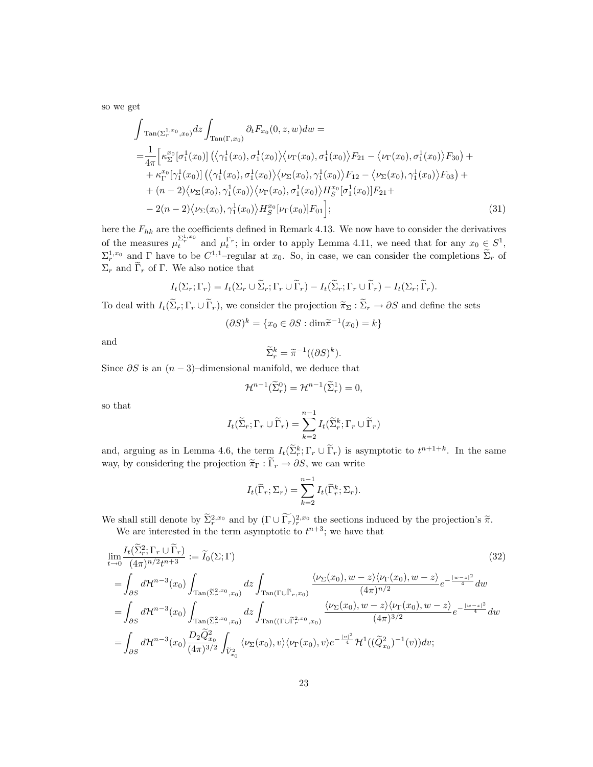so we get

$$
\begin{aligned}
&\int_{\mathrm{Tan}(\Sigma_r^{1,x_0},x_0)} dz \int_{\mathrm{Tan}(\Gamma,x_0)} \partial_t F_{x_0}(0,z,w)dw = \\
=&\frac{1}{4\pi}\Big[\kappa_\Sigma^{x_0}[\sigma_1^1(x_0)]\left(\langle\gamma_1^1(x_0),\sigma_1^1(x_0)\rangle\langle\nu_\Gamma(x_0),\sigma_1^1(x_0)\rangle F_{21} - \langle\nu_\Gamma(x_0),\sigma_1^1(x_0)\rangle F_{30}\right)+\\
&+\kappa_\Gamma^{x_0}[\gamma_1^1(x_0)]\left(\langle\gamma_1^1(x_0),\sigma_1^1(x_0)\rangle\langle\nu_\Sigma(x_0),\gamma_1^1(x_0)\rangle F_{12} - \langle\nu_\Sigma(x_0),\gamma_1^1(x_0)\rangle F_{03}\right)+\\
&+(n-2)\langle\nu_\Sigma(x_0),\gamma_1^1(x_0)\rangle\langle\nu_\Gamma(x_0),\sigma_1^1(x_0)\rangle H_S^{x_0}[\sigma_1^1(x_0)]F_{21}+\\
&-2(n-2)\langle\nu_\Sigma(x_0),\gamma_1^1(x_0)\rangle H_S^{x_0}[\nu_\Gamma(x_0)]F_{01}\Big]; \qquad (31)
\end{aligned}
$$

here the $F_{hk}$ are the coefficients defined in Remark 4.13. We now have to consider the derivatives of the measures $\mu_t^{\Sigma_r^{1,x_0}}$ and $\mu_t^{\Gamma_r}$; in order to apply Lemma 4.11, we need that for any $x_0 \in S^1$, $\Sigma_r^{1,x_0}$ and $\Gamma$ have to be $C^{1,1}$–regular at $x_0$. So, in case, we can consider the completions $\widetilde{\Sigma}_r$ of $\Sigma_r$ and $\widetilde{\Gamma}_r$ of $\Gamma$. We also notice that

$$
I_t(\Sigma_r;\Gamma_r) = I_t(\Sigma_r\cup\widetilde{\Sigma}_r;\Gamma_r\cup\widetilde{\Gamma}_r) - I_t(\widetilde{\Sigma}_r;\Gamma_r\cup\widetilde{\Gamma}_r) - I_t(\Sigma_r;\widetilde{\Gamma}_r).
$$

To deal with $I_t(\widetilde{\Sigma}_r;\Gamma_r\cup\widetilde{\Gamma}_r)$, we consider the projection $\widetilde{\pi}_\Sigma : \widetilde{\Sigma}_r \to \partial S$ and define the sets

$$
(\partial S)^k = \{x_0 \in \partial S : \dim \widetilde{\pi}^{-1}(x_0) = k\}
$$

and

$$
\widetilde{\Sigma}_r^k = \widetilde{\pi}^{-1}((\partial S)^k).
$$

Since $\partial S$ is an $(n-3)$–dimensional manifold, we deduce that

$$
\mathcal{H}^{n-1}(\widetilde{\Sigma}_r^0) = \mathcal{H}^{n-1}(\widetilde{\Sigma}_r^1) = 0,
$$

so that

$$
I_t(\widetilde{\Sigma}_r;\Gamma_r\cup\widetilde{\Gamma}_r) = \sum_{k=2}^{n-1} I_t(\widetilde{\Sigma}_r^k;\Gamma_r\cup\widetilde{\Gamma}_r)
$$

and, arguing as in Lemma 4.6, the term $I_t(\widetilde{\Sigma}_r^k;\Gamma_r\cup\widetilde{\Gamma}_r)$ is asymptotic to $t^{n+1+k}$. In the same way, by considering the projection $\widetilde{\pi}_\Gamma : \widetilde{\Gamma}_r \to \partial S$, we can write

$$
I_t(\widetilde{\Gamma}_r;\Sigma_r) = \sum_{k=2}^{n-1} I_t(\widetilde{\Gamma}_r^k;\Sigma_r).
$$

We shall still denote by $\widetilde{\Sigma}_r^{2,x_0}$ and by $(\Gamma\cup\widetilde{\Gamma_r})_r^{2,x_0}$ the sections induced by the projection's $\widetilde{\pi}$.

We are interested in the term asymptotic to $t^{n+3}$; we have that

$$
\begin{aligned}
&\lim_{t\to 0}\frac{I_t(\widetilde{\Sigma}_r^2;\Gamma_r\cup\widetilde{\Gamma}_r)}{(4\pi)^{n/2}t^{n+3}} := \widetilde{I}_0(\Sigma;\Gamma) \qquad (32)\\
=&\int_{\partial S} d\mathcal{H}^{n-3}(x_0)\int_{\mathrm{Tan}(\widetilde{\Sigma}_r^{2,x_0},x_0)} dz \int_{\mathrm{Tan}(\Gamma\cup\widetilde{\Gamma}_r,x_0)} \frac{\langle\nu_\Sigma(x_0),w-z\rangle\langle\nu_\Gamma(x_0),w-z\rangle}{(4\pi)^{n/2}} e^{-\frac{|w-z|^2}{4}}dw\\
=&\int_{\partial S} d\mathcal{H}^{n-3}(x_0)\int_{\mathrm{Tan}(\widetilde{\Sigma}_r^{2,x_0},x_0)} dz \int_{\mathrm{Tan}((\Gamma\cup\widetilde{\Gamma}_r^{2,x_0},x_0)} \frac{\langle\nu_\Sigma(x_0),w-z\rangle\langle\nu_\Gamma(x_0),w-z\rangle}{(4\pi)^{3/2}} e^{-\frac{|w-z|^2}{4}}dw\\
=&\int_{\partial S} d\mathcal{H}^{n-3}(x_0)\frac{D_2\widetilde{Q}_{x_0}^2}{(4\pi)^{3/2}}\int_{\widetilde{V}_{x_0}^2}\langle\nu_\Sigma(x_0),v\rangle\langle\nu_\Gamma(x_0),v\rangle e^{-\frac{|v|^2}{4}}\mathcal{H}^1((\widetilde{Q}_{x_0}^2)^{-1}(v))dv;
\end{aligned}
$$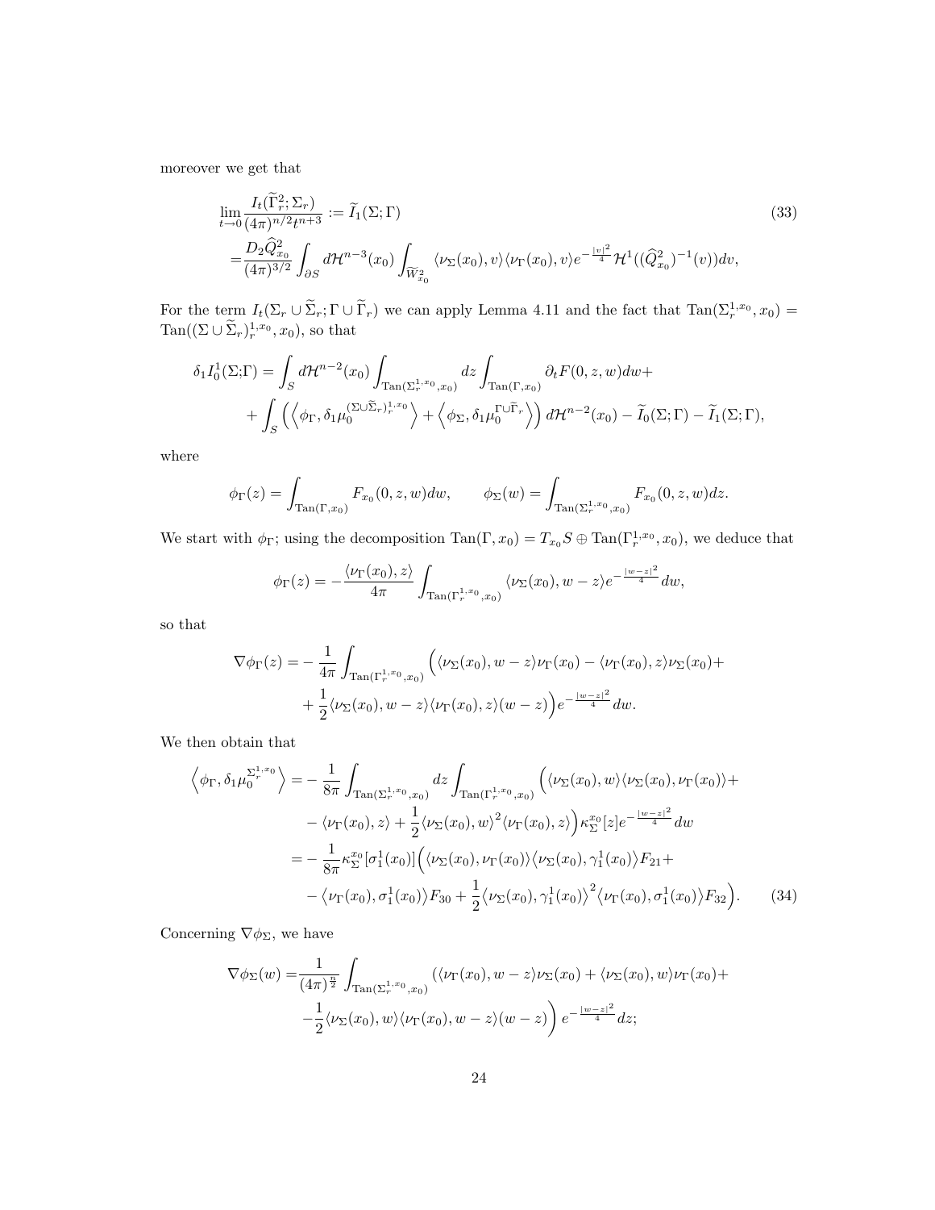moreover we get that

$$
\begin{aligned}
&\lim_{t\to 0}\frac{I_t(\widetilde{\Gamma}^2_r;\Sigma_r)}{(4\pi)^{n/2}t^{n+3}} := \widetilde{I}_1(\Sigma;\Gamma) \\
=&\frac{D_2\widehat{Q}^2_{x_0}}{(4\pi)^{3/2}}\int_{\partial S} d\mathcal{H}^{n-3}(x_0)\int_{\widetilde{W}^2_{x_0}}\langle \nu_\Sigma(x_0),v\rangle\langle \nu_\Gamma(x_0),v\rangle e^{-\frac{|v|^2}{4}}\mathcal{H}^1((\widehat{Q}^2_{x_0})^{-1}(v))dv,
\end{aligned}
\tag{33}
$$

For the term $I_t(\Sigma_r\cup\widetilde{\Sigma}_r;\Gamma\cup\widetilde{\Gamma}_r)$ we can apply Lemma 4.11 and the fact that $\mathrm{Tan}(\Sigma^{1,x_0}_r,x_0)=\mathrm{Tan}((\Sigma\cup\widetilde{\Sigma}_r)^{1,x_0}_r,x_0)$, so that

$$
\begin{aligned}
\delta_1 I^1_0(\Sigma;\Gamma) =& \int_S d\mathcal{H}^{n-2}(x_0)\int_{\mathrm{Tan}(\Sigma^{1,x_0}_r,x_0)}dz\int_{\mathrm{Tan}(\Gamma,x_0)}\partial_t F(0,z,w)dw+ \\
&+\int_S\Big(\Big\langle \phi_\Gamma,\delta_1\mu_0^{(\Sigma\cup\widetilde{\Sigma}_r)^{1,x_0}_r}\Big\rangle+\Big\langle\phi_\Sigma,\delta_1\mu_0^{\Gamma\cup\widetilde{\Gamma}_r}\Big\rangle\Big)\,d\mathcal{H}^{n-2}(x_0)-\widetilde{I}_0(\Sigma;\Gamma)-\widetilde{I}_1(\Sigma;\Gamma),
\end{aligned}
$$

where

$$
\phi_\Gamma(z)=\int_{\mathrm{Tan}(\Gamma,x_0)}F_{x_0}(0,z,w)dw, \qquad \phi_\Sigma(w)=\int_{\mathrm{Tan}(\Sigma^{1,x_0}_r,x_0)}F_{x_0}(0,z,w)dz.
$$

We start with $\phi_\Gamma$; using the decomposition $\mathrm{Tan}(\Gamma,x_0)=T_{x_0}S\oplus\mathrm{Tan}(\Gamma^{1,x_0}_r,x_0)$, we deduce that

$$
\phi_\Gamma(z)=-\frac{\langle\nu_\Gamma(x_0),z\rangle}{4\pi}\int_{\mathrm{Tan}(\Gamma^{1,x_0}_r,x_0)}\langle\nu_\Sigma(x_0),w-z\rangle e^{-\frac{|w-z|^2}{4}}dw,
$$

so that

$$
\begin{aligned}
\nabla\phi_\Gamma(z)=&-\frac{1}{4\pi}\int_{\mathrm{Tan}(\Gamma^{1,x_0}_r,x_0)}\Big(\langle\nu_\Sigma(x_0),w-z\rangle\nu_\Gamma(x_0)-\langle\nu_\Gamma(x_0),z\rangle\nu_\Sigma(x_0)+ \\
&+\frac{1}{2}\langle\nu_\Sigma(x_0),w-z\rangle\langle\nu_\Gamma(x_0),z\rangle(w-z)\Big)e^{-\frac{|w-z|^2}{4}}dw.
\end{aligned}
$$

We then obtain that

$$
\begin{aligned}
\Big\langle\phi_\Gamma,\delta_1\mu_0^{\Sigma^{1,x_0}_r}\Big\rangle=&-\frac{1}{8\pi}\int_{\mathrm{Tan}(\Sigma^{1,x_0}_r,x_0)}dz\int_{\mathrm{Tan}(\Gamma^{1,x_0}_r,x_0)}\Big(\langle\nu_\Sigma(x_0),w\rangle\langle\nu_\Sigma(x_0),\nu_\Gamma(x_0)\rangle+ \\
&-\langle\nu_\Gamma(x_0),z\rangle+\frac{1}{2}\langle\nu_\Sigma(x_0),w\rangle^2\langle\nu_\Gamma(x_0),z\rangle\Big)\kappa^{x_0}_\Sigma[z]e^{-\frac{|w-z|^2}{4}}dw \\
=&-\frac{1}{8\pi}\kappa^{x_0}_\Sigma[\sigma^1_1(x_0)]\Big(\langle\nu_\Sigma(x_0),\nu_\Gamma(x_0)\rangle\langle\nu_\Sigma(x_0),\gamma^1_1(x_0)\rangle F_{21}+ \\
&-\langle\nu_\Gamma(x_0),\sigma^1_1(x_0)\rangle F_{30}+\frac{1}{2}\langle\nu_\Sigma(x_0),\gamma^1_1(x_0)\rangle^2\langle\nu_\Gamma(x_0),\sigma^1_1(x_0)\rangle F_{32}\Big).
\end{aligned}
\tag{34}
$$

Concerning $\nabla\phi_\Sigma$, we have

$$
\begin{aligned}
\nabla\phi_\Sigma(w)=&\frac{1}{(4\pi)^{\frac{n}{2}}}\int_{\mathrm{Tan}(\Sigma^{1,x_0}_r,x_0)}(\langle\nu_\Gamma(x_0),w-z\rangle\nu_\Sigma(x_0)+\langle\nu_\Sigma(x_0),w\rangle\nu_\Gamma(x_0)+ \\
&-\frac{1}{2}\langle\nu_\Sigma(x_0),w\rangle\langle\nu_\Gamma(x_0),w-z\rangle(w-z)\Big)\,e^{-\frac{|w-z|^2}{4}}dz;
\end{aligned}
$$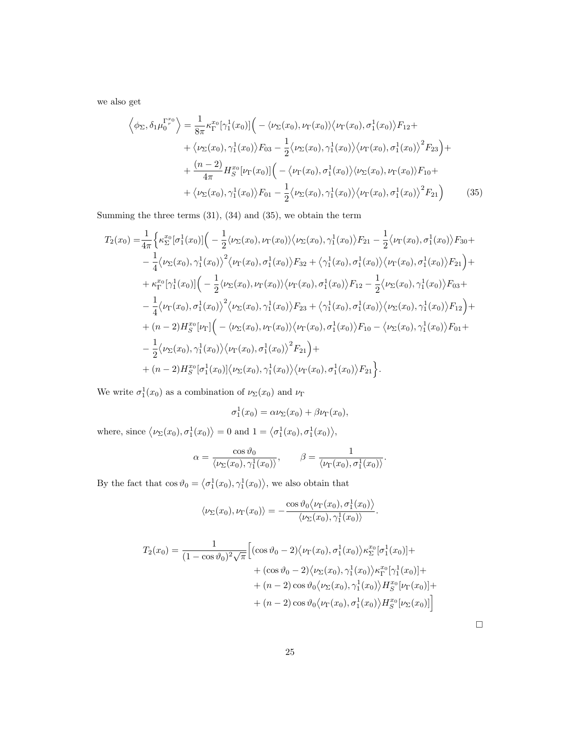we also get

$$
\begin{aligned}
\left\langle \phi_\Sigma, \delta_1 \mu_0^{\Gamma_r^{x_0}} \right\rangle = &\frac{1}{8\pi} \kappa_\Gamma^{x_0}[\gamma_1^1(x_0)] \Big( -\langle \nu_\Sigma(x_0), \nu_\Gamma(x_0) \rangle \big\langle \nu_\Gamma(x_0), \sigma_1^1(x_0) \big\rangle F_{12} + \\
&+ \big\langle \nu_\Sigma(x_0), \gamma_1^1(x_0) \big\rangle F_{03} - \frac{1}{2} \big\langle \nu_\Sigma(x_0), \gamma_1^1(x_0) \big\rangle \big\langle \nu_\Gamma(x_0), \sigma_1^1(x_0) \big\rangle^2 F_{23} \Big) + \\
&+ \frac{(n-2)}{4\pi} H_S^{x_0}[\nu_\Gamma(x_0)] \Big( -\big\langle \nu_\Gamma(x_0), \sigma_1^1(x_0) \big\rangle \langle \nu_\Sigma(x_0), \nu_\Gamma(x_0) \rangle F_{10} + \\
&+ \big\langle \nu_\Sigma(x_0), \gamma_1^1(x_0) \big\rangle F_{01} - \frac{1}{2} \big\langle \nu_\Sigma(x_0), \gamma_1^1(x_0) \big\rangle \big\langle \nu_\Gamma(x_0), \sigma_1^1(x_0) \big\rangle^2 F_{21} \Big)
\end{aligned}
\tag{35}
$$

Summing the three terms (31), (34) and (35), we obtain the term

$$
\begin{aligned}
T_2(x_0) = &\frac{1}{4\pi} \Big\{ \kappa_\Sigma^{x_0}[\sigma_1^1(x_0)] \Big( -\frac{1}{2} \langle \nu_\Sigma(x_0), \nu_\Gamma(x_0) \rangle \big\langle \nu_\Sigma(x_0), \gamma_1^1(x_0) \big\rangle F_{21} - \frac{1}{2} \big\langle \nu_\Gamma(x_0), \sigma_1^1(x_0) \big\rangle F_{30} + \\
&- \frac{1}{4} \big\langle \nu_\Sigma(x_0), \gamma_1^1(x_0) \big\rangle^2 \big\langle \nu_\Gamma(x_0), \sigma_1^1(x_0) \big\rangle F_{32} + \big\langle \gamma_1^1(x_0), \sigma_1^1(x_0) \big\rangle \big\langle \nu_\Gamma(x_0), \sigma_1^1(x_0) \big\rangle F_{21} \Big) + \\
&+ \kappa_\Gamma^{x_0}[\gamma_1^1(x_0)] \Big( -\frac{1}{2} \langle \nu_\Sigma(x_0), \nu_\Gamma(x_0) \rangle \big\langle \nu_\Gamma(x_0), \sigma_1^1(x_0) \big\rangle F_{12} - \frac{1}{2} \big\langle \nu_\Sigma(x_0), \gamma_1^1(x_0) \big\rangle F_{03} + \\
&- \frac{1}{4} \big\langle \nu_\Gamma(x_0), \sigma_1^1(x_0) \big\rangle^2 \big\langle \nu_\Sigma(x_0), \gamma_1^1(x_0) \big\rangle F_{23} + \big\langle \gamma_1^1(x_0), \sigma_1^1(x_0) \big\rangle \big\langle \nu_\Sigma(x_0), \gamma_1^1(x_0) \big\rangle F_{12} \Big) + \\
&+ (n-2) H_S^{x_0}[\nu_\Gamma] \Big( -\langle \nu_\Sigma(x_0), \nu_\Gamma(x_0) \rangle \big\langle \nu_\Gamma(x_0), \sigma_1^1(x_0) \big\rangle F_{10} - \big\langle \nu_\Sigma(x_0), \gamma_1^1(x_0) \big\rangle F_{01} + \\
&- \frac{1}{2} \big\langle \nu_\Sigma(x_0), \gamma_1^1(x_0) \big\rangle \big\langle \nu_\Gamma(x_0), \sigma_1^1(x_0) \big\rangle^2 F_{21} \Big) + \\
&+ (n-2) H_S^{x_0}[\sigma_1^1(x_0)] \big\langle \nu_\Sigma(x_0), \gamma_1^1(x_0) \big\rangle \big\langle \nu_\Gamma(x_0), \sigma_1^1(x_0) \big\rangle F_{21} \Big\}.
\end{aligned}
$$

We write $\sigma_1^1(x_0)$ as a combination of $\nu_\Sigma(x_0)$ and $\nu_\Gamma$

$$
\sigma_1^1(x_0) = \alpha \nu_\Sigma(x_0) + \beta \nu_\Gamma(x_0),
$$

where, since $\big\langle \nu_\Sigma(x_0), \sigma_1^1(x_0) \big\rangle = 0$ and $1 = \big\langle \sigma_1^1(x_0), \sigma_1^1(x_0) \big\rangle$,

$$
\alpha = \frac{\cos \vartheta_0}{\langle \nu_\Sigma(x_0), \gamma_1^1(x_0) \rangle}, \qquad \beta = \frac{1}{\langle \nu_\Gamma(x_0), \sigma_1^1(x_0) \rangle}.
$$

By the fact that $\cos \vartheta_0 = \big\langle \sigma_1^1(x_0), \gamma_1^1(x_0) \big\rangle$, we also obtain that

$$
\langle \nu_\Sigma(x_0), \nu_\Gamma(x_0) \rangle = -\frac{\cos \vartheta_0 \big\langle \nu_\Gamma(x_0), \sigma_1^1(x_0) \big\rangle}{\langle \nu_\Sigma(x_0), \gamma_1^1(x_0) \rangle}.
$$

$$
\begin{aligned}
T_2(x_0) = \frac{1}{(1-\cos \vartheta_0)^2 \sqrt{\pi}} \Big[ &(\cos \vartheta_0 - 2) \big\langle \nu_\Gamma(x_0), \sigma_1^1(x_0) \big\rangle \kappa_\Sigma^{x_0}[\sigma_1^1(x_0)] + \\
&+ (\cos \vartheta_0 - 2) \big\langle \nu_\Sigma(x_0), \gamma_1^1(x_0) \big\rangle \kappa_\Gamma^{x_0}[\gamma_1^1(x_0)] + \\
&+ (n-2) \cos \vartheta_0 \big\langle \nu_\Sigma(x_0), \gamma_1^1(x_0) \big\rangle H_S^{x_0}[\nu_\Gamma(x_0)] + \\
&+ (n-2) \cos \vartheta_0 \big\langle \nu_\Gamma(x_0), \sigma_1^1(x_0) \big\rangle H_S^{x_0}[\nu_\Sigma(x_0)] \Big]
\end{aligned}
$$

□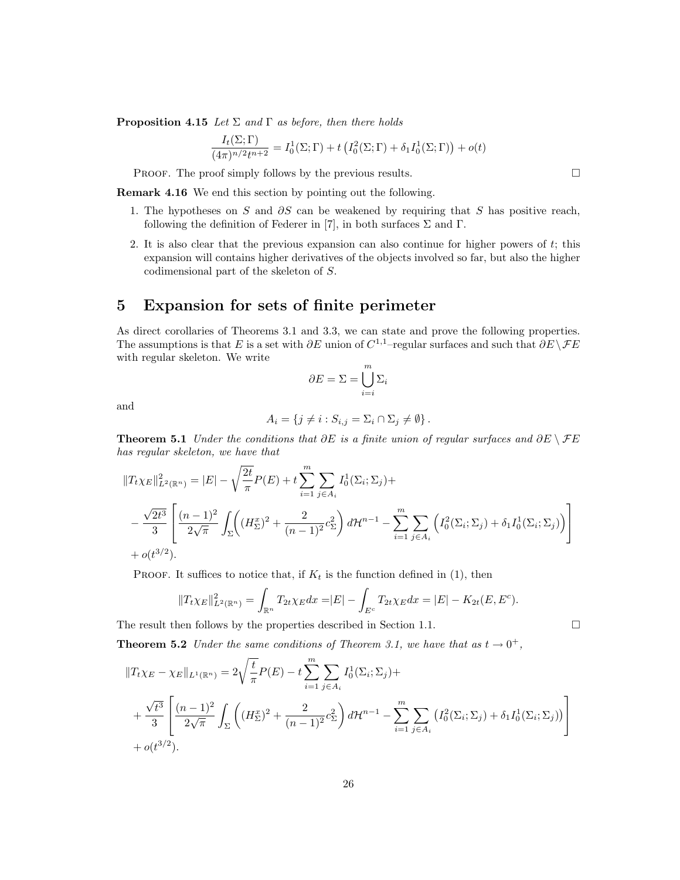**Proposition 4.15** *Let* $\Sigma$ *and* $\Gamma$ *as before, then there holds*

$$\frac{I_t(\Sigma;\Gamma)}{(4\pi)^{n/2}t^{n+2}} = I_0^1(\Sigma;\Gamma) + t\left(I_0^2(\Sigma;\Gamma) + \delta_1 I_0^1(\Sigma;\Gamma)\right) + o(t)$$

Proof. The proof simply follows by the previous results. □

**Remark 4.16** We end this section by pointing out the following.

1. The hypotheses on $S$ and $\partial S$ can be weakened by requiring that $S$ has positive reach, following the definition of Federer in [7], in both surfaces $\Sigma$ and $\Gamma$.
2. It is also clear that the previous expansion can also continue for higher powers of $t$; this expansion will contains higher derivatives of the objects involved so far, but also the higher codimensional part of the skeleton of $S$.

# 5 Expansion for sets of finite perimeter

As direct corollaries of Theorems 3.1 and 3.3, we can state and prove the following properties. The assumptions is that $E$ is a set with $\partial E$ union of $C^{1,1}$–regular surfaces and such that $\partial E \setminus \mathcal{F}E$ with regular skeleton. We write

$$\partial E = \Sigma = \bigcup_{i=i}^{m} \Sigma_i$$

and

$$A_i = \{j \neq i : S_{i,j} = \Sigma_i \cap \Sigma_j \neq \emptyset\}.$$

**Theorem 5.1** *Under the conditions that* $\partial E$ *is a finite union of regular surfaces and* $\partial E \setminus \mathcal{F}E$ *has regular skeleton, we have that*

$$\begin{aligned}
\|T_t\chi_E\|^2_{L^2(\mathbb{R}^n)} &= |E| - \sqrt{\frac{2t}{\pi}}P(E) + t\sum_{i=1}^{m}\sum_{j\in A_i} I_0^1(\Sigma_i;\Sigma_j) + \\
&- \frac{\sqrt{2t^3}}{3}\left[\frac{(n-1)^2}{2\sqrt{\pi}}\int_\Sigma\left((H_\Sigma^x)^2 + \frac{2}{(n-1)^2}c_\Sigma^2\right)d\mathcal{H}^{n-1} - \sum_{i=1}^{m}\sum_{j\in A_i}\left(I_0^2(\Sigma_i;\Sigma_j) + \delta_1 I_0^1(\Sigma_i;\Sigma_j)\right)\right] \\
&+ o(t^{3/2}).
\end{aligned}$$

Proof. It suffices to notice that, if $K_t$ is the function defined in (1), then

$$\|T_t\chi_E\|^2_{L^2(\mathbb{R}^n)} = \int_{\mathbb{R}^n} T_{2t}\chi_E dx = |E| - \int_{E^c} T_{2t}\chi_E dx = |E| - K_{2t}(E,E^c).$$

The result then follows by the properties described in Section 1.1. □

**Theorem 5.2** *Under the same conditions of Theorem 3.1, we have that as* $t \to 0^+$,

$$\begin{aligned}
\|T_t\chi_E - \chi_E\|_{L^1(\mathbb{R}^n)} &= 2\sqrt{\frac{t}{\pi}}P(E) - t\sum_{i=1}^{m}\sum_{j\in A_i} I_0^1(\Sigma_i;\Sigma_j) + \\
&+ \frac{\sqrt{t^3}}{3}\left[\frac{(n-1)^2}{2\sqrt{\pi}}\int_\Sigma\left((H_\Sigma^x)^2 + \frac{2}{(n-1)^2}c_\Sigma^2\right)d\mathcal{H}^{n-1} - \sum_{i=1}^{m}\sum_{j\in A_i}\left(I_0^2(\Sigma_i;\Sigma_j) + \delta_1 I_0^1(\Sigma_i;\Sigma_j)\right)\right] \\
&+ o(t^{3/2}).
\end{aligned}$$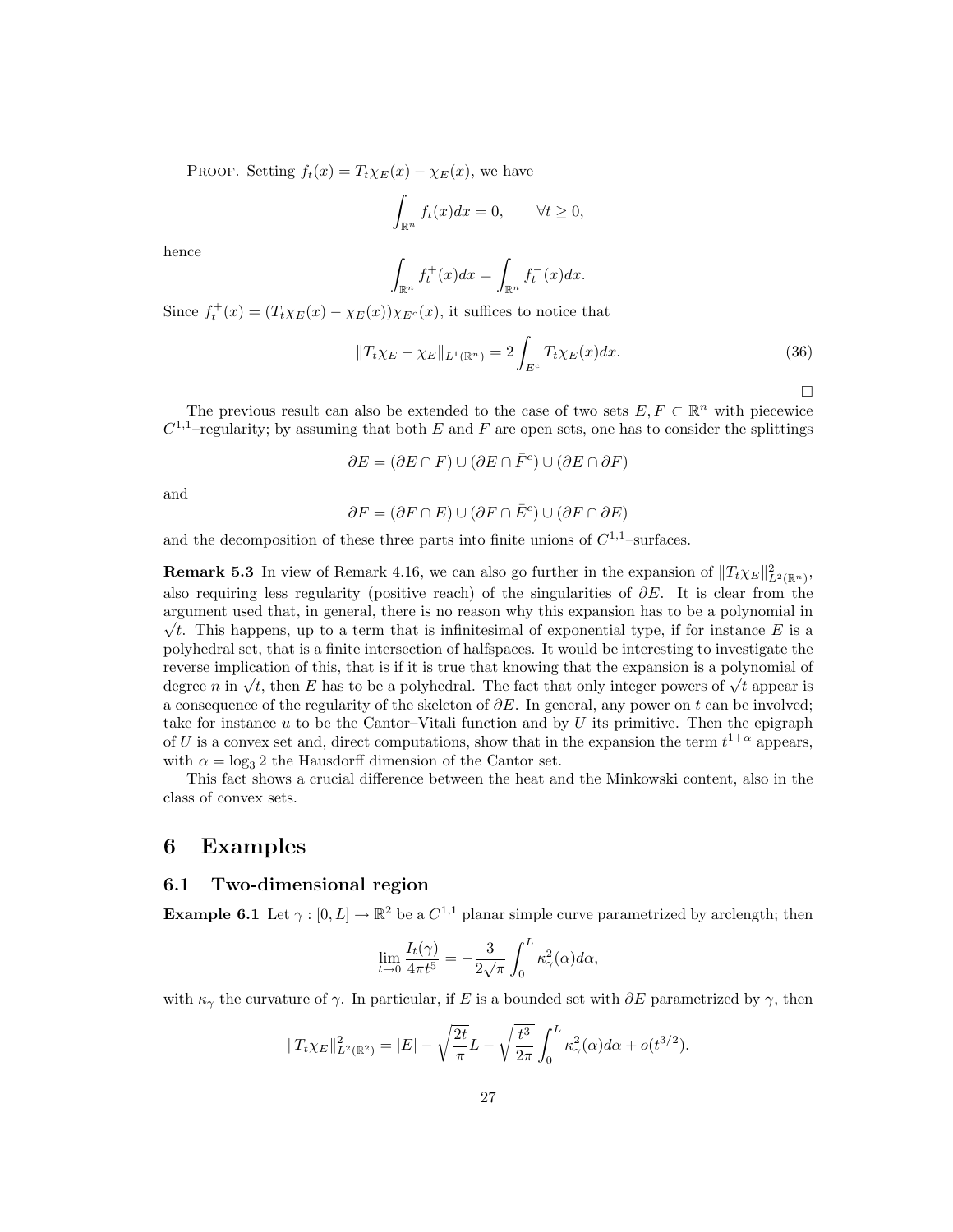PROOF. Setting $f_t(x) = T_t\chi_E(x) - \chi_E(x)$, we have

$$\int_{\mathbb{R}^n} f_t(x)dx = 0, \qquad \forall t \geq 0,$$

hence

$$\int_{\mathbb{R}^n} f_t^+(x)dx = \int_{\mathbb{R}^n} f_t^-(x)dx.$$

Since $f_t^+(x) = (T_t\chi_E(x) - \chi_E(x))\chi_{E^c}(x)$, it suffices to notice that

$$\|T_t\chi_E - \chi_E\|_{L^1(\mathbb{R}^n)} = 2\int_{E^c} T_t\chi_E(x)dx. \tag{36}$$

□

The previous result can also be extended to the case of two sets $E, F \subset \mathbb{R}^n$ with piecewice $C^{1,1}$–regularity; by assuming that both $E$ and $F$ are open sets, one has to consider the splittings

$$\partial E = (\partial E \cap F) \cup (\partial E \cap \bar{F}^c) \cup (\partial E \cap \partial F)$$

and

$$\partial F = (\partial F \cap E) \cup (\partial F \cap \bar{E}^c) \cup (\partial F \cap \partial E)$$

and the decomposition of these three parts into finite unions of $C^{1,1}$–surfaces.

**Remark 5.3** In view of Remark 4.16, we can also go further in the expansion of $\|T_t\chi_E\|^2_{L^2(\mathbb{R}^n)}$, also requiring less regularity (positive reach) of the singularities of $\partial E$. It is clear from the argument used that, in general, there is no reason why this expansion has to be a polynomial in $\sqrt{t}$. This happens, up to a term that is infinitesimal of exponential type, if for instance $E$ is a polyhedral set, that is a finite intersection of halfspaces. It would be interesting to investigate the reverse implication of this, that is if it is true that knowing that the expansion is a polynomial of degree $n$ in $\sqrt{t}$, then $E$ has to be a polyhedral. The fact that only integer powers of $\sqrt{t}$ appear is a consequence of the regularity of the skeleton of $\partial E$. In general, any power on $t$ can be involved; take for instance $u$ to be the Cantor–Vitali function and by $U$ its primitive. Then the epigraph of $U$ is a convex set and, direct computations, show that in the expansion the term $t^{1+\alpha}$ appears, with $\alpha = \log_3 2$ the Hausdorff dimension of the Cantor set.

This fact shows a crucial difference between the heat and the Minkowski content, also in the class of convex sets.

# 6 Examples

## 6.1 Two-dimensional region

**Example 6.1** Let $\gamma : [0, L] \to \mathbb{R}^2$ be a $C^{1,1}$ planar simple curve parametrized by arclength; then

$$\lim_{t\to 0} \frac{I_t(\gamma)}{4\pi t^5} = -\frac{3}{2\sqrt{\pi}}\int_0^L \kappa_\gamma^2(\alpha)d\alpha,$$

with $\kappa_\gamma$ the curvature of $\gamma$. In particular, if $E$ is a bounded set with $\partial E$ parametrized by $\gamma$, then

$$\|T_t\chi_E\|^2_{L^2(\mathbb{R}^2)} = |E| - \sqrt{\frac{2t}{\pi}}L - \sqrt{\frac{t^3}{2\pi}}\int_0^L \kappa_\gamma^2(\alpha)d\alpha + o(t^{3/2}).$$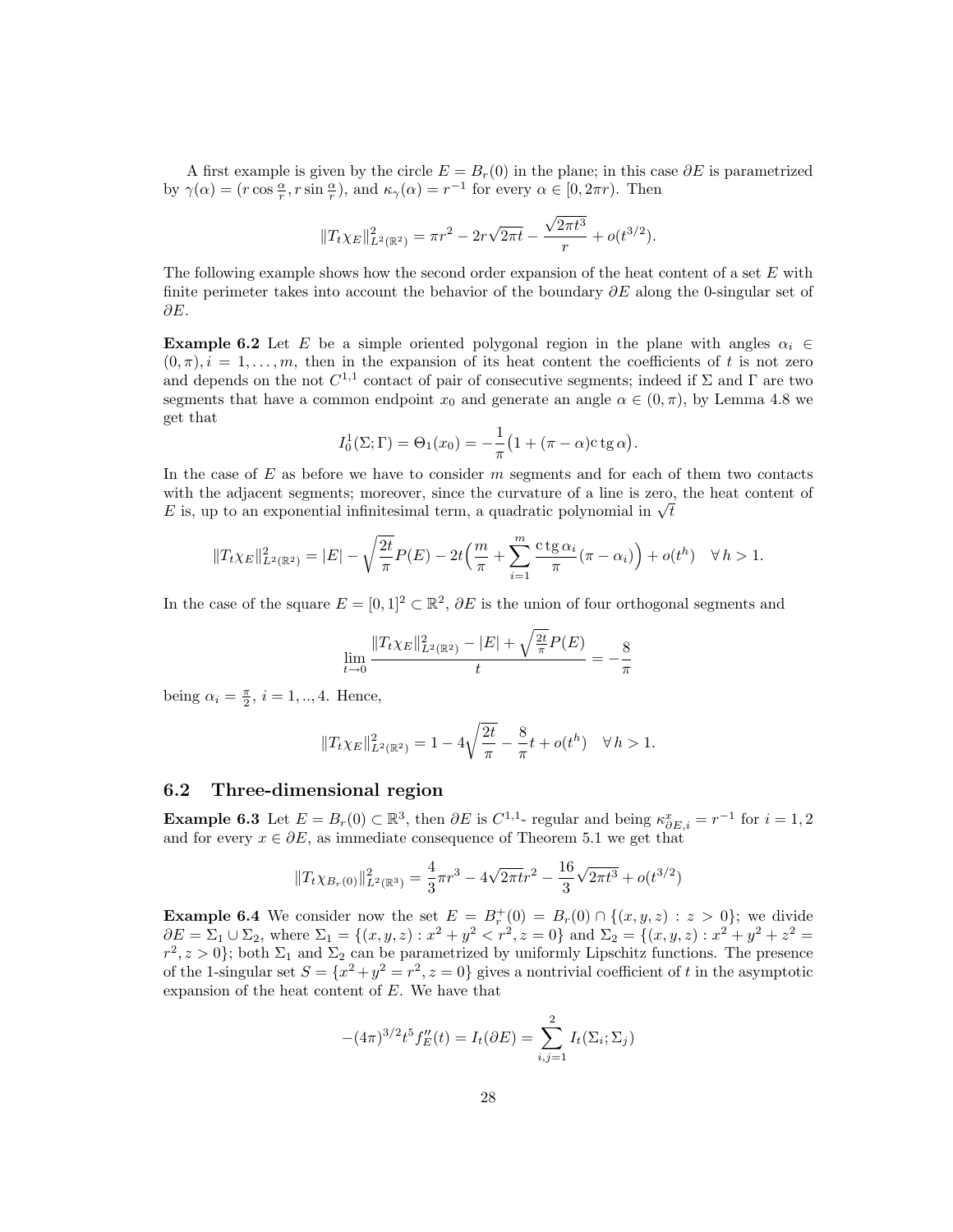A first example is given by the circle $E = B_r(0)$ in the plane; in this case $\partial E$ is parametrized by $\gamma(\alpha) = (r\cos\frac{\alpha}{r}, r\sin\frac{\alpha}{r})$, and $\kappa_\gamma(\alpha) = r^{-1}$ for every $\alpha \in [0, 2\pi r)$. Then

$$\|T_t\chi_E\|^2_{L^2(\mathbb{R}^2)} = \pi r^2 - 2r\sqrt{2\pi t} - \frac{\sqrt{2\pi t^3}}{r} + o(t^{3/2}).$$

The following example shows how the second order expansion of the heat content of a set $E$ with finite perimeter takes into account the behavior of the boundary $\partial E$ along the 0-singular set of $\partial E$.

**Example 6.2** Let $E$ be a simple oriented polygonal region in the plane with angles $\alpha_i \in (0, \pi), i = 1, \ldots, m$, then in the expansion of its heat content the coefficients of $t$ is not zero and depends on the not $C^{1,1}$ contact of pair of consecutive segments; indeed if $\Sigma$ and $\Gamma$ are two segments that have a common endpoint $x_0$ and generate an angle $\alpha \in (0, \pi)$, by Lemma 4.8 we get that

$$I^1_0(\Sigma; \Gamma) = \Theta_1(x_0) = -\frac{1}{\pi}\big(1 + (\pi - \alpha)\mathrm{c\,tg}\,\alpha\big).$$

In the case of $E$ as before we have to consider $m$ segments and for each of them two contacts with the adjacent segments; moreover, since the curvature of a line is zero, the heat content of $E$ is, up to an exponential infinitesimal term, a quadratic polynomial in $\sqrt{t}$

$$\|T_t\chi_E\|^2_{L^2(\mathbb{R}^2)} = |E| - \sqrt{\frac{2t}{\pi}}P(E) - 2t\Big(\frac{m}{\pi} + \sum_{i=1}^m \frac{\mathrm{c\,tg}\,\alpha_i}{\pi}(\pi - \alpha_i)\Big) + o(t^h) \quad \forall\, h > 1.$$

In the case of the square $E = [0,1]^2 \subset \mathbb{R}^2$, $\partial E$ is the union of four orthogonal segments and

$$\lim_{t\to 0} \frac{\|T_t\chi_E\|^2_{L^2(\mathbb{R}^2)} - |E| + \sqrt{\frac{2t}{\pi}}P(E)}{t} = -\frac{8}{\pi}$$

being $\alpha_i = \frac{\pi}{2}$, $i = 1, .., 4$. Hence,

$$\|T_t\chi_E\|^2_{L^2(\mathbb{R}^2)} = 1 - 4\sqrt{\frac{2t}{\pi}} - \frac{8}{\pi}t + o(t^h) \quad \forall\, h > 1.$$

## 6.2 Three-dimensional region

**Example 6.3** Let $E = B_r(0) \subset \mathbb{R}^3$, then $\partial E$ is $C^{1,1}$- regular and being $\kappa^x_{\partial E, i} = r^{-1}$ for $i = 1, 2$ and for every $x \in \partial E$, as immediate consequence of Theorem 5.1 we get that

$$\|T_t\chi_{B_r(0)}\|^2_{L^2(\mathbb{R}^3)} = \frac{4}{3}\pi r^3 - 4\sqrt{2\pi t}r^2 - \frac{16}{3}\sqrt{2\pi t^3} + o(t^{3/2})$$

**Example 6.4** We consider now the set $E = B^+_r(0) = B_r(0) \cap \{(x, y, z) : z > 0\}$; we divide $\partial E = \Sigma_1 \cup \Sigma_2$, where $\Sigma_1 = \{(x, y, z) : x^2 + y^2 < r^2, z = 0\}$ and $\Sigma_2 = \{(x, y, z) : x^2 + y^2 + z^2 = r^2, z > 0\}$; both $\Sigma_1$ and $\Sigma_2$ can be parametrized by uniformly Lipschitz functions. The presence of the 1-singular set $S = \{x^2 + y^2 = r^2, z = 0\}$ gives a nontrivial coefficient of $t$ in the asymptotic expansion of the heat content of $E$. We have that

$$-(4\pi)^{3/2}t^5 f''_E(t) = I_t(\partial E) = \sum_{i,j=1}^2 I_t(\Sigma_i; \Sigma_j)$$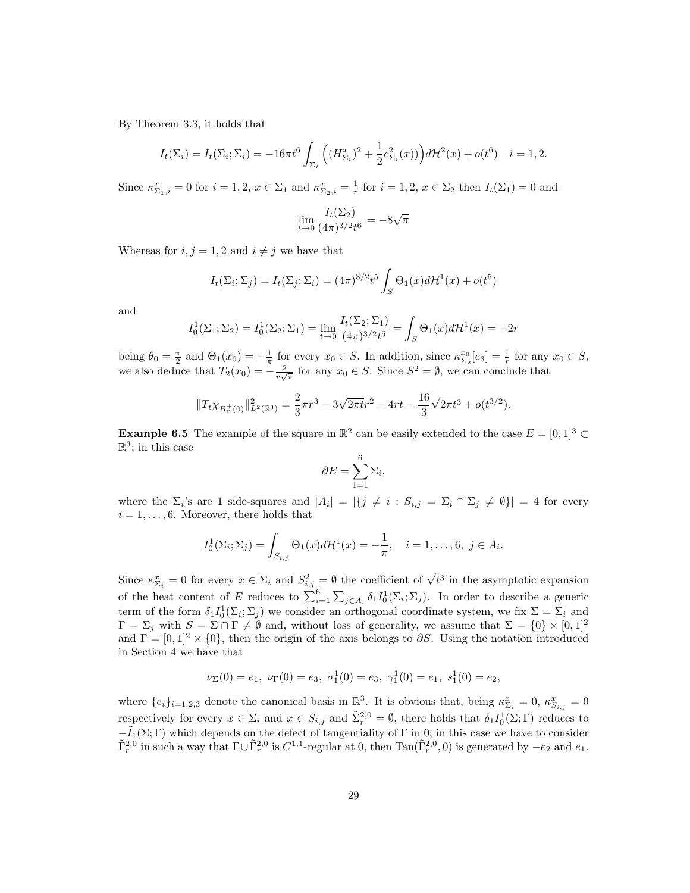By Theorem 3.3, it holds that

$$I_t(\Sigma_i) = I_t(\Sigma_i;\Sigma_i) = -16\pi t^6 \int_{\Sigma_i} \Big((H^x_{\Sigma_i})^2 + \frac{1}{2}c^2_{\Sigma_i}(x))\Big) d\mathcal{H}^2(x) + o(t^6) \quad i = 1, 2.$$

Since $\kappa^x_{\Sigma_1,i} = 0$ for $i = 1, 2$, $x \in \Sigma_1$ and $\kappa^x_{\Sigma_2,i} = \frac{1}{r}$ for $i = 1, 2$, $x \in \Sigma_2$ then $I_t(\Sigma_1) = 0$ and

$$\lim_{t\to 0} \frac{I_t(\Sigma_2)}{(4\pi)^{3/2}t^6} = -8\sqrt{\pi}$$

Whereas for $i, j = 1, 2$ and $i \neq j$ we have that

$$I_t(\Sigma_i;\Sigma_j) = I_t(\Sigma_j;\Sigma_i) = (4\pi)^{3/2}t^5 \int_S \Theta_1(x) d\mathcal{H}^1(x) + o(t^5)$$

and

$$I^1_0(\Sigma_1;\Sigma_2) = I^1_0(\Sigma_2;\Sigma_1) = \lim_{t\to 0} \frac{I_t(\Sigma_2;\Sigma_1)}{(4\pi)^{3/2}t^5} = \int_S \Theta_1(x) d\mathcal{H}^1(x) = -2r$$

being $\theta_0 = \frac{\pi}{2}$ and $\Theta_1(x_0) = -\frac{1}{\pi}$ for every $x_0 \in S$. In addition, since $\kappa^{x_0}_{\Sigma_2}[e_3] = \frac{1}{r}$ for any $x_0 \in S$, we also deduce that $T_2(x_0) = -\frac{2}{r\sqrt{\pi}}$ for any $x_0 \in S$. Since $S^2 = \emptyset$, we can conclude that

$$\|T_t \chi_{B^+_r(0)}\|^2_{L^2(\mathbb{R}^3)} = \frac{2}{3}\pi r^3 - 3\sqrt{2\pi t} r^2 - 4rt - \frac{16}{3}\sqrt{2\pi t^3} + o(t^{3/2}).$$

**Example 6.5** The example of the square in $\mathbb{R}^2$ can be easily extended to the case $E = [0,1]^3 \subset \mathbb{R}^3$; in this case

$$\partial E = \sum_{1=1}^{6} \Sigma_i,$$

where the $\Sigma_i$'s are 1 side-squares and $|A_i| = |\{j \neq i : S_{i,j} = \Sigma_i \cap \Sigma_j \neq \emptyset\}| = 4$ for every $i = 1, \ldots, 6$. Moreover, there holds that

$$I^1_0(\Sigma_i;\Sigma_j) = \int_{S_{i,j}} \Theta_1(x) d\mathcal{H}^1(x) = -\frac{1}{\pi}, \quad i = 1, \ldots, 6, \ j \in A_i.$$

Since $\kappa^x_{\Sigma_i} = 0$ for every $x \in \Sigma_i$ and $S^2_{i,j} = \emptyset$ the coefficient of $\sqrt{t^3}$ in the asymptotic expansion of the heat content of $E$ reduces to $\sum_{i=1}^{6} \sum_{j \in A_i} \delta_1 I^1_0(\Sigma_i;\Sigma_j)$. In order to describe a generic term of the form $\delta_1 I^1_0(\Sigma_i;\Sigma_j)$ we consider an orthogonal coordinate system, we fix $\Sigma = \Sigma_i$ and $\Gamma = \Sigma_j$ with $S = \Sigma \cap \Gamma \neq \emptyset$ and, without loss of generality, we assume that $\Sigma = \{0\} \times [0,1]^2$ and $\Gamma = [0,1]^2 \times \{0\}$, then the origin of the axis belongs to $\partial S$. Using the notation introduced in Section 4 we have that

$$\nu_\Sigma(0) = e_1, \ \nu_\Gamma(0) = e_3, \ \sigma^1_1(0) = e_3, \ \gamma^1_1(0) = e_1, \ s^1_1(0) = e_2,$$

where $\{e_i\}_{i=1,2,3}$ denote the canonical basis in $\mathbb{R}^3$. It is obvious that, being $\kappa^x_{\Sigma_i} = 0$, $\kappa^x_{S_{i,j}} = 0$ respectively for every $x \in \Sigma_i$ and $x \in S_{i,j}$ and $\tilde{\Sigma}^{2,0}_r = \emptyset$, there holds that $\delta_1 I^1_0(\Sigma;\Gamma)$ reduces to $-\tilde{I}_1(\Sigma;\Gamma)$ which depends on the defect of tangentiality of $\Gamma$ in 0; in this case we have to consider $\tilde{\Gamma}^{2,0}_r$ in such a way that $\Gamma \cup \tilde{\Gamma}^{2,0}_r$ is $C^{1,1}$-regular at 0, then $\mathrm{Tan}(\tilde{\Gamma}^{2,0}_r, 0)$ is generated by $-e_2$ and $e_1$.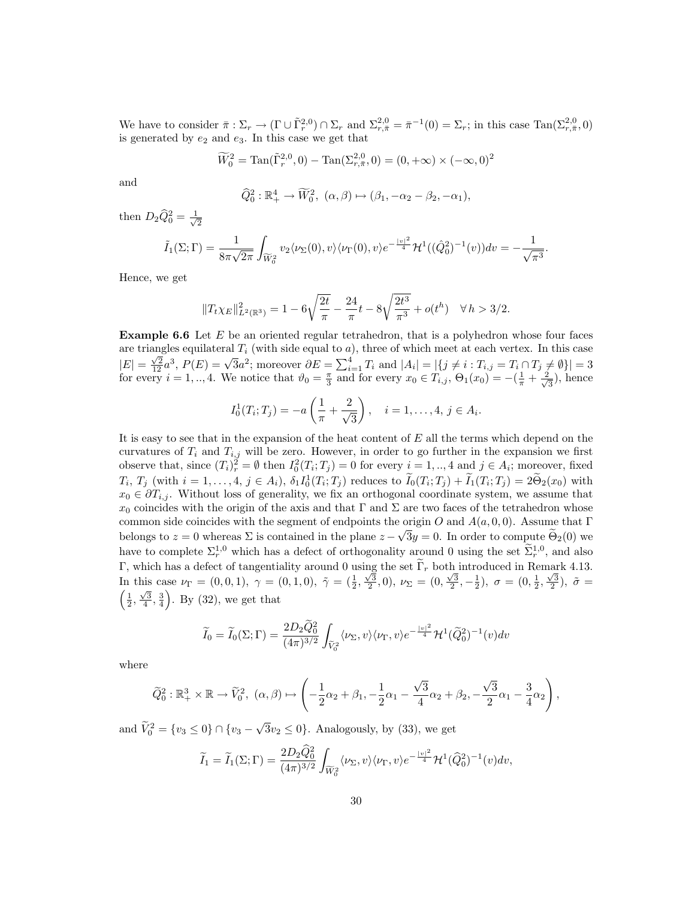We have to consider $\bar{\pi} : \Sigma_r \to (\Gamma \cup \tilde{\Gamma}_r^{2,0}) \cap \Sigma_r$ and $\Sigma^{2,0}_{r,\bar{\pi}} = \bar{\pi}^{-1}(0) = \Sigma_r$; in this case $\mathrm{Tan}(\Sigma^{2,0}_{r,\bar{\pi}}, 0)$ is generated by $e_2$ and $e_3$. In this case we get that

$$\widetilde{W}_0^2 = \mathrm{Tan}(\tilde{\Gamma}_r^{2,0}, 0) - \mathrm{Tan}(\Sigma^{2,0}_{r,\bar{\pi}}, 0) = (0, +\infty) \times (-\infty, 0)^2$$

and

$$\widehat{Q}_0^2 : \mathbb{R}^4_+ \to \widetilde{W}_0^2,\ (\alpha, \beta) \mapsto (\beta_1, -\alpha_2 - \beta_2, -\alpha_1),$$

then $D_2\widehat{Q}_0^2 = \frac{1}{\sqrt{2}}$

$$\tilde{I}_1(\Sigma; \Gamma) = \frac{1}{8\pi\sqrt{2\pi}} \int_{\widetilde{W}_0^2} v_2 \langle \nu_\Sigma(0), v\rangle \langle \nu_\Gamma(0), v\rangle e^{-\frac{|v|^2}{4}} \mathcal{H}^1((\hat{Q}_0^2)^{-1}(v)) dv = -\frac{1}{\sqrt{\pi^3}}.$$

Hence, we get

$$\|T_t\chi_E\|^2_{L^2(\mathbb{R}^3)} = 1 - 6\sqrt{\frac{2t}{\pi}} - \frac{24}{\pi}t - 8\sqrt{\frac{2t^3}{\pi^3}} + o(t^h) \quad \forall\, h > 3/2.$$

**Example 6.6** Let $E$ be an oriented regular tetrahedron, that is a polyhedron whose four faces are triangles equilateral $T_i$ (with side equal to $a$), three of which meet at each vertex. In this case $|E| = \frac{\sqrt{2}}{12}a^3$, $P(E) = \sqrt{3}a^2$; moreover $\partial E = \sum_{i=1}^4 T_i$ and $|A_i| = |\{j \neq i : T_{i,j} = T_i \cap T_j \neq \emptyset\}| = 3$ for every $i = 1, .., 4$. We notice that $\vartheta_0 = \frac{\pi}{3}$ and for every $x_0 \in T_{i,j}$, $\Theta_1(x_0) = -(\frac{1}{\pi} + \frac{2}{\sqrt{3}})$, hence

$$I_0^1(T_i; T_j) = -a\left(\frac{1}{\pi} + \frac{2}{\sqrt{3}}\right), \quad i = 1, \ldots, 4,\ j \in A_i.$$

It is easy to see that in the expansion of the heat content of $E$ all the terms which depend on the curvatures of $T_i$ and $T_{i,j}$ will be zero. However, in order to go further in the expansion we first observe that, since $(T_i)^2_r = \emptyset$ then $I_0^2(T_i; T_j) = 0$ for every $i = 1, .., 4$ and $j \in A_i$; moreover, fixed $T_i$, $T_j$ (with $i = 1, \ldots, 4$, $j \in A_i$), $\delta_1 I_0^1(T_i; T_j)$ reduces to $\widetilde{I}_0(T_i; T_j) + \widetilde{I}_1(T_i; T_j) = 2\widetilde{\Theta}_2(x_0)$ with $x_0 \in \partial T_{i,j}$. Without loss of generality, we fix an orthogonal coordinate system, we assume that $x_0$ coincides with the origin of the axis and that $\Gamma$ and $\Sigma$ are two faces of the tetrahedron whose common side coincides with the segment of endpoints the origin $O$ and $A(a, 0, 0)$. Assume that $\Gamma$ belongs to $z = 0$ whereas $\Sigma$ is contained in the plane $z - \sqrt{3}y = 0$. In order to compute $\widetilde{\Theta}_2(0)$ we have to complete $\Sigma_r^{1,0}$ which has a defect of orthogonality around 0 using the set $\widetilde{\Sigma}_r^{1,0}$, and also $\Gamma$, which has a defect of tangentiality around 0 using the set $\widetilde{\Gamma}_r$ both introduced in Remark 4.13. In this case $\nu_\Gamma = (0, 0, 1)$, $\gamma = (0, 1, 0)$, $\tilde{\gamma} = (\frac{1}{2}, \frac{\sqrt{3}}{2}, 0)$, $\nu_\Sigma = (0, \frac{\sqrt{3}}{2}, -\frac{1}{2})$, $\sigma = (0, \frac{1}{2}, \frac{\sqrt{3}}{2})$, $\tilde{\sigma} = \left(\frac{1}{2}, \frac{\sqrt{3}}{4}, \frac{3}{4}\right)$. By (32), we get that

$$\widetilde{I}_0 = \widetilde{I}_0(\Sigma; \Gamma) = \frac{2D_2\widetilde{Q}_0^2}{(4\pi)^{3/2}} \int_{\widetilde{V}_0^2} \langle \nu_\Sigma, v\rangle \langle \nu_\Gamma, v\rangle e^{-\frac{|v|^2}{4}} \mathcal{H}^1(\widetilde{Q}_0^2)^{-1}(v) dv$$

where

$$\widetilde{Q}_0^2 : \mathbb{R}^3_+ \times \mathbb{R} \to \widetilde{V}_0^2,\ (\alpha, \beta) \mapsto \left(-\frac{1}{2}\alpha_2 + \beta_1, -\frac{1}{2}\alpha_1 - \frac{\sqrt{3}}{4}\alpha_2 + \beta_2, -\frac{\sqrt{3}}{2}\alpha_1 - \frac{3}{4}\alpha_2\right),$$

and $\widetilde{V}_0^2 = \{v_3 \leq 0\} \cap \{v_3 - \sqrt{3}v_2 \leq 0\}$. Analogously, by (33), we get

$$\widetilde{I}_1 = \widetilde{I}_1(\Sigma; \Gamma) = \frac{2D_2\widehat{Q}_0^2}{(4\pi)^{3/2}} \int_{\widetilde{W}_0^2} \langle \nu_\Sigma, v\rangle \langle \nu_\Gamma, v\rangle e^{-\frac{|v|^2}{4}} \mathcal{H}^1(\widehat{Q}_0^2)^{-1}(v) dv,$$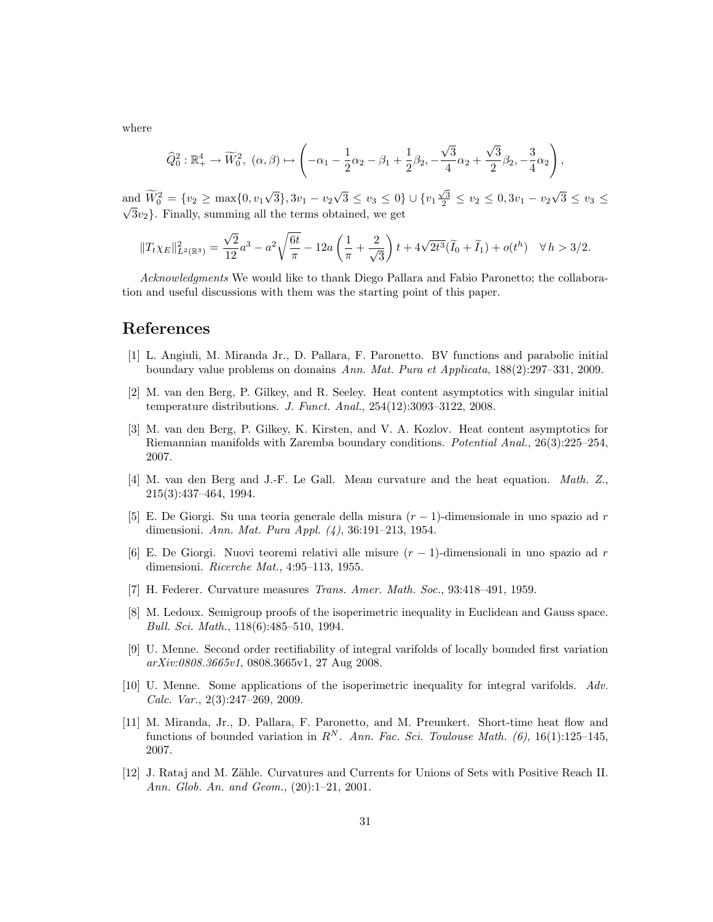where

$$\widehat{Q}_0^2 : \mathbb{R}_+^4 \to \widetilde{W}_0^2,\ (\alpha, \beta) \mapsto \left( -\alpha_1 - \frac{1}{2}\alpha_2 - \beta_1 + \frac{1}{2}\beta_2, -\frac{\sqrt{3}}{4}\alpha_2 + \frac{\sqrt{3}}{2}\beta_2, -\frac{3}{4}\alpha_2 \right),$$

and $\widetilde{W}_0^2 = \{v_2 \geq \max\{0, v_1\sqrt{3}\}, 3v_1 - v_2\sqrt{3} \leq v_3 \leq 0\} \cup \{v_1\frac{\sqrt{3}}{2} \leq v_2 \leq 0, 3v_1 - v_2\sqrt{3} \leq v_3 \leq \sqrt{3}v_2\}$. Finally, summing all the terms obtained, we get

$$\|T_t\chi_E\|^2_{L^2(\mathbb{R}^3)} = \frac{\sqrt{2}}{12}a^3 - a^2\sqrt{\frac{6t}{\pi}} - 12a\left(\frac{1}{\pi} + \frac{2}{\sqrt{3}}\right)t + 4\sqrt{2t^3}(\widetilde{I}_0 + \widetilde{I}_1) + o(t^h) \quad \forall\, h > 3/2.$$

*Acknowledgments* We would like to thank Diego Pallara and Fabio Paronetto; the collaboration and useful discussions with them was the starting point of this paper.

# References

[1] L. Angiuli, M. Miranda Jr., D. Pallara, F. Paronetto. BV functions and parabolic initial boundary value problems on domains *Ann. Mat. Pura et Applicata*, 188(2):297–331, 2009.

[2] M. van den Berg, P. Gilkey, and R. Seeley. Heat content asymptotics with singular initial temperature distributions. *J. Funct. Anal.*, 254(12):3093–3122, 2008.

[3] M. van den Berg, P. Gilkey, K. Kirsten, and V. A. Kozlov. Heat content asymptotics for Riemannian manifolds with Zaremba boundary conditions. *Potential Anal.*, 26(3):225–254, 2007.

[4] M. van den Berg and J.-F. Le Gall. Mean curvature and the heat equation. *Math. Z.*, 215(3):437–464, 1994.

[5] E. De Giorgi. Su una teoria generale della misura $(r-1)$-dimensionale in uno spazio ad $r$ dimensioni. *Ann. Mat. Pura Appl. (4)*, 36:191–213, 1954.

[6] E. De Giorgi. Nuovi teoremi relativi alle misure $(r-1)$-dimensionali in uno spazio ad $r$ dimensioni. *Ricerche Mat.*, 4:95–113, 1955.

[7] H. Federer. Curvature measures *Trans. Amer. Math. Soc.*, 93:418–491, 1959.

[8] M. Ledoux. Semigroup proofs of the isoperimetric inequality in Euclidean and Gauss space. *Bull. Sci. Math.*, 118(6):485–510, 1994.

[9] U. Menne. Second order rectifiability of integral varifolds of locally bounded first variation *arXiv:0808.3665v1*, 0808.3665v1, 27 Aug 2008.

[10] U. Menne. Some applications of the isoperimetric inequality for integral varifolds. *Adv. Calc. Var.*, 2(3):247–269, 2009.

[11] M. Miranda, Jr., D. Pallara, F. Paronetto, and M. Preunkert. Short-time heat flow and functions of bounded variation in $R^N$. *Ann. Fac. Sci. Toulouse Math. (6)*, 16(1):125–145, 2007.

[12] J. Rataj and M. Zähle. Curvatures and Currents for Unions of Sets with Positive Reach II. *Ann. Glob. An. and Geom.*, (20):1–21, 2001.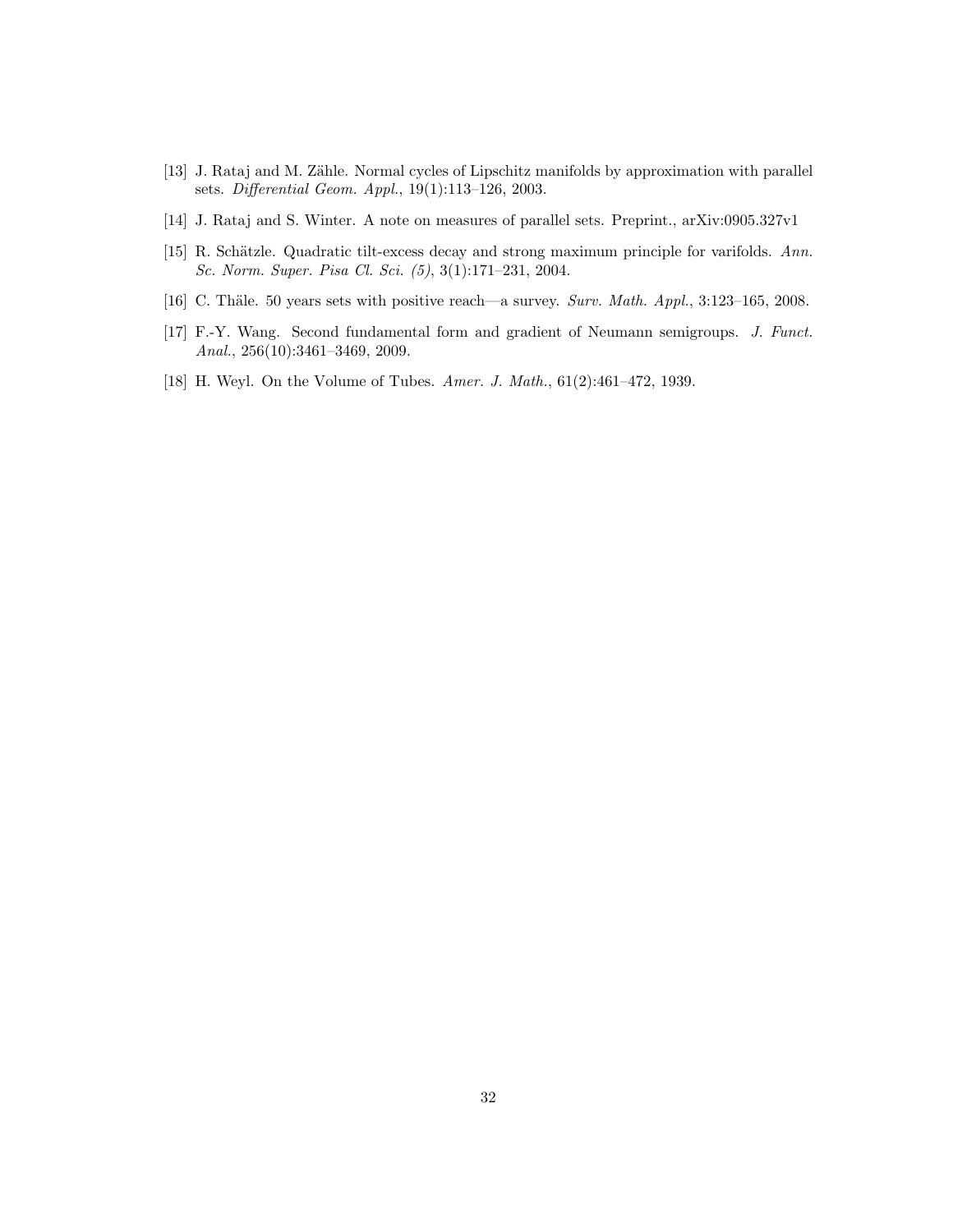[13] J. Rataj and M. Zähle. Normal cycles of Lipschitz manifolds by approximation with parallel sets. *Differential Geom. Appl.*, 19(1):113–126, 2003.

[14] J. Rataj and S. Winter. A note on measures of parallel sets. Preprint., arXiv:0905.327v1

[15] R. Schätzle. Quadratic tilt-excess decay and strong maximum principle for varifolds. *Ann. Sc. Norm. Super. Pisa Cl. Sci. (5)*, 3(1):171–231, 2004.

[16] C. Thäle. 50 years sets with positive reach—a survey. *Surv. Math. Appl.*, 3:123–165, 2008.

[17] F.-Y. Wang. Second fundamental form and gradient of Neumann semigroups. *J. Funct. Anal.*, 256(10):3461–3469, 2009.

[18] H. Weyl. On the Volume of Tubes. *Amer. J. Math.*, 61(2):461–472, 1939.